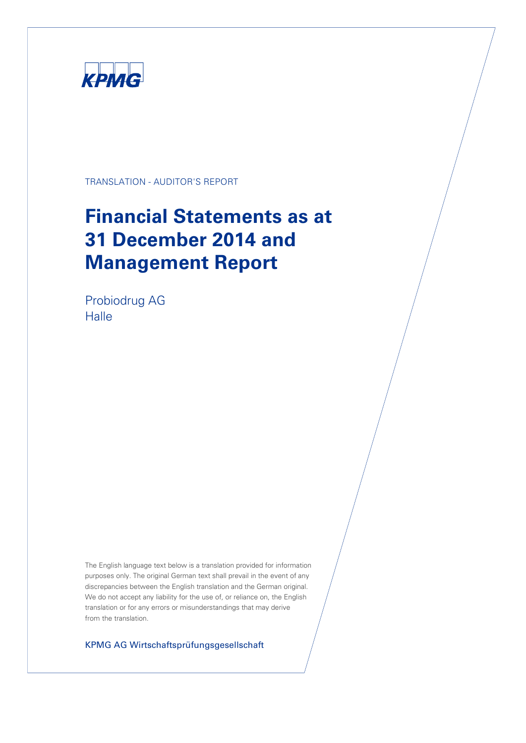KPMG

TRANSLATION - AUDITOR'S REPORT

# Financial Statements as at 31 December 2014 and Management Report

Probiodrug AG
Halle

The English language text below is a translation provided for information purposes only. The original German text shall prevail in the event of any discrepancies between the English translation and the German original. We do not accept any liability for the use of, or reliance on, the English translation or for any errors or misunderstandings that may derive from the translation.

KPMG AG Wirtschaftsprüfungsgesellschaft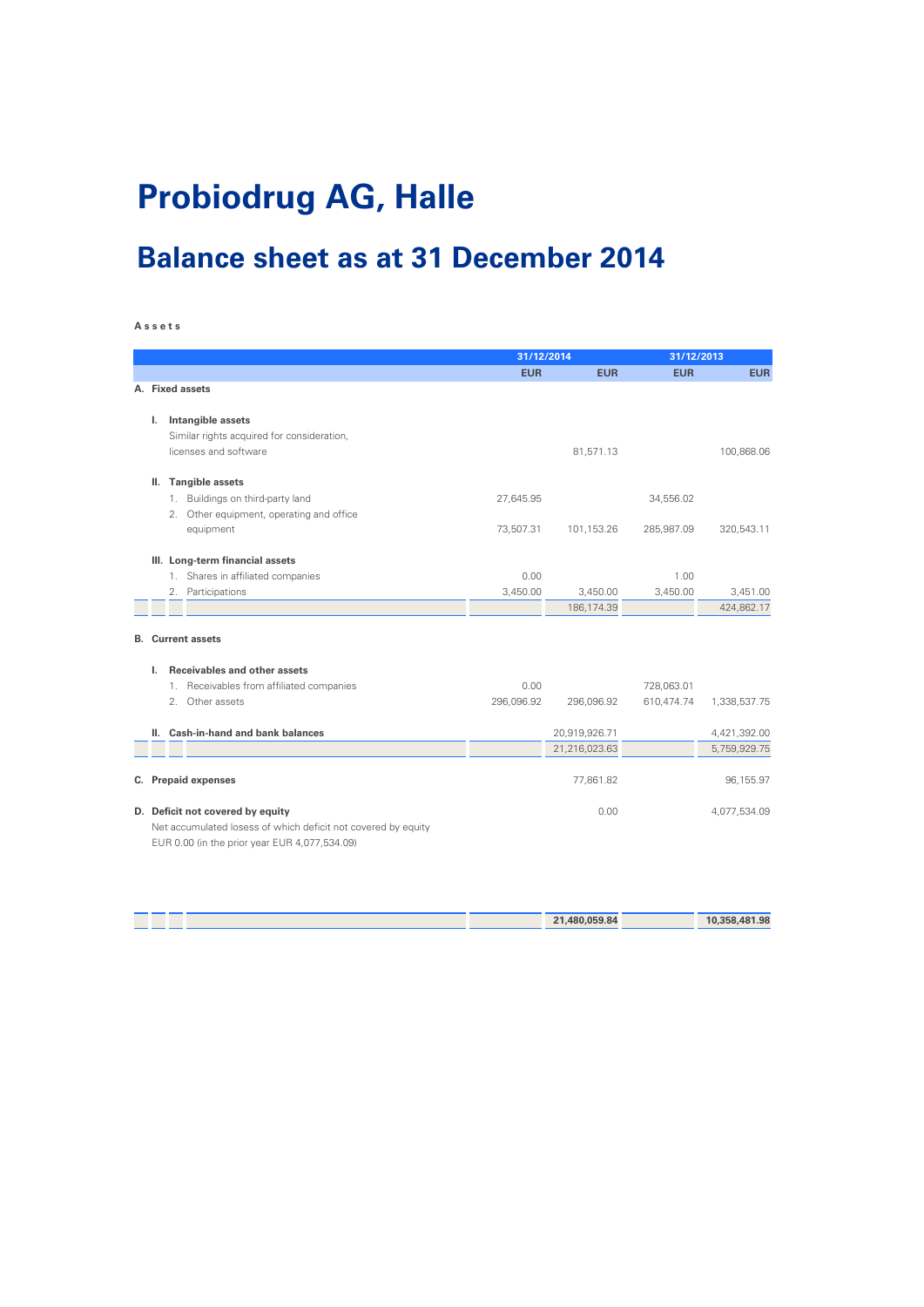# Probiodrug AG, Halle

## Balance sheet as at 31 December 2014

**Assets**

| | 31/12/2014 | | 31/12/2013 | |
|---|---|---|---|---|
| | EUR | EUR | EUR | EUR |
| **A. Fixed assets** | | | | |
| **I. Intangible assets** | | | | |
| Similar rights acquired for consideration, licenses and software | | 81,571.13 | | 100,868.06 |
| **II. Tangible assets** | | | | |
| 1. Buildings on third-party land | 27,645.95 | | 34,556.02 | |
| 2. Other equipment, operating and office equipment | 73,507.31 | 101,153.26 | 285,987.09 | 320,543.11 |
| **III. Long-term financial assets** | | | | |
| 1. Shares in affiliated companies | 0.00 | | 1.00 | |
| 2. Participations | 3,450.00 | 3,450.00 | 3,450.00 | 3,451.00 |
| | | 186,174.39 | | 424,862.17 |
| **B. Current assets** | | | | |
| **I. Receivables and other assets** | | | | |
| 1. Receivables from affiliated companies | 0.00 | | 728,063.01 | |
| 2. Other assets | 296,096.92 | 296,096.92 | 610,474.74 | 1,338,537.75 |
| **II. Cash-in-hand and bank balances** | | 20,919,926.71 | | 4,421,392.00 |
| | | 21,216,023.63 | | 5,759,929.75 |
| **C. Prepaid expenses** | | 77,861.82 | | 96,155.97 |
| **D. Deficit not covered by equity** | | 0.00 | | 4,077,534.09 |
| Net accumulated losess of which deficit not covered by equity EUR 0.00 (in the prior year EUR 4,077,534.09) | | | | |
| | | **21,480,059.84** | | **10,358,481.98** |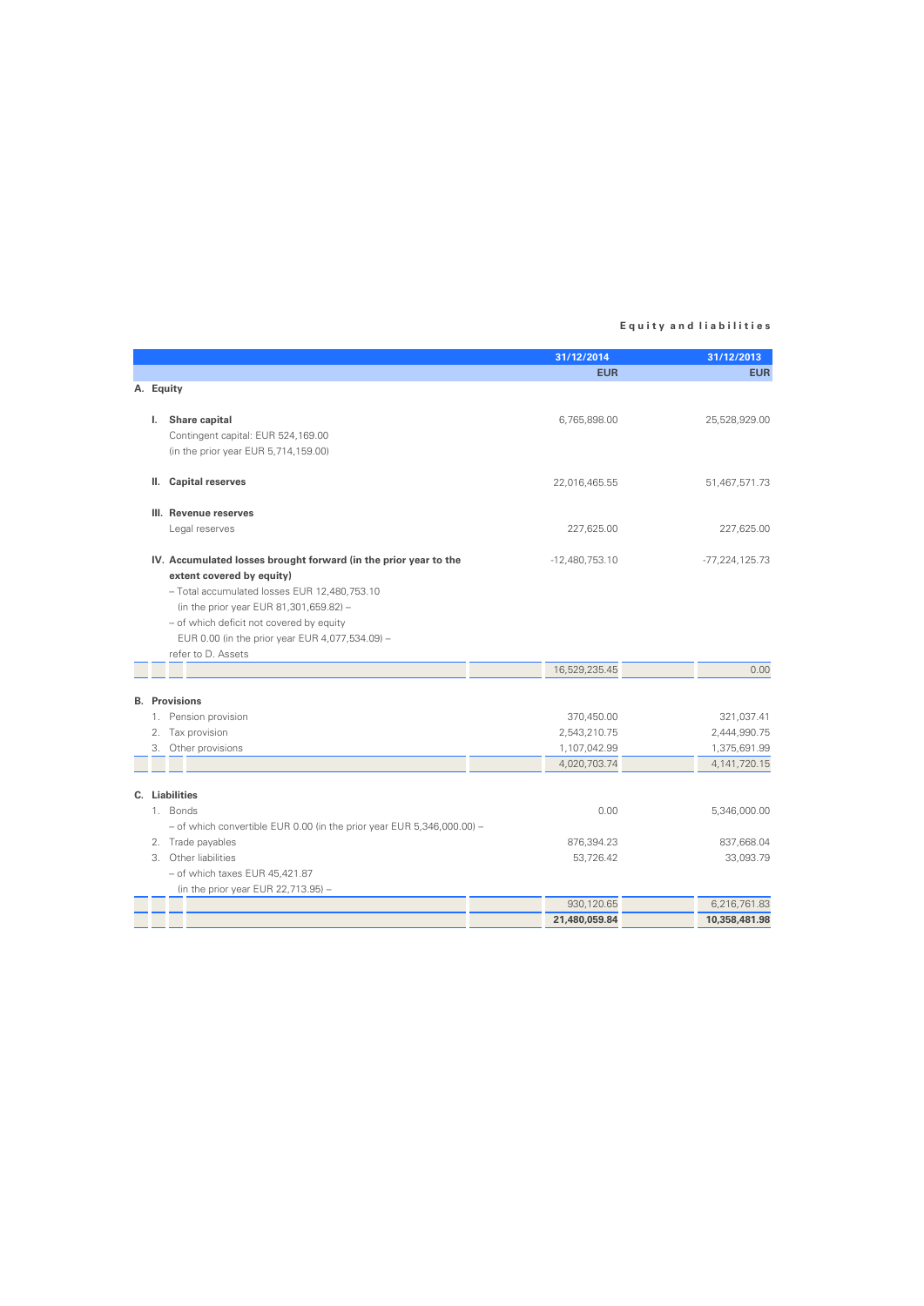**Equity and liabilities**

| | 31/12/2014 | 31/12/2013 |
|---|---:|---:|
| | EUR | EUR |
| **A. Equity** | | |
| **I. Share capital** | 6,765,898.00 | 25,528,929.00 |
| Contingent capital: EUR 524,169.00 | | |
| (in the prior year EUR 5,714,159.00) | | |
| **II. Capital reserves** | 22,016,465.55 | 51,467,571.73 |
| **III. Revenue reserves** | | |
| Legal reserves | 227,625.00 | 227,625.00 |
| **IV. Accumulated losses brought forward (in the prior year to the extent covered by equity)** | -12,480,753.10 | -77,224,125.73 |
| – Total accumulated losses EUR 12,480,753.10 | | |
| (in the prior year EUR 81,301,659.82) – | | |
| – of which deficit not covered by equity | | |
| EUR 0.00 (in the prior year EUR 4,077,534.09) – | | |
| refer to D. Assets | | |
| | 16,529,235.45 | 0.00 |
| **B. Provisions** | | |
| 1. Pension provision | 370,450.00 | 321,037.41 |
| 2. Tax provision | 2,543,210.75 | 2,444,990.75 |
| 3. Other provisions | 1,107,042.99 | 1,375,691.99 |
| | 4,020,703.74 | 4,141,720.15 |
| **C. Liabilities** | | |
| 1. Bonds | 0.00 | 5,346,000.00 |
| – of which convertible EUR 0.00 (in the prior year EUR 5,346,000.00) – | | |
| 2. Trade payables | 876,394.23 | 837,668.04 |
| 3. Other liabilities | 53,726.42 | 33,093.79 |
| – of which taxes EUR 45,421.87 | | |
| (in the prior year EUR 22,713.95) – | | |
| | 930,120.65 | 6,216,761.83 |
| | **21,480,059.84** | **10,358,481.98** |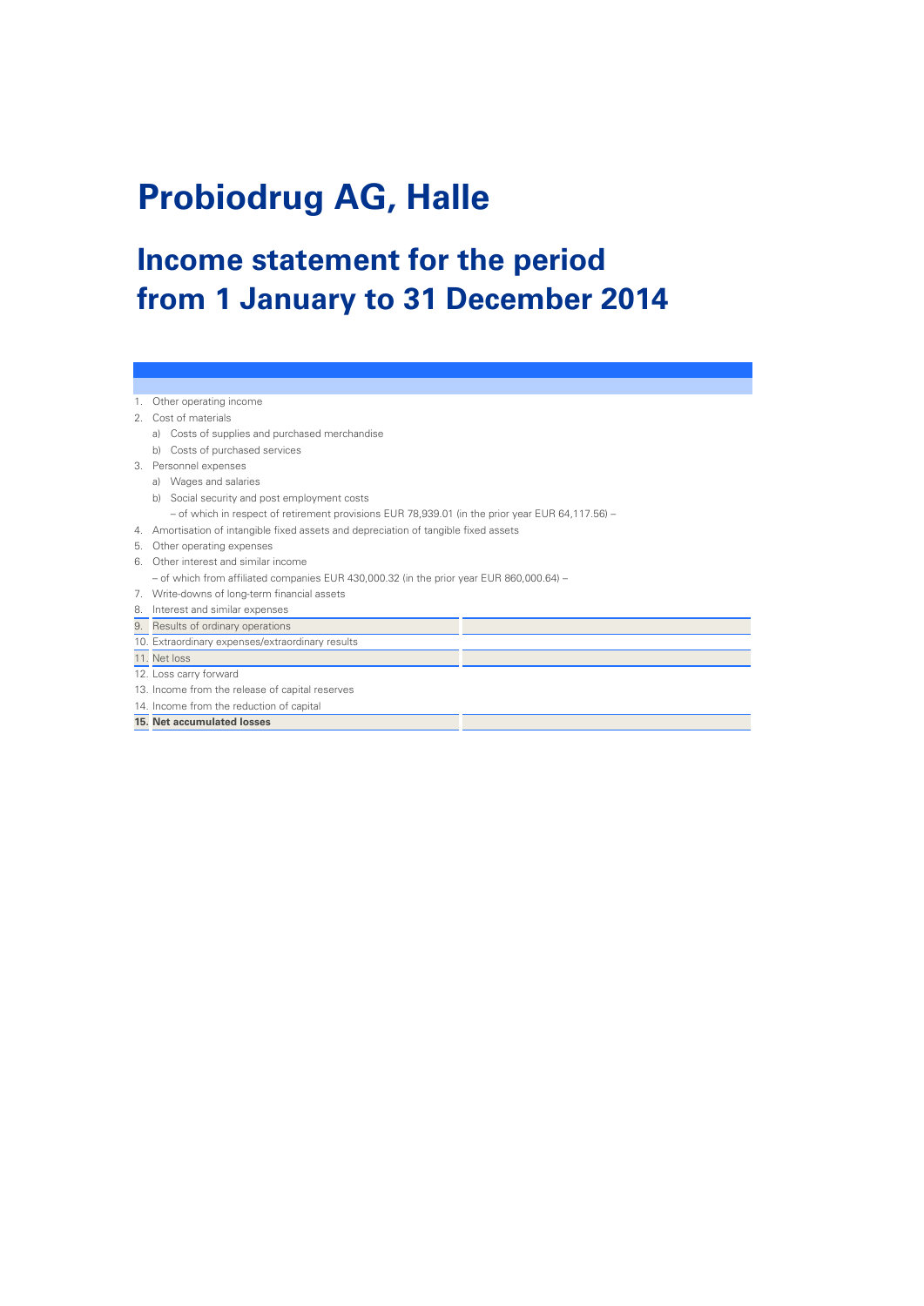# Probiodrug AG, Halle

## Income statement for the period from 1 January to 31 December 2014

| | | |
|---|---|---|
| 1. | Other operating income | |
| 2. | Cost of materials | |
| | a) Costs of supplies and purchased merchandise | |
| | b) Costs of purchased services | |
| 3. | Personnel expenses | |
| | a) Wages and salaries | |
| | b) Social security and post employment costs | |
| | – of which in respect of retirement provisions EUR 78,939.01 (in the prior year EUR 64,117.56) – | |
| 4. | Amortisation of intangible fixed assets and depreciation of tangible fixed assets | |
| 5. | Other operating expenses | |
| 6. | Other interest and similar income | |
| | – of which from affiliated companies EUR 430,000.32 (in the prior year EUR 860,000.64) – | |
| 7. | Write-downs of long-term financial assets | |
| 8. | Interest and similar expenses | |
| 9. | Results of ordinary operations | |
| 10. | Extraordinary expenses/extraordinary results | |
| 11. | Net loss | |
| 12. | Loss carry forward | |
| 13. | Income from the release of capital reserves | |
| 14. | Income from the reduction of capital | |
| **15.** | **Net accumulated losses** | |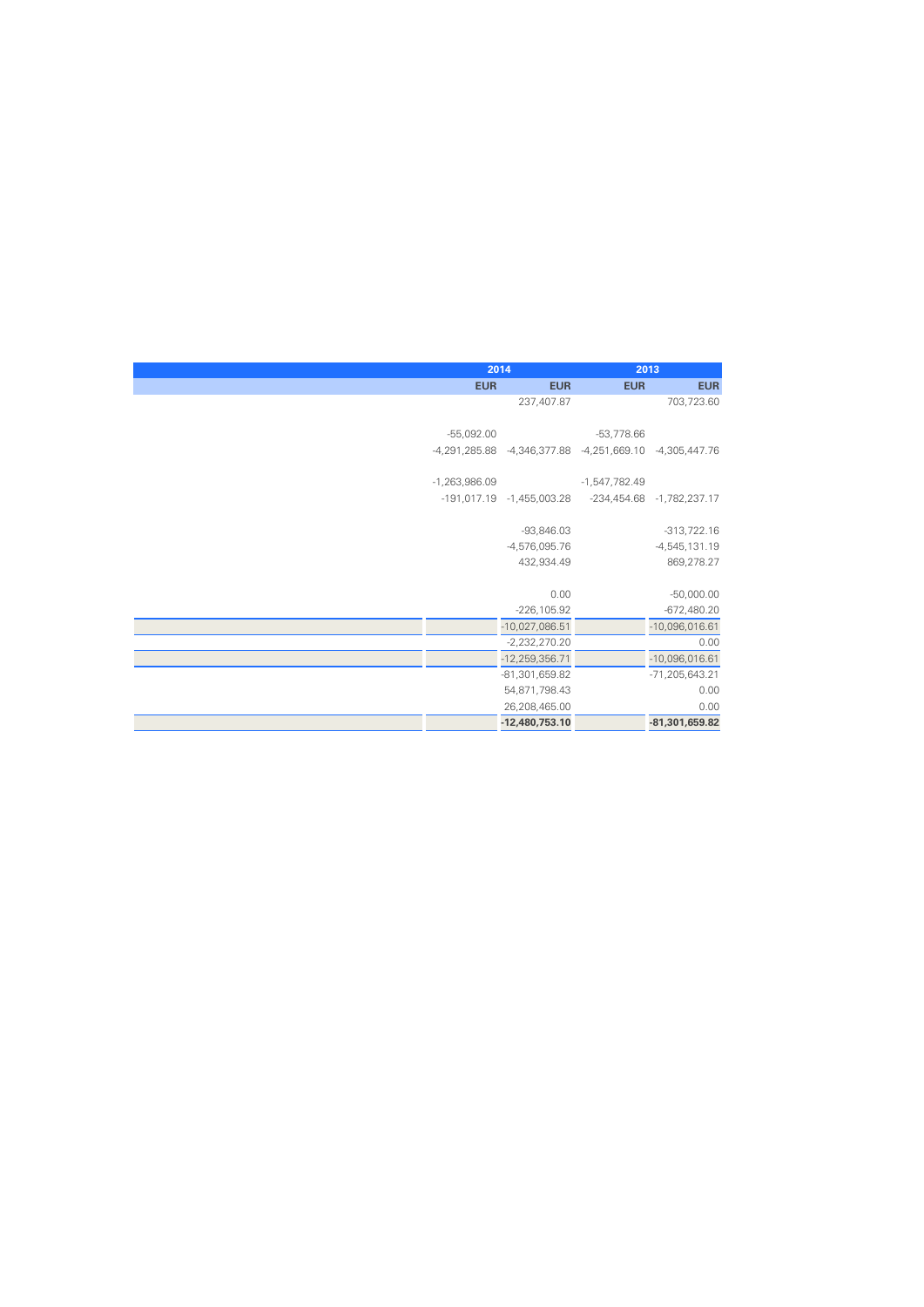| | 2014 | | 2013 | |
|---|---|---|---|---|
| | EUR | EUR | EUR | EUR |
| | | 237,407.87 | | 703,723.60 |
| | | | | |
| | -55,092.00 | | -53,778.66 | |
| | -4,291,285.88 | -4,346,377.88 | -4,251,669.10 | -4,305,447.76 |
| | | | | |
| | -1,263,986.09 | | -1,547,782.49 | |
| | -191,017.19 | -1,455,003.28 | -234,454.68 | -1,782,237.17 |
| | | | | |
| | | -93,846.03 | | -313,722.16 |
| | | -4,576,095.76 | | -4,545,131.19 |
| | | 432,934.49 | | 869,278.27 |
| | | | | |
| | | 0.00 | | -50,000.00 |
| | | -226,105.92 | | -672,480.20 |
| | | -10,027,086.51 | | -10,096,016.61 |
| | | -2,232,270.20 | | 0.00 |
| | | -12,259,356.71 | | -10,096,016.61 |
| | | -81,301,659.82 | | -71,205,643.21 |
| | | 54,871,798.43 | | 0.00 |
| | | 26,208,465.00 | | 0.00 |
| | | **-12,480,753.10** | | **-81,301,659.82** |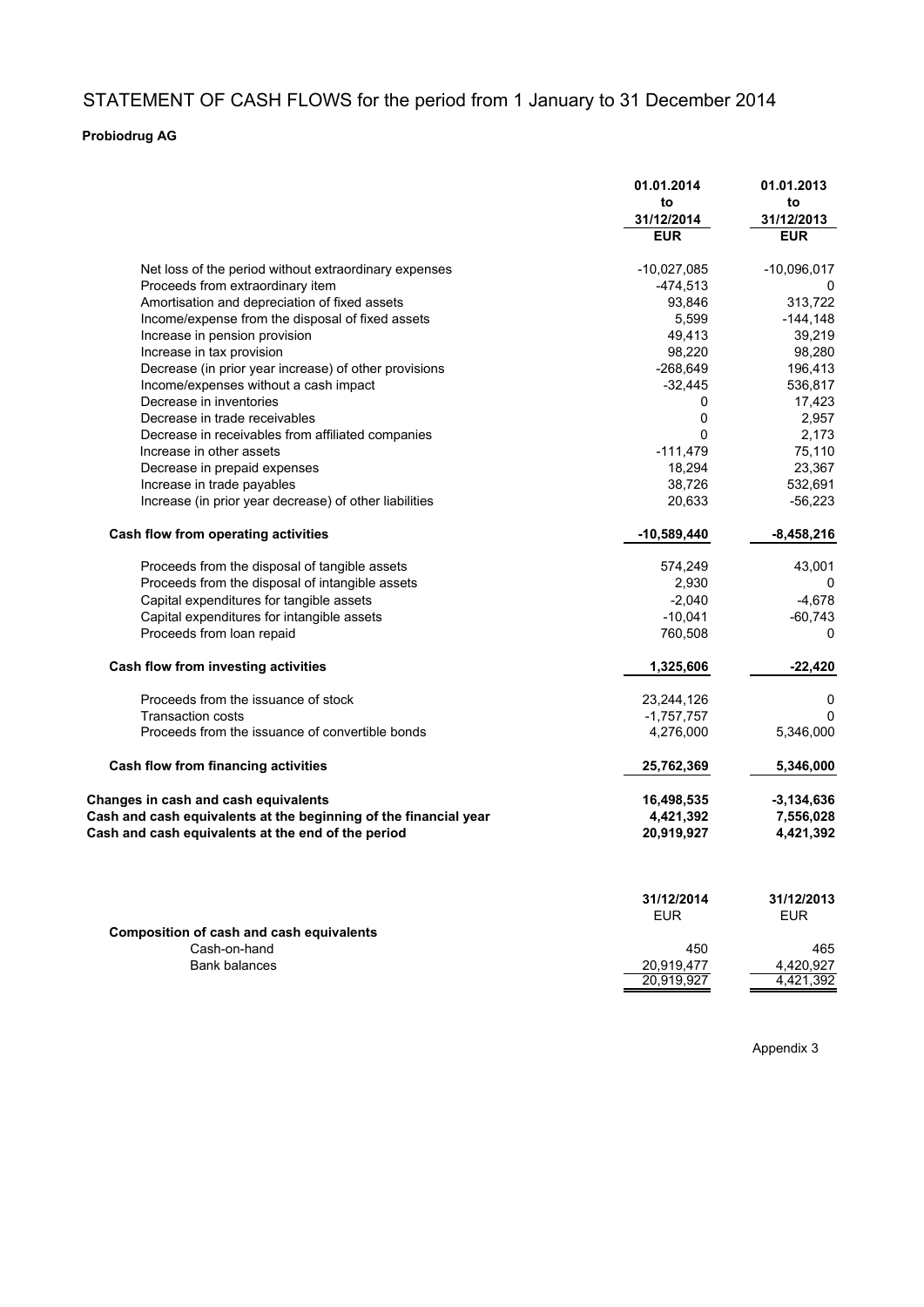# STATEMENT OF CASH FLOWS for the period from 1 January to 31 December 2014

**Probiodrug AG**

| | 01.01.2014 to 31/12/2014 | 01.01.2013 to 31/12/2013 |
|---|---|---|
| | **EUR** | **EUR** |
| Net loss of the period without extraordinary expenses | -10,027,085 | -10,096,017 |
| Proceeds from extraordinary item | -474,513 | 0 |
| Amortisation and depreciation of fixed assets | 93,846 | 313,722 |
| Income/expense from the disposal of fixed assets | 5,599 | -144,148 |
| Increase in pension provision | 49,413 | 39,219 |
| Increase in tax provision | 98,220 | 98,280 |
| Decrease (in prior year increase) of other provisions | -268,649 | 196,413 |
| Income/expenses without a cash impact | -32,445 | 536,817 |
| Decrease in inventories | 0 | 17,423 |
| Decrease in trade receivables | 0 | 2,957 |
| Decrease in receivables from affiliated companies | 0 | 2,173 |
| Increase in other assets | -111,479 | 75,110 |
| Decrease in prepaid expenses | 18,294 | 23,367 |
| Increase in trade payables | 38,726 | 532,691 |
| Increase (in prior year decrease) of other liabilities | 20,633 | -56,223 |
| **Cash flow from operating activities** | **-10,589,440** | **-8,458,216** |
| Proceeds from the disposal of tangible assets | 574,249 | 43,001 |
| Proceeds from the disposal of intangible assets | 2,930 | 0 |
| Capital expenditures for tangible assets | -2,040 | -4,678 |
| Capital expenditures for intangible assets | -10,041 | -60,743 |
| Proceeds from loan repaid | 760,508 | 0 |
| **Cash flow from investing activities** | **1,325,606** | **-22,420** |
| Proceeds from the issuance of stock | 23,244,126 | 0 |
| Transaction costs | -1,757,757 | 0 |
| Proceeds from the issuance of convertible bonds | 4,276,000 | 5,346,000 |
| **Cash flow from financing activities** | **25,762,369** | **5,346,000** |
| **Changes in cash and cash equivalents** | **16,498,535** | **-3,134,636** |
| **Cash and cash equivalents at the beginning of the financial year** | **4,421,392** | **7,556,028** |
| **Cash and cash equivalents at the end of the period** | **20,919,927** | **4,421,392** |

| | 31/12/2014 | 31/12/2013 |
|---|---|---|
| | EUR | EUR |
| **Composition of cash and cash equivalents** | | |
| Cash-on-hand | 450 | 465 |
| Bank balances | 20,919,477 | 4,420,927 |
| | 20,919,927 | 4,421,392 |

Appendix 3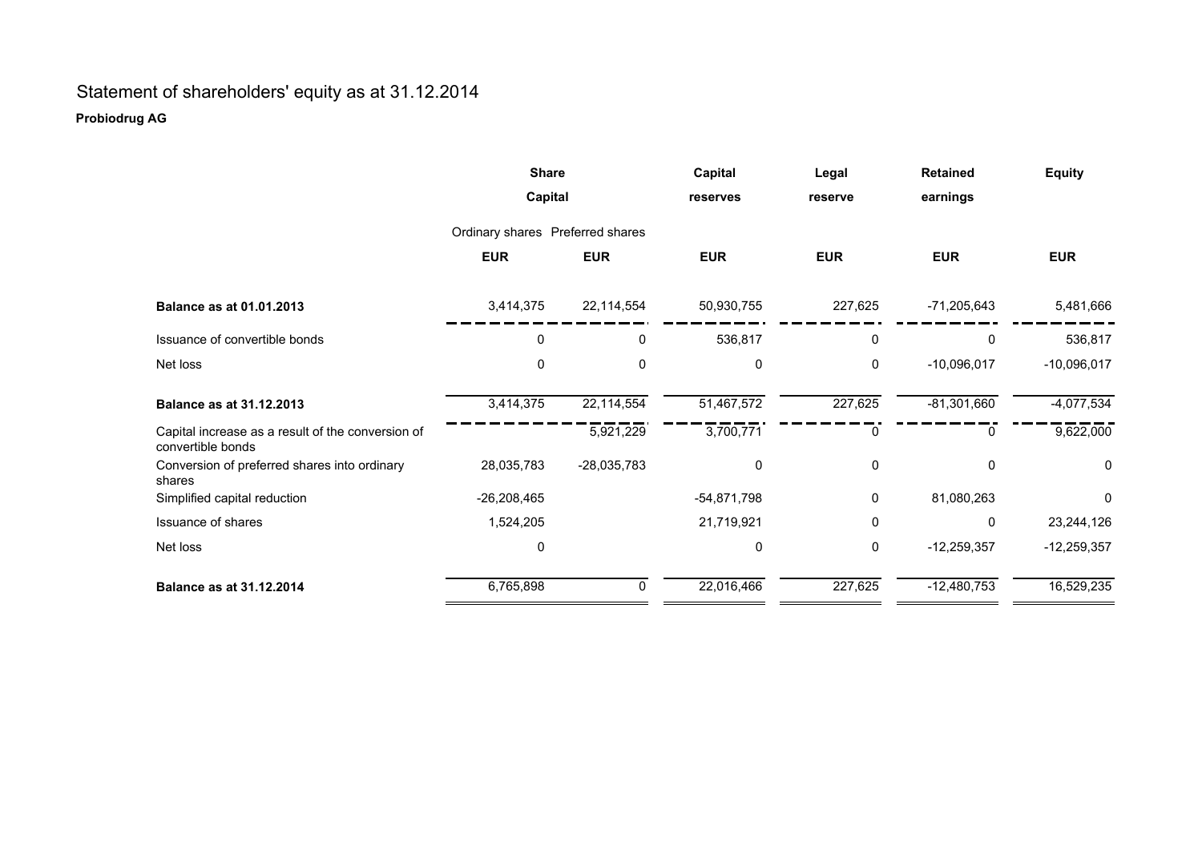# Statement of shareholders' equity as at 31.12.2014

**Probiodrug AG**

| | Share Capital | | Capital reserves | Legal reserve | Retained earnings | Equity |
|---|---|---|---|---|---|---|
| | Ordinary shares | Preferred shares | | | | |
| | **EUR** | **EUR** | **EUR** | **EUR** | **EUR** | **EUR** |
| **Balance as at 01.01.2013** | 3,414,375 | 22,114,554 | 50,930,755 | 227,625 | -71,205,643 | 5,481,666 |
| Issuance of convertible bonds | 0 | 0 | 536,817 | 0 | 0 | 536,817 |
| Net loss | 0 | 0 | 0 | 0 | -10,096,017 | -10,096,017 |
| **Balance as at 31.12.2013** | 3,414,375 | 22,114,554 | 51,467,572 | 227,625 | -81,301,660 | -4,077,534 |
| Capital increase as a result of the conversion of convertible bonds | | 5,921,229 | 3,700,771 | 0 | 0 | 9,622,000 |
| Conversion of preferred shares into ordinary shares | 28,035,783 | -28,035,783 | 0 | 0 | 0 | 0 |
| Simplified capital reduction | -26,208,465 | | -54,871,798 | 0 | 81,080,263 | 0 |
| Issuance of shares | 1,524,205 | | 21,719,921 | 0 | 0 | 23,244,126 |
| Net loss | 0 | | 0 | 0 | -12,259,357 | -12,259,357 |
| **Balance as at 31.12.2014** | 6,765,898 | 0 | 22,016,466 | 227,625 | -12,480,753 | 16,529,235 |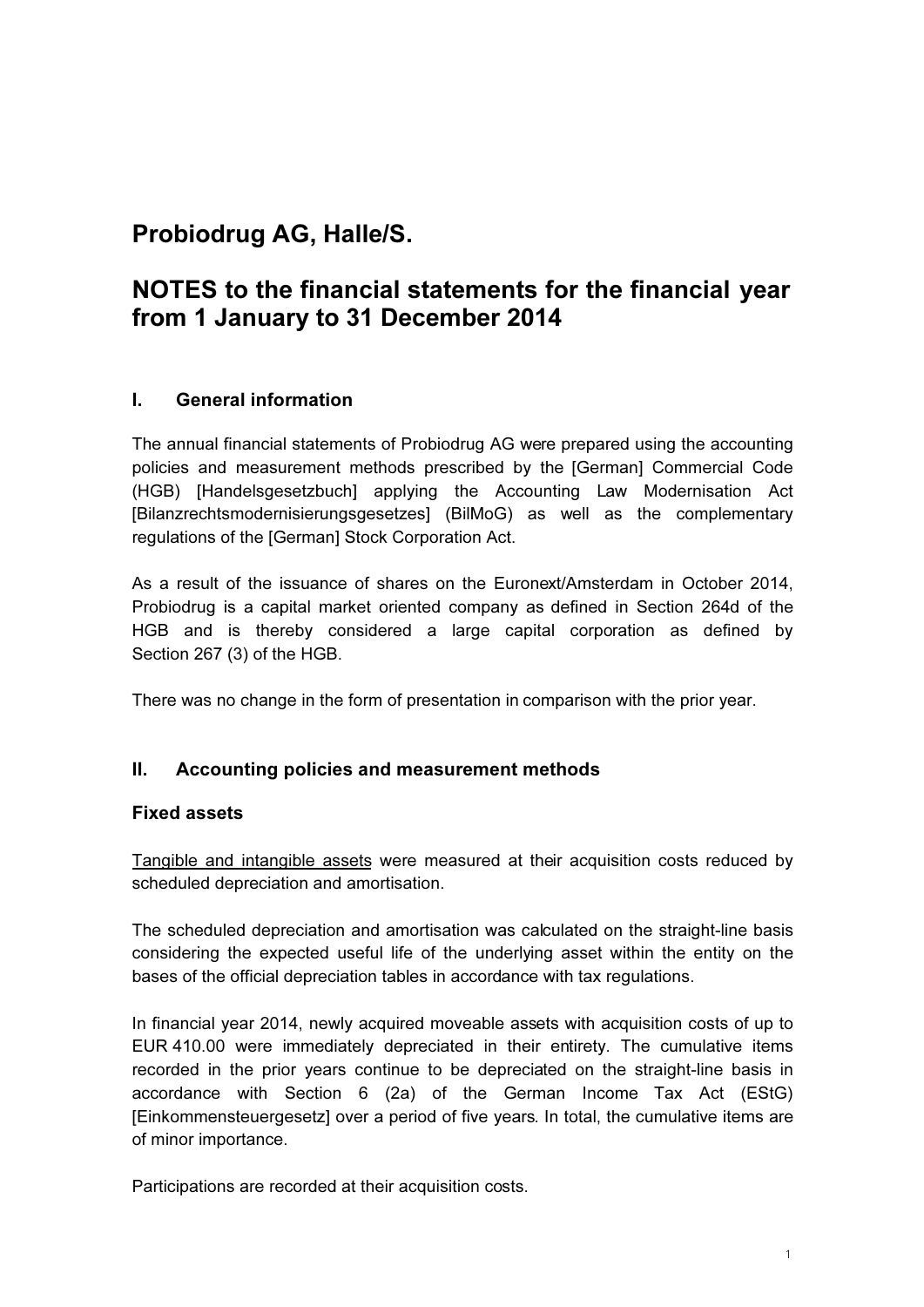# Probiodrug AG, Halle/S.

# NOTES to the financial statements for the financial year from 1 January to 31 December 2014

## I. General information

The annual financial statements of Probiodrug AG were prepared using the accounting policies and measurement methods prescribed by the [German] Commercial Code (HGB) [Handelsgesetzbuch] applying the Accounting Law Modernisation Act [Bilanzrechtsmodernisierungsgesetzes] (BilMoG) as well as the complementary regulations of the [German] Stock Corporation Act.

As a result of the issuance of shares on the Euronext/Amsterdam in October 2014, Probiodrug is a capital market oriented company as defined in Section 264d of the HGB and is thereby considered a large capital corporation as defined by Section 267 (3) of the HGB.

There was no change in the form of presentation in comparison with the prior year.

## II. Accounting policies and measurement methods

### Fixed assets

Tangible and intangible assets were measured at their acquisition costs reduced by scheduled depreciation and amortisation.

The scheduled depreciation and amortisation was calculated on the straight-line basis considering the expected useful life of the underlying asset within the entity on the bases of the official depreciation tables in accordance with tax regulations.

In financial year 2014, newly acquired moveable assets with acquisition costs of up to EUR 410.00 were immediately depreciated in their entirety. The cumulative items recorded in the prior years continue to be depreciated on the straight-line basis in accordance with Section 6 (2a) of the German Income Tax Act (EStG) [Einkommensteuergesetz] over a period of five years. In total, the cumulative items are of minor importance.

Participations are recorded at their acquisition costs.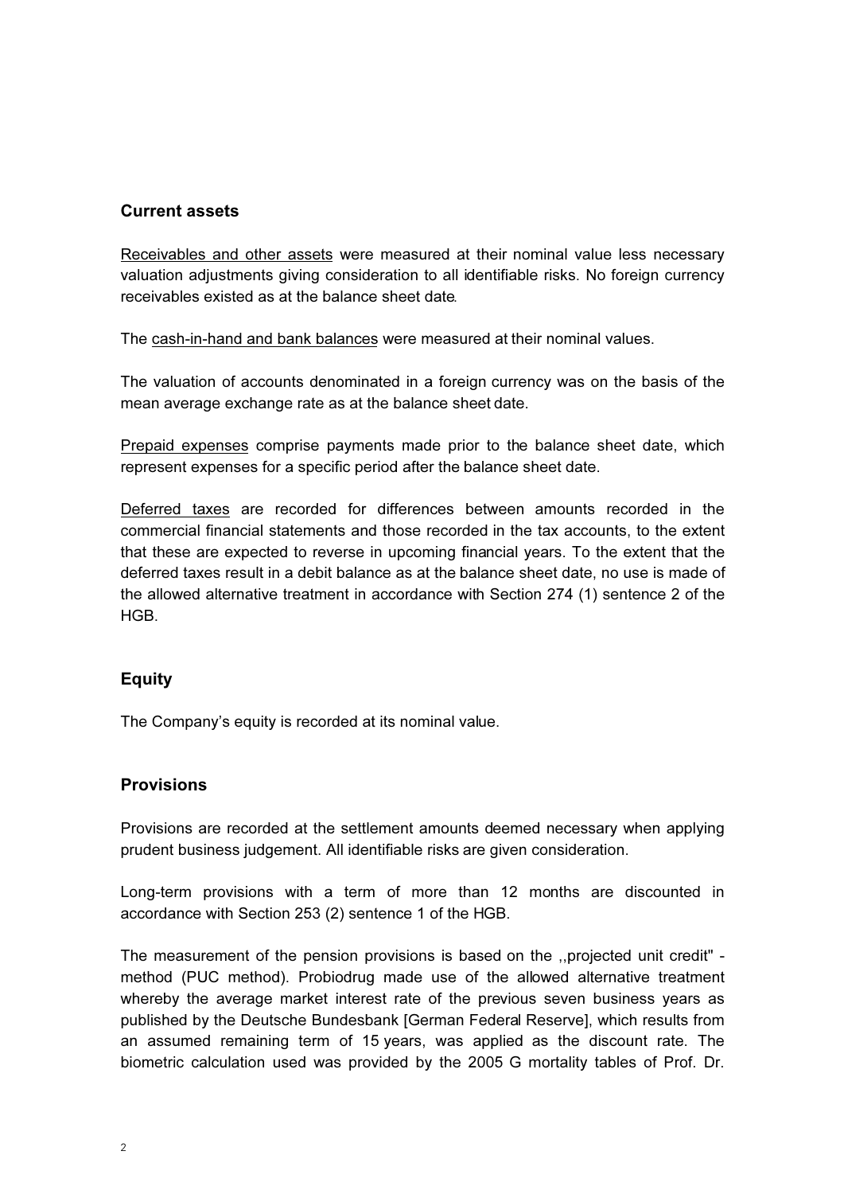## Current assets

Receivables and other assets were measured at their nominal value less necessary valuation adjustments giving consideration to all identifiable risks. No foreign currency receivables existed as at the balance sheet date.

The cash-in-hand and bank balances were measured at their nominal values.

The valuation of accounts denominated in a foreign currency was on the basis of the mean average exchange rate as at the balance sheet date.

Prepaid expenses comprise payments made prior to the balance sheet date, which represent expenses for a specific period after the balance sheet date.

Deferred taxes are recorded for differences between amounts recorded in the commercial financial statements and those recorded in the tax accounts, to the extent that these are expected to reverse in upcoming financial years. To the extent that the deferred taxes result in a debit balance as at the balance sheet date, no use is made of the allowed alternative treatment in accordance with Section 274 (1) sentence 2 of the HGB.

## Equity

The Company's equity is recorded at its nominal value.

## Provisions

Provisions are recorded at the settlement amounts deemed necessary when applying prudent business judgement. All identifiable risks are given consideration.

Long-term provisions with a term of more than 12 months are discounted in accordance with Section 253 (2) sentence 1 of the HGB.

The measurement of the pension provisions is based on the ,,projected unit credit" - method (PUC method). Probiodrug made use of the allowed alternative treatment whereby the average market interest rate of the previous seven business years as published by the Deutsche Bundesbank [German Federal Reserve], which results from an assumed remaining term of 15 years, was applied as the discount rate. The biometric calculation used was provided by the 2005 G mortality tables of Prof. Dr.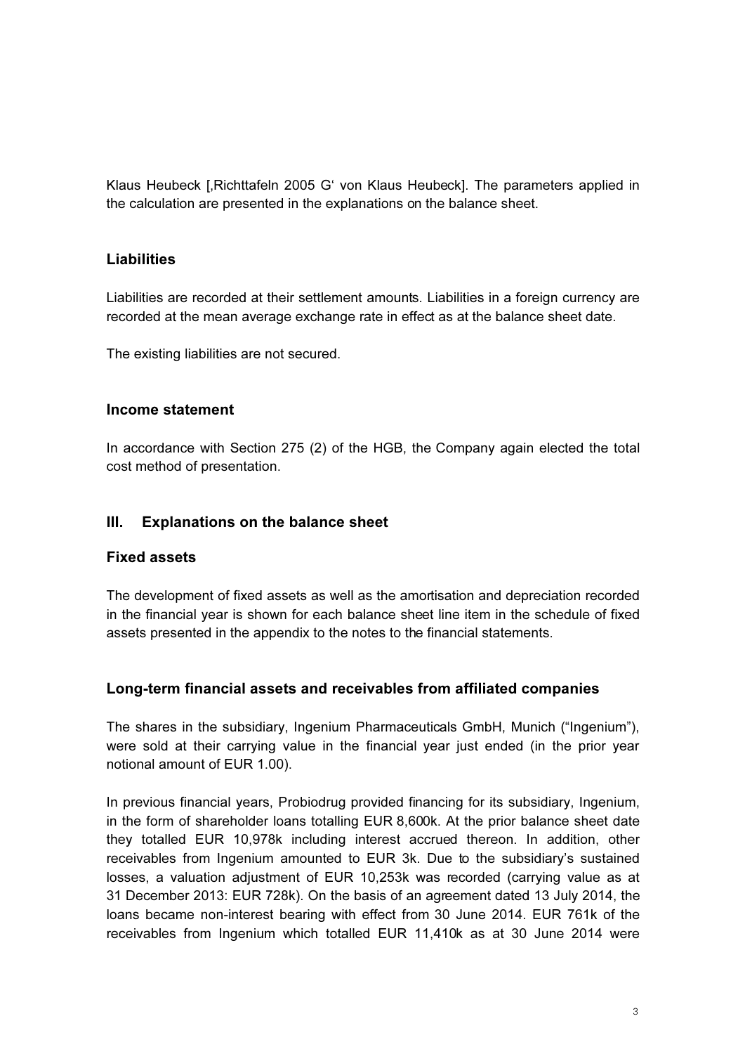Klaus Heubeck [‚Richttafeln 2005 G' von Klaus Heubeck]. The parameters applied in the calculation are presented in the explanations on the balance sheet.

### Liabilities

Liabilities are recorded at their settlement amounts. Liabilities in a foreign currency are recorded at the mean average exchange rate in effect as at the balance sheet date.

The existing liabilities are not secured.

### Income statement

In accordance with Section 275 (2) of the HGB, the Company again elected the total cost method of presentation.

## III. Explanations on the balance sheet

### Fixed assets

The development of fixed assets as well as the amortisation and depreciation recorded in the financial year is shown for each balance sheet line item in the schedule of fixed assets presented in the appendix to the notes to the financial statements.

### Long-term financial assets and receivables from affiliated companies

The shares in the subsidiary, Ingenium Pharmaceuticals GmbH, Munich ("Ingenium"), were sold at their carrying value in the financial year just ended (in the prior year notional amount of EUR 1.00).

In previous financial years, Probiodrug provided financing for its subsidiary, Ingenium, in the form of shareholder loans totalling EUR 8,600k. At the prior balance sheet date they totalled EUR 10,978k including interest accrued thereon. In addition, other receivables from Ingenium amounted to EUR 3k. Due to the subsidiary's sustained losses, a valuation adjustment of EUR 10,253k was recorded (carrying value as at 31 December 2013: EUR 728k). On the basis of an agreement dated 13 July 2014, the loans became non-interest bearing with effect from 30 June 2014. EUR 761k of the receivables from Ingenium which totalled EUR 11,410k as at 30 June 2014 were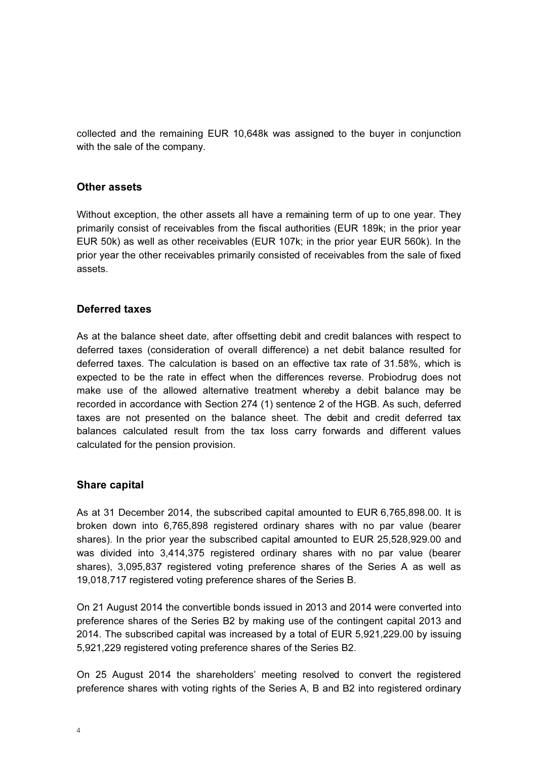collected and the remaining EUR 10,648k was assigned to the buyer in conjunction with the sale of the company.

### Other assets

Without exception, the other assets all have a remaining term of up to one year. They primarily consist of receivables from the fiscal authorities (EUR 189k; in the prior year EUR 50k) as well as other receivables (EUR 107k; in the prior year EUR 560k). In the prior year the other receivables primarily consisted of receivables from the sale of fixed assets.

### Deferred taxes

As at the balance sheet date, after offsetting debit and credit balances with respect to deferred taxes (consideration of overall difference) a net debit balance resulted for deferred taxes. The calculation is based on an effective tax rate of 31.58%, which is expected to be the rate in effect when the differences reverse. Probiodrug does not make use of the allowed alternative treatment whereby a debit balance may be recorded in accordance with Section 274 (1) sentence 2 of the HGB. As such, deferred taxes are not presented on the balance sheet. The debit and credit deferred tax balances calculated result from the tax loss carry forwards and different values calculated for the pension provision.

### Share capital

As at 31 December 2014, the subscribed capital amounted to EUR 6,765,898.00. It is broken down into 6,765,898 registered ordinary shares with no par value (bearer shares). In the prior year the subscribed capital amounted to EUR 25,528,929.00 and was divided into 3,414,375 registered ordinary shares with no par value (bearer shares), 3,095,837 registered voting preference shares of the Series A as well as 19,018,717 registered voting preference shares of the Series B.

On 21 August 2014 the convertible bonds issued in 2013 and 2014 were converted into preference shares of the Series B2 by making use of the contingent capital 2013 and 2014. The subscribed capital was increased by a total of EUR 5,921,229.00 by issuing 5,921,229 registered voting preference shares of the Series B2.

On 25 August 2014 the shareholders' meeting resolved to convert the registered preference shares with voting rights of the Series A, B and B2 into registered ordinary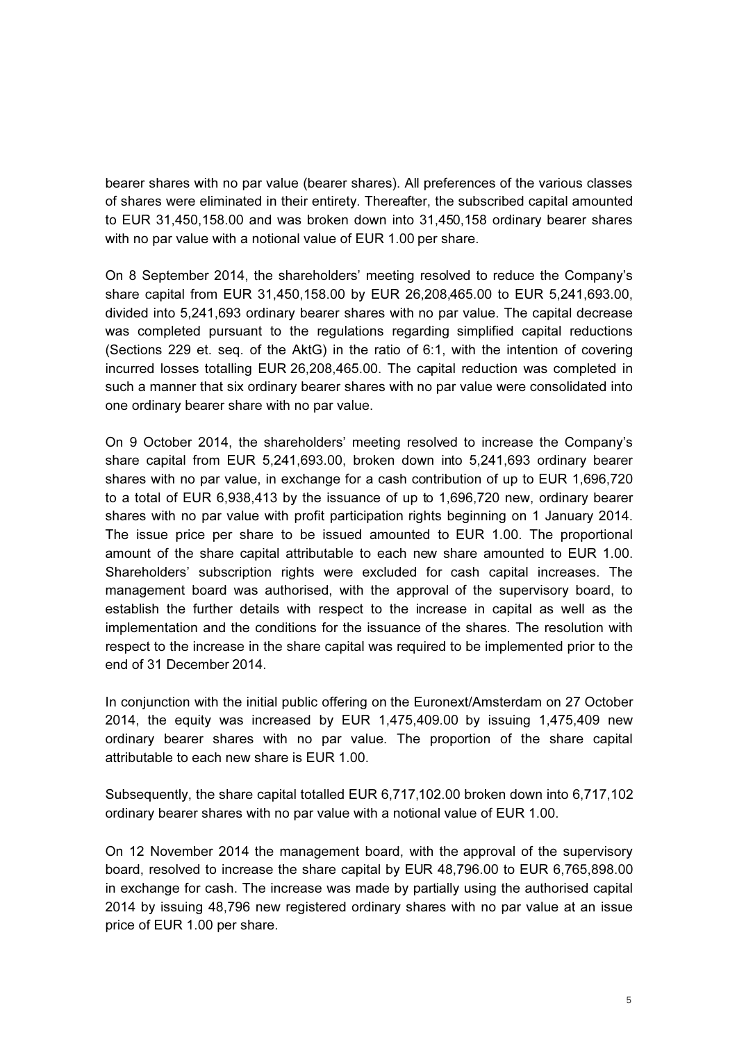bearer shares with no par value (bearer shares). All preferences of the various classes of shares were eliminated in their entirety. Thereafter, the subscribed capital amounted to EUR 31,450,158.00 and was broken down into 31,450,158 ordinary bearer shares with no par value with a notional value of EUR 1.00 per share.

On 8 September 2014, the shareholders' meeting resolved to reduce the Company's share capital from EUR 31,450,158.00 by EUR 26,208,465.00 to EUR 5,241,693.00, divided into 5,241,693 ordinary bearer shares with no par value. The capital decrease was completed pursuant to the regulations regarding simplified capital reductions (Sections 229 et. seq. of the AktG) in the ratio of 6:1, with the intention of covering incurred losses totalling EUR 26,208,465.00. The capital reduction was completed in such a manner that six ordinary bearer shares with no par value were consolidated into one ordinary bearer share with no par value.

On 9 October 2014, the shareholders' meeting resolved to increase the Company's share capital from EUR 5,241,693.00, broken down into 5,241,693 ordinary bearer shares with no par value, in exchange for a cash contribution of up to EUR 1,696,720 to a total of EUR 6,938,413 by the issuance of up to 1,696,720 new, ordinary bearer shares with no par value with profit participation rights beginning on 1 January 2014. The issue price per share to be issued amounted to EUR 1.00. The proportional amount of the share capital attributable to each new share amounted to EUR 1.00. Shareholders' subscription rights were excluded for cash capital increases. The management board was authorised, with the approval of the supervisory board, to establish the further details with respect to the increase in capital as well as the implementation and the conditions for the issuance of the shares. The resolution with respect to the increase in the share capital was required to be implemented prior to the end of 31 December 2014.

In conjunction with the initial public offering on the Euronext/Amsterdam on 27 October 2014, the equity was increased by EUR 1,475,409.00 by issuing 1,475,409 new ordinary bearer shares with no par value. The proportion of the share capital attributable to each new share is EUR 1.00.

Subsequently, the share capital totalled EUR 6,717,102.00 broken down into 6,717,102 ordinary bearer shares with no par value with a notional value of EUR 1.00.

On 12 November 2014 the management board, with the approval of the supervisory board, resolved to increase the share capital by EUR 48,796.00 to EUR 6,765,898.00 in exchange for cash. The increase was made by partially using the authorised capital 2014 by issuing 48,796 new registered ordinary shares with no par value at an issue price of EUR 1.00 per share.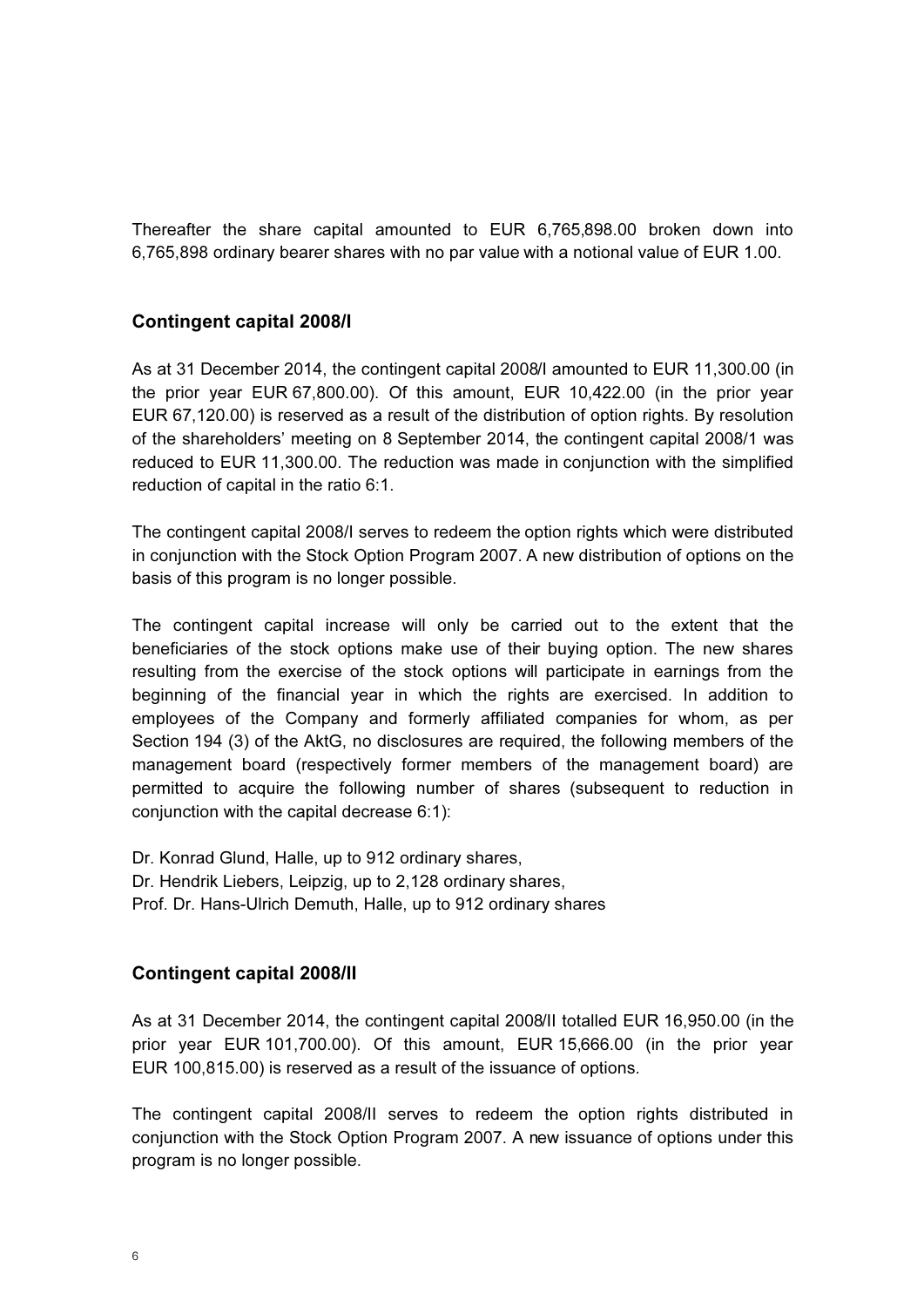Thereafter the share capital amounted to EUR 6,765,898.00 broken down into 6,765,898 ordinary bearer shares with no par value with a notional value of EUR 1.00.

### Contingent capital 2008/I

As at 31 December 2014, the contingent capital 2008/I amounted to EUR 11,300.00 (in the prior year EUR 67,800.00). Of this amount, EUR 10,422.00 (in the prior year EUR 67,120.00) is reserved as a result of the distribution of option rights. By resolution of the shareholders' meeting on 8 September 2014, the contingent capital 2008/1 was reduced to EUR 11,300.00. The reduction was made in conjunction with the simplified reduction of capital in the ratio 6:1.

The contingent capital 2008/I serves to redeem the option rights which were distributed in conjunction with the Stock Option Program 2007. A new distribution of options on the basis of this program is no longer possible.

The contingent capital increase will only be carried out to the extent that the beneficiaries of the stock options make use of their buying option. The new shares resulting from the exercise of the stock options will participate in earnings from the beginning of the financial year in which the rights are exercised. In addition to employees of the Company and formerly affiliated companies for whom, as per Section 194 (3) of the AktG, no disclosures are required, the following members of the management board (respectively former members of the management board) are permitted to acquire the following number of shares (subsequent to reduction in conjunction with the capital decrease 6:1):

Dr. Konrad Glund, Halle, up to 912 ordinary shares,
Dr. Hendrik Liebers, Leipzig, up to 2,128 ordinary shares,
Prof. Dr. Hans-Ulrich Demuth, Halle, up to 912 ordinary shares

### Contingent capital 2008/II

As at 31 December 2014, the contingent capital 2008/II totalled EUR 16,950.00 (in the prior year EUR 101,700.00). Of this amount, EUR 15,666.00 (in the prior year EUR 100,815.00) is reserved as a result of the issuance of options.

The contingent capital 2008/II serves to redeem the option rights distributed in conjunction with the Stock Option Program 2007. A new issuance of options under this program is no longer possible.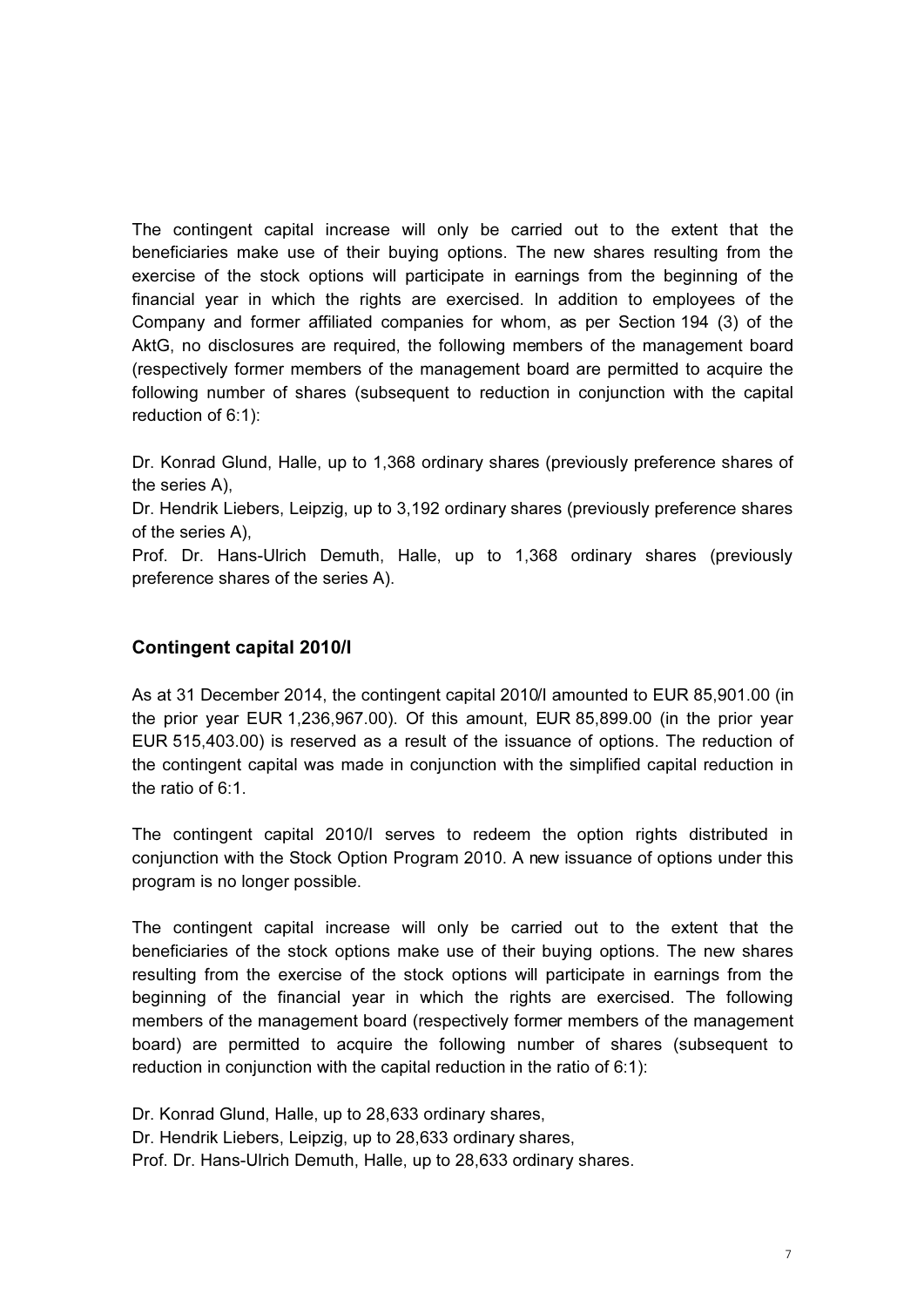The contingent capital increase will only be carried out to the extent that the beneficiaries make use of their buying options. The new shares resulting from the exercise of the stock options will participate in earnings from the beginning of the financial year in which the rights are exercised. In addition to employees of the Company and former affiliated companies for whom, as per Section 194 (3) of the AktG, no disclosures are required, the following members of the management board (respectively former members of the management board are permitted to acquire the following number of shares (subsequent to reduction in conjunction with the capital reduction of 6:1):

Dr. Konrad Glund, Halle, up to 1,368 ordinary shares (previously preference shares of the series A),
Dr. Hendrik Liebers, Leipzig, up to 3,192 ordinary shares (previously preference shares of the series A),
Prof. Dr. Hans-Ulrich Demuth, Halle, up to 1,368 ordinary shares (previously preference shares of the series A).

### Contingent capital 2010/I

As at 31 December 2014, the contingent capital 2010/I amounted to EUR 85,901.00 (in the prior year EUR 1,236,967.00). Of this amount, EUR 85,899.00 (in the prior year EUR 515,403.00) is reserved as a result of the issuance of options. The reduction of the contingent capital was made in conjunction with the simplified capital reduction in the ratio of 6:1.

The contingent capital 2010/I serves to redeem the option rights distributed in conjunction with the Stock Option Program 2010. A new issuance of options under this program is no longer possible.

The contingent capital increase will only be carried out to the extent that the beneficiaries of the stock options make use of their buying options. The new shares resulting from the exercise of the stock options will participate in earnings from the beginning of the financial year in which the rights are exercised. The following members of the management board (respectively former members of the management board) are permitted to acquire the following number of shares (subsequent to reduction in conjunction with the capital reduction in the ratio of 6:1):

Dr. Konrad Glund, Halle, up to 28,633 ordinary shares,
Dr. Hendrik Liebers, Leipzig, up to 28,633 ordinary shares,
Prof. Dr. Hans-Ulrich Demuth, Halle, up to 28,633 ordinary shares.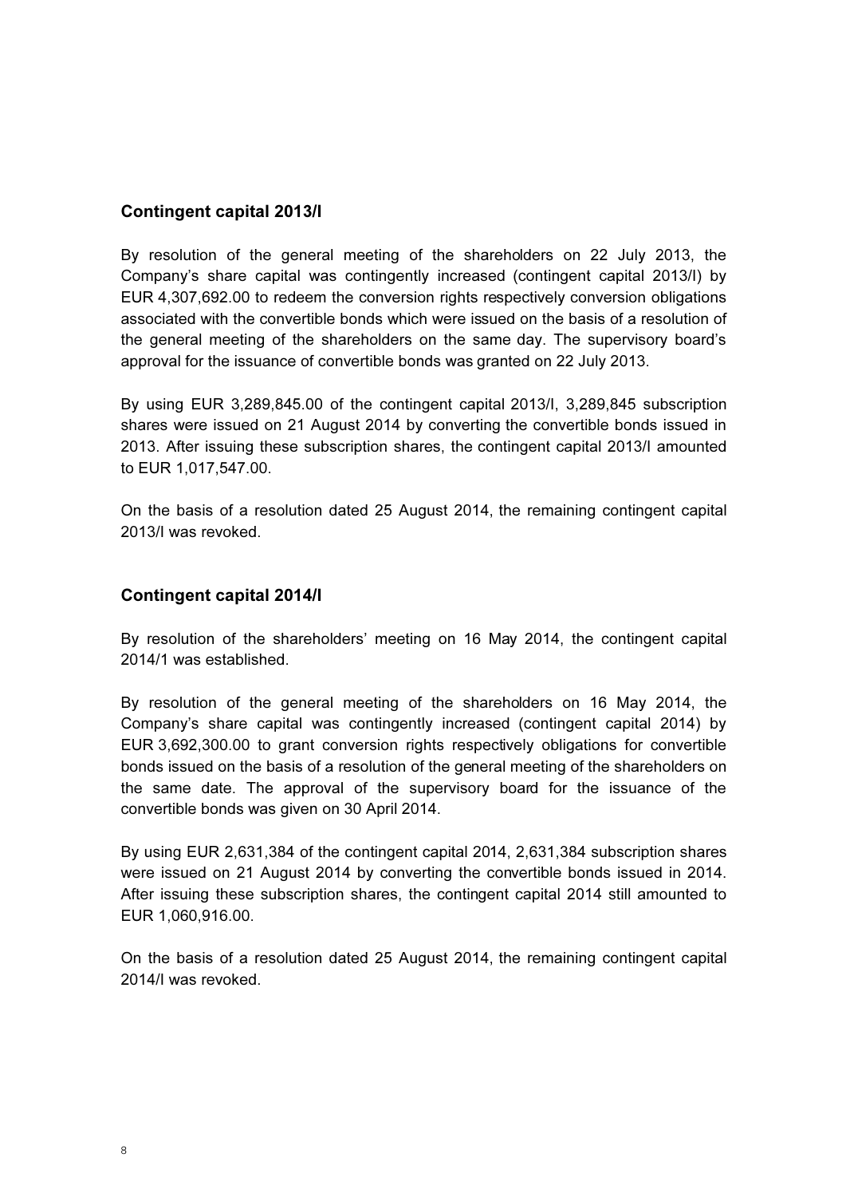## Contingent capital 2013/I

By resolution of the general meeting of the shareholders on 22 July 2013, the Company's share capital was contingently increased (contingent capital 2013/I) by EUR 4,307,692.00 to redeem the conversion rights respectively conversion obligations associated with the convertible bonds which were issued on the basis of a resolution of the general meeting of the shareholders on the same day. The supervisory board's approval for the issuance of convertible bonds was granted on 22 July 2013.

By using EUR 3,289,845.00 of the contingent capital 2013/I, 3,289,845 subscription shares were issued on 21 August 2014 by converting the convertible bonds issued in 2013. After issuing these subscription shares, the contingent capital 2013/I amounted to EUR 1,017,547.00.

On the basis of a resolution dated 25 August 2014, the remaining contingent capital 2013/I was revoked.

## Contingent capital 2014/I

By resolution of the shareholders' meeting on 16 May 2014, the contingent capital 2014/1 was established.

By resolution of the general meeting of the shareholders on 16 May 2014, the Company's share capital was contingently increased (contingent capital 2014) by EUR 3,692,300.00 to grant conversion rights respectively obligations for convertible bonds issued on the basis of a resolution of the general meeting of the shareholders on the same date. The approval of the supervisory board for the issuance of the convertible bonds was given on 30 April 2014.

By using EUR 2,631,384 of the contingent capital 2014, 2,631,384 subscription shares were issued on 21 August 2014 by converting the convertible bonds issued in 2014. After issuing these subscription shares, the contingent capital 2014 still amounted to EUR 1,060,916.00.

On the basis of a resolution dated 25 August 2014, the remaining contingent capital 2014/I was revoked.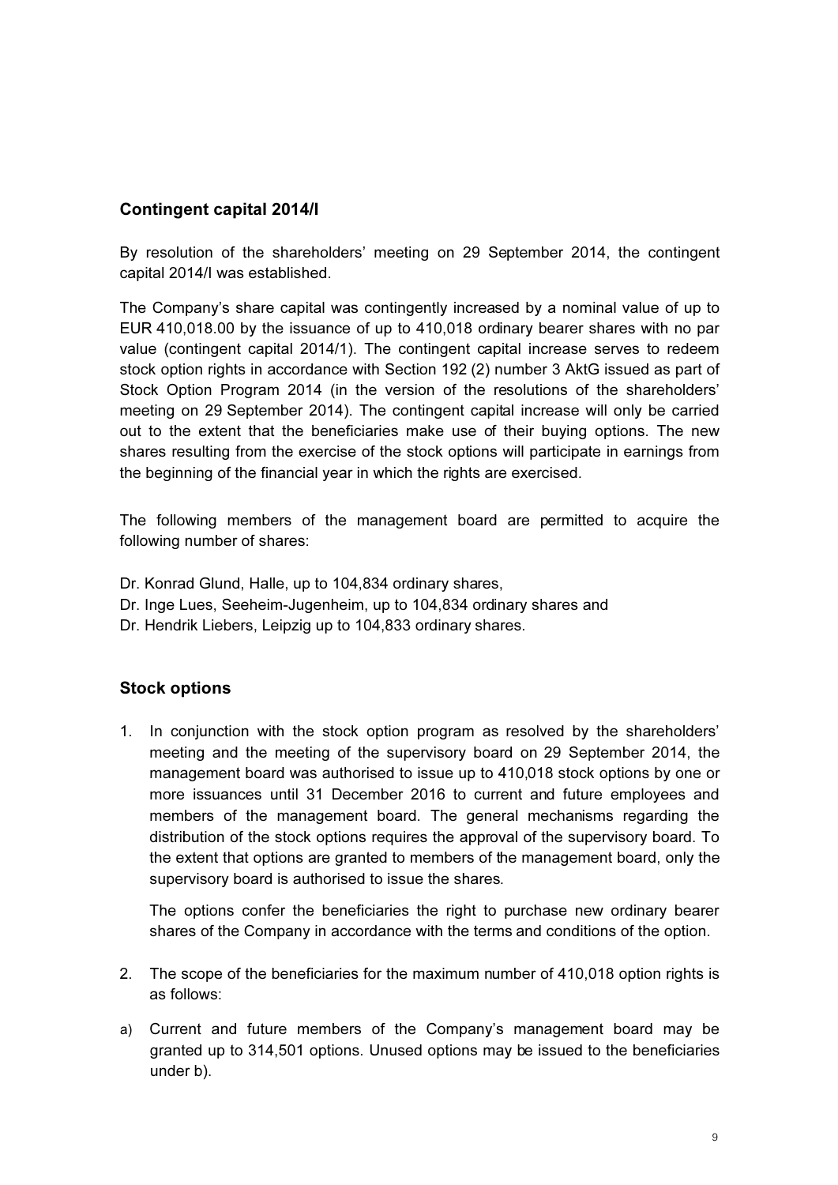## Contingent capital 2014/I

By resolution of the shareholders' meeting on 29 September 2014, the contingent capital 2014/I was established.

The Company's share capital was contingently increased by a nominal value of up to EUR 410,018.00 by the issuance of up to 410,018 ordinary bearer shares with no par value (contingent capital 2014/1). The contingent capital increase serves to redeem stock option rights in accordance with Section 192 (2) number 3 AktG issued as part of Stock Option Program 2014 (in the version of the resolutions of the shareholders' meeting on 29 September 2014). The contingent capital increase will only be carried out to the extent that the beneficiaries make use of their buying options. The new shares resulting from the exercise of the stock options will participate in earnings from the beginning of the financial year in which the rights are exercised.

The following members of the management board are permitted to acquire the following number of shares:

Dr. Konrad Glund, Halle, up to 104,834 ordinary shares,
Dr. Inge Lues, Seeheim-Jugenheim, up to 104,834 ordinary shares and
Dr. Hendrik Liebers, Leipzig up to 104,833 ordinary shares.

## Stock options

1. In conjunction with the stock option program as resolved by the shareholders' meeting and the meeting of the supervisory board on 29 September 2014, the management board was authorised to issue up to 410,018 stock options by one or more issuances until 31 December 2016 to current and future employees and members of the management board. The general mechanisms regarding the distribution of the stock options requires the approval of the supervisory board. To the extent that options are granted to members of the management board, only the supervisory board is authorised to issue the shares.

   The options confer the beneficiaries the right to purchase new ordinary bearer shares of the Company in accordance with the terms and conditions of the option.

2. The scope of the beneficiaries for the maximum number of 410,018 option rights is as follows:

a) Current and future members of the Company's management board may be granted up to 314,501 options. Unused options may be issued to the beneficiaries under b).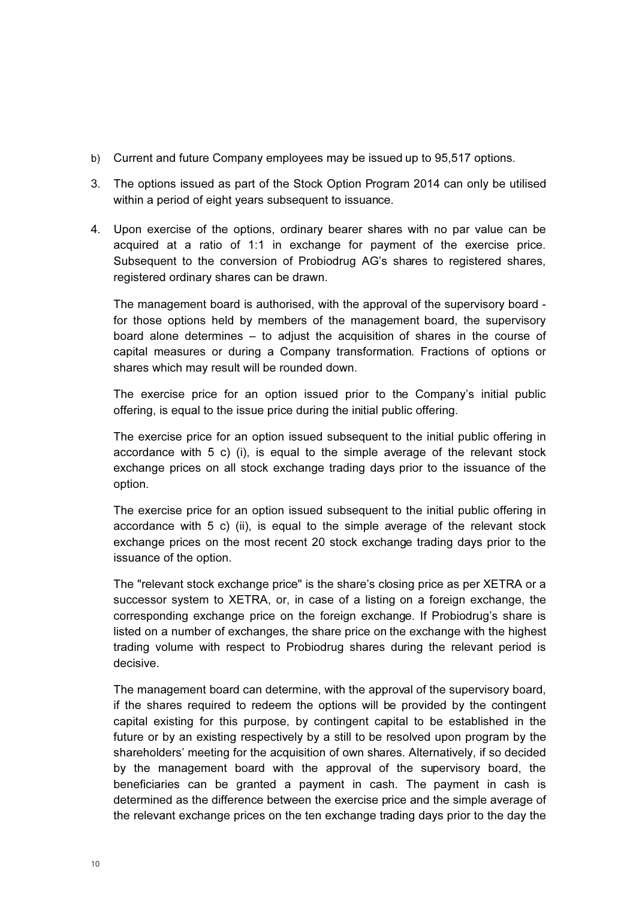b) Current and future Company employees may be issued up to 95,517 options.

3. The options issued as part of the Stock Option Program 2014 can only be utilised within a period of eight years subsequent to issuance.

4. Upon exercise of the options, ordinary bearer shares with no par value can be acquired at a ratio of 1:1 in exchange for payment of the exercise price. Subsequent to the conversion of Probiodrug AG's shares to registered shares, registered ordinary shares can be drawn.

   The management board is authorised, with the approval of the supervisory board - for those options held by members of the management board, the supervisory board alone determines – to adjust the acquisition of shares in the course of capital measures or during a Company transformation. Fractions of options or shares which may result will be rounded down.

   The exercise price for an option issued prior to the Company's initial public offering, is equal to the issue price during the initial public offering.

   The exercise price for an option issued subsequent to the initial public offering in accordance with 5 c) (i), is equal to the simple average of the relevant stock exchange prices on all stock exchange trading days prior to the issuance of the option.

   The exercise price for an option issued subsequent to the initial public offering in accordance with 5 c) (ii), is equal to the simple average of the relevant stock exchange prices on the most recent 20 stock exchange trading days prior to the issuance of the option.

   The "relevant stock exchange price" is the share's closing price as per XETRA or a successor system to XETRA, or, in case of a listing on a foreign exchange, the corresponding exchange price on the foreign exchange. If Probiodrug's share is listed on a number of exchanges, the share price on the exchange with the highest trading volume with respect to Probiodrug shares during the relevant period is decisive.

   The management board can determine, with the approval of the supervisory board, if the shares required to redeem the options will be provided by the contingent capital existing for this purpose, by contingent capital to be established in the future or by an existing respectively by a still to be resolved upon program by the shareholders' meeting for the acquisition of own shares. Alternatively, if so decided by the management board with the approval of the supervisory board, the beneficiaries can be granted a payment in cash. The payment in cash is determined as the difference between the exercise price and the simple average of the relevant exchange prices on the ten exchange trading days prior to the day the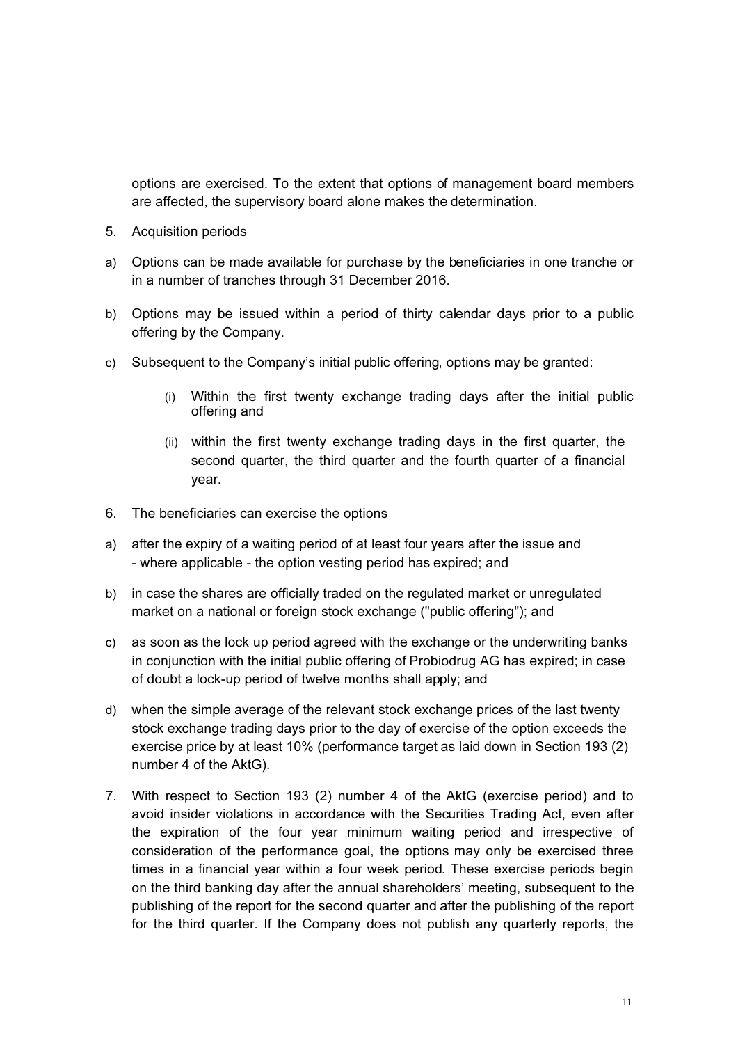options are exercised. To the extent that options of management board members are affected, the supervisory board alone makes the determination.

5. Acquisition periods

a) Options can be made available for purchase by the beneficiaries in one tranche or in a number of tranches through 31 December 2016.

b) Options may be issued within a period of thirty calendar days prior to a public offering by the Company.

c) Subsequent to the Company's initial public offering, options may be granted:

   (i) Within the first twenty exchange trading days after the initial public offering and

   (ii) within the first twenty exchange trading days in the first quarter, the second quarter, the third quarter and the fourth quarter of a financial year.

6. The beneficiaries can exercise the options

a) after the expiry of a waiting period of at least four years after the issue and - where applicable - the option vesting period has expired; and

b) in case the shares are officially traded on the regulated market or unregulated market on a national or foreign stock exchange ("public offering"); and

c) as soon as the lock up period agreed with the exchange or the underwriting banks in conjunction with the initial public offering of Probiodrug AG has expired; in case of doubt a lock-up period of twelve months shall apply; and

d) when the simple average of the relevant stock exchange prices of the last twenty stock exchange trading days prior to the day of exercise of the option exceeds the exercise price by at least 10% (performance target as laid down in Section 193 (2) number 4 of the AktG).

7. With respect to Section 193 (2) number 4 of the AktG (exercise period) and to avoid insider violations in accordance with the Securities Trading Act, even after the expiration of the four year minimum waiting period and irrespective of consideration of the performance goal, the options may only be exercised three times in a financial year within a four week period. These exercise periods begin on the third banking day after the annual shareholders' meeting, subsequent to the publishing of the report for the second quarter and after the publishing of the report for the third quarter. If the Company does not publish any quarterly reports, the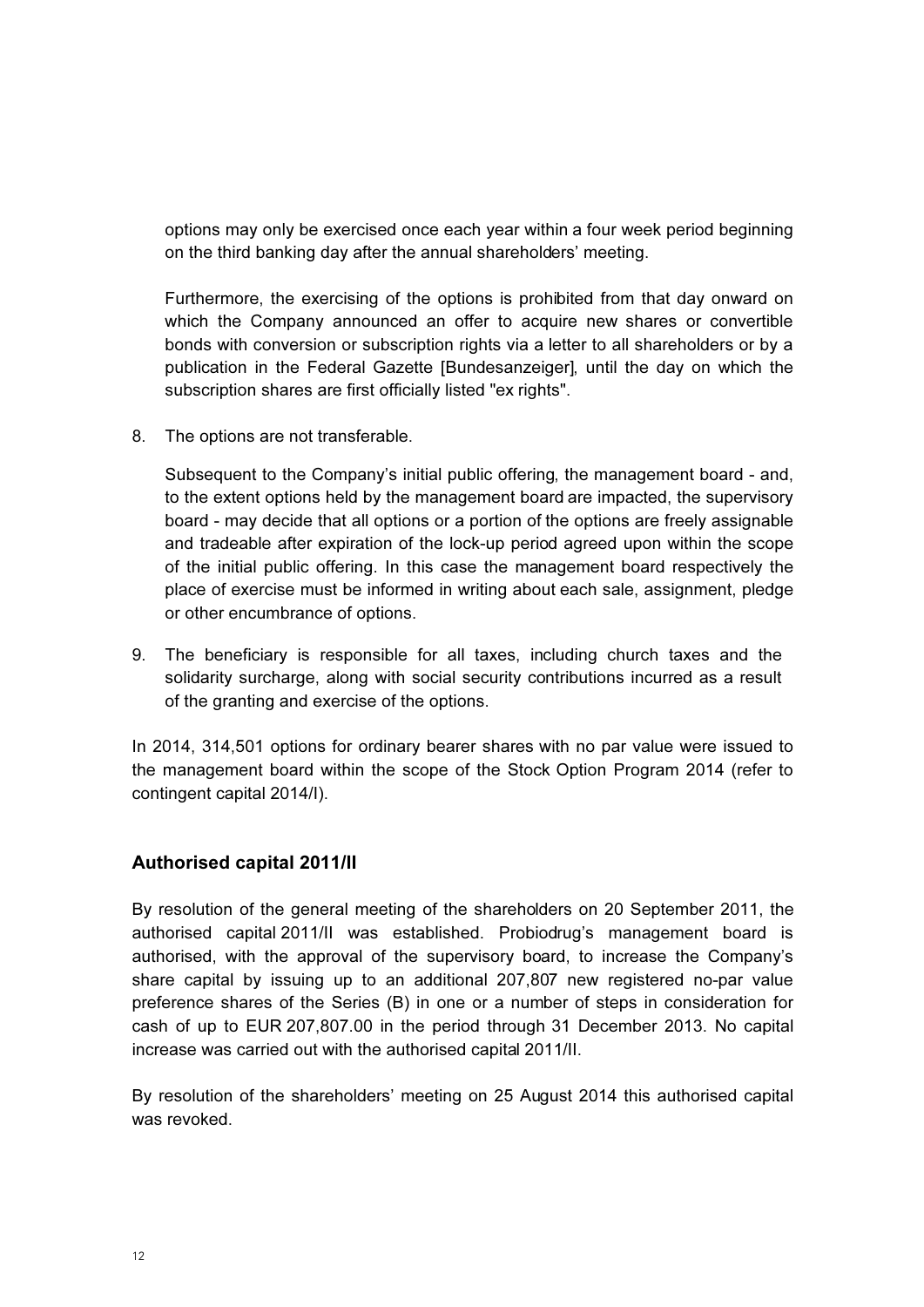options may only be exercised once each year within a four week period beginning on the third banking day after the annual shareholders' meeting.

Furthermore, the exercising of the options is prohibited from that day onward on which the Company announced an offer to acquire new shares or convertible bonds with conversion or subscription rights via a letter to all shareholders or by a publication in the Federal Gazette [Bundesanzeiger], until the day on which the subscription shares are first officially listed "ex rights".

8. The options are not transferable.

   Subsequent to the Company's initial public offering, the management board - and, to the extent options held by the management board are impacted, the supervisory board - may decide that all options or a portion of the options are freely assignable and tradeable after expiration of the lock-up period agreed upon within the scope of the initial public offering. In this case the management board respectively the place of exercise must be informed in writing about each sale, assignment, pledge or other encumbrance of options.

9. The beneficiary is responsible for all taxes, including church taxes and the solidarity surcharge, along with social security contributions incurred as a result of the granting and exercise of the options.

In 2014, 314,501 options for ordinary bearer shares with no par value were issued to the management board within the scope of the Stock Option Program 2014 (refer to contingent capital 2014/I).

## Authorised capital 2011/II

By resolution of the general meeting of the shareholders on 20 September 2011, the authorised capital 2011/II was established. Probiodrug's management board is authorised, with the approval of the supervisory board, to increase the Company's share capital by issuing up to an additional 207,807 new registered no-par value preference shares of the Series (B) in one or a number of steps in consideration for cash of up to EUR 207,807.00 in the period through 31 December 2013. No capital increase was carried out with the authorised capital 2011/II.

By resolution of the shareholders' meeting on 25 August 2014 this authorised capital was revoked.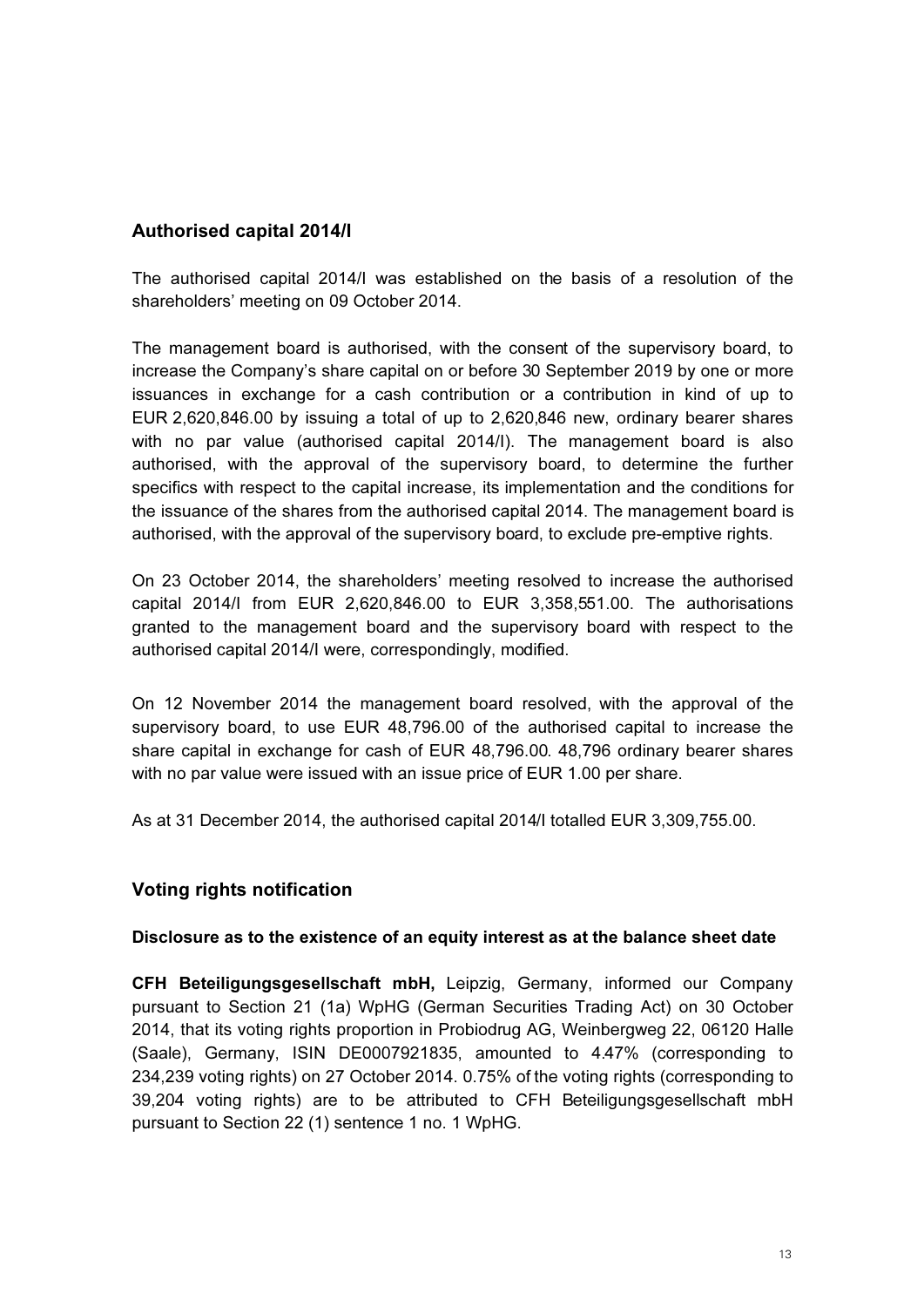## Authorised capital 2014/I

The authorised capital 2014/I was established on the basis of a resolution of the shareholders' meeting on 09 October 2014.

The management board is authorised, with the consent of the supervisory board, to increase the Company's share capital on or before 30 September 2019 by one or more issuances in exchange for a cash contribution or a contribution in kind of up to EUR 2,620,846.00 by issuing a total of up to 2,620,846 new, ordinary bearer shares with no par value (authorised capital 2014/I). The management board is also authorised, with the approval of the supervisory board, to determine the further specifics with respect to the capital increase, its implementation and the conditions for the issuance of the shares from the authorised capital 2014. The management board is authorised, with the approval of the supervisory board, to exclude pre-emptive rights.

On 23 October 2014, the shareholders' meeting resolved to increase the authorised capital 2014/I from EUR 2,620,846.00 to EUR 3,358,551.00. The authorisations granted to the management board and the supervisory board with respect to the authorised capital 2014/I were, correspondingly, modified.

On 12 November 2014 the management board resolved, with the approval of the supervisory board, to use EUR 48,796.00 of the authorised capital to increase the share capital in exchange for cash of EUR 48,796.00. 48,796 ordinary bearer shares with no par value were issued with an issue price of EUR 1.00 per share.

As at 31 December 2014, the authorised capital 2014/I totalled EUR 3,309,755.00.

## Voting rights notification

### Disclosure as to the existence of an equity interest as at the balance sheet date

**CFH Beteiligungsgesellschaft mbH,** Leipzig, Germany, informed our Company pursuant to Section 21 (1a) WpHG (German Securities Trading Act) on 30 October 2014, that its voting rights proportion in Probiodrug AG, Weinbergweg 22, 06120 Halle (Saale), Germany, ISIN DE0007921835, amounted to 4.47% (corresponding to 234,239 voting rights) on 27 October 2014. 0.75% of the voting rights (corresponding to 39,204 voting rights) are to be attributed to CFH Beteiligungsgesellschaft mbH pursuant to Section 22 (1) sentence 1 no. 1 WpHG.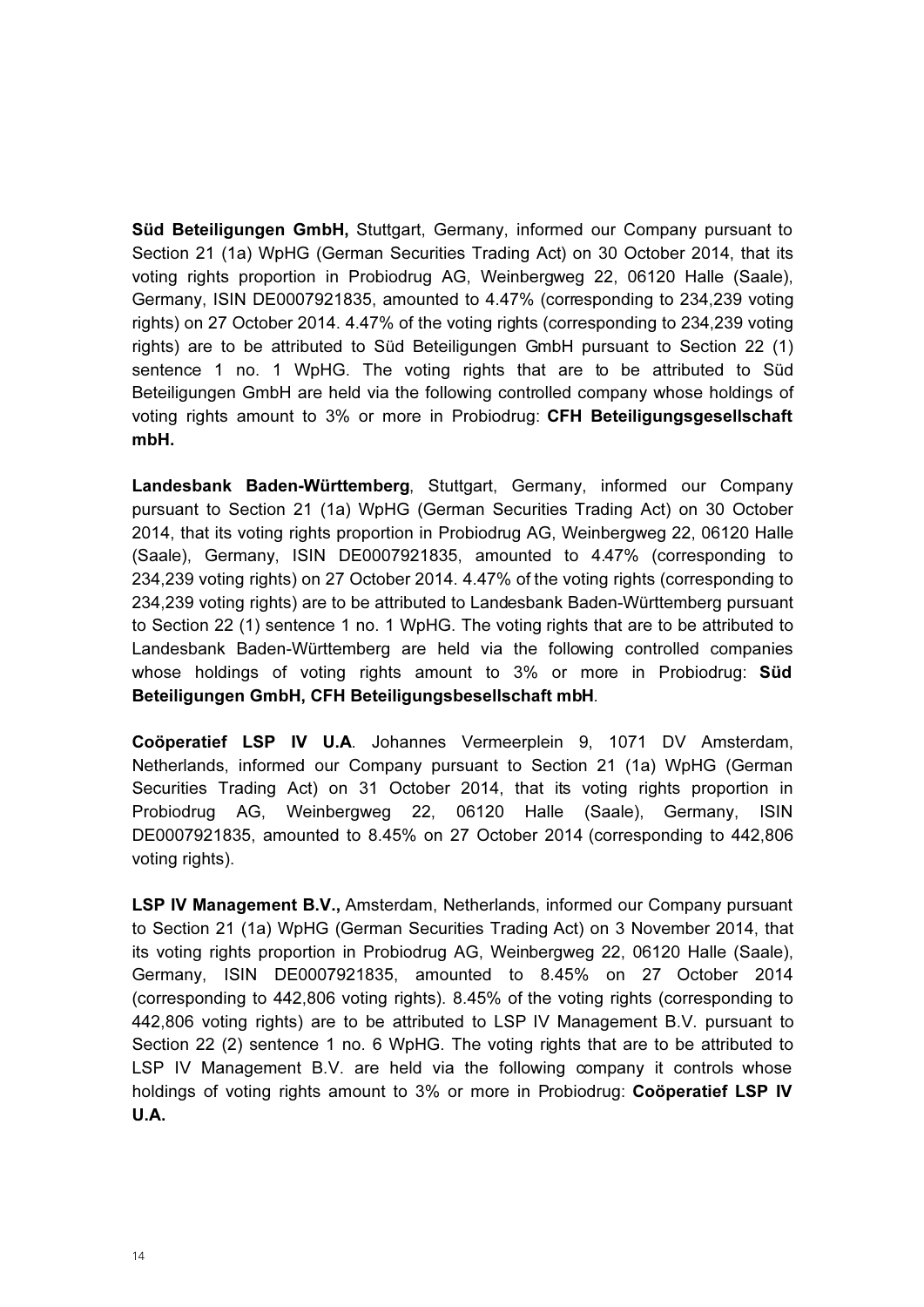**Süd Beteiligungen GmbH,** Stuttgart, Germany, informed our Company pursuant to Section 21 (1a) WpHG (German Securities Trading Act) on 30 October 2014, that its voting rights proportion in Probiodrug AG, Weinbergweg 22, 06120 Halle (Saale), Germany, ISIN DE0007921835, amounted to 4.47% (corresponding to 234,239 voting rights) on 27 October 2014. 4.47% of the voting rights (corresponding to 234,239 voting rights) are to be attributed to Süd Beteiligungen GmbH pursuant to Section 22 (1) sentence 1 no. 1 WpHG. The voting rights that are to be attributed to Süd Beteiligungen GmbH are held via the following controlled company whose holdings of voting rights amount to 3% or more in Probiodrug: **CFH Beteiligungsgesellschaft mbH.**

**Landesbank Baden-Württemberg**, Stuttgart, Germany, informed our Company pursuant to Section 21 (1a) WpHG (German Securities Trading Act) on 30 October 2014, that its voting rights proportion in Probiodrug AG, Weinbergweg 22, 06120 Halle (Saale), Germany, ISIN DE0007921835, amounted to 4.47% (corresponding to 234,239 voting rights) on 27 October 2014. 4.47% of the voting rights (corresponding to 234,239 voting rights) are to be attributed to Landesbank Baden-Württemberg pursuant to Section 22 (1) sentence 1 no. 1 WpHG. The voting rights that are to be attributed to Landesbank Baden-Württemberg are held via the following controlled companies whose holdings of voting rights amount to 3% or more in Probiodrug: **Süd Beteiligungen GmbH, CFH Beteiligungsbesellschaft mbH**.

**Coöperatief LSP IV U.A**. Johannes Vermeerplein 9, 1071 DV Amsterdam, Netherlands, informed our Company pursuant to Section 21 (1a) WpHG (German Securities Trading Act) on 31 October 2014, that its voting rights proportion in Probiodrug AG, Weinbergweg 22, 06120 Halle (Saale), Germany, ISIN DE0007921835, amounted to 8.45% on 27 October 2014 (corresponding to 442,806 voting rights).

**LSP IV Management B.V.,** Amsterdam, Netherlands, informed our Company pursuant to Section 21 (1a) WpHG (German Securities Trading Act) on 3 November 2014, that its voting rights proportion in Probiodrug AG, Weinbergweg 22, 06120 Halle (Saale), Germany, ISIN DE0007921835, amounted to 8.45% on 27 October 2014 (corresponding to 442,806 voting rights). 8.45% of the voting rights (corresponding to 442,806 voting rights) are to be attributed to LSP IV Management B.V. pursuant to Section 22 (2) sentence 1 no. 6 WpHG. The voting rights that are to be attributed to LSP IV Management B.V. are held via the following company it controls whose holdings of voting rights amount to 3% or more in Probiodrug: **Coöperatief LSP IV U.A.**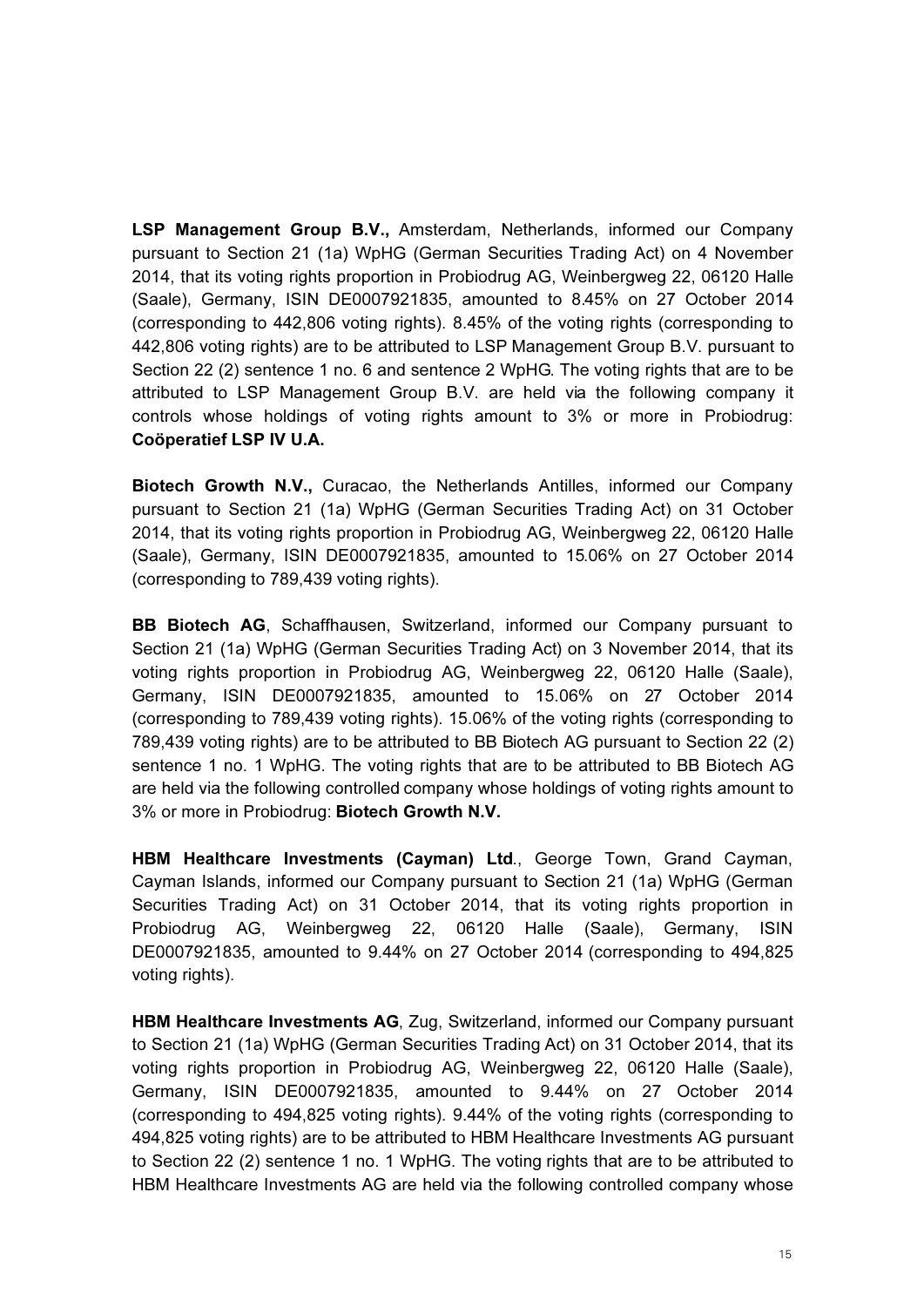**LSP Management Group B.V.,** Amsterdam, Netherlands, informed our Company pursuant to Section 21 (1a) WpHG (German Securities Trading Act) on 4 November 2014, that its voting rights proportion in Probiodrug AG, Weinbergweg 22, 06120 Halle (Saale), Germany, ISIN DE0007921835, amounted to 8.45% on 27 October 2014 (corresponding to 442,806 voting rights). 8.45% of the voting rights (corresponding to 442,806 voting rights) are to be attributed to LSP Management Group B.V. pursuant to Section 22 (2) sentence 1 no. 6 and sentence 2 WpHG. The voting rights that are to be attributed to LSP Management Group B.V. are held via the following company it controls whose holdings of voting rights amount to 3% or more in Probiodrug: **Coöperatief LSP IV U.A.**

**Biotech Growth N.V.,** Curacao, the Netherlands Antilles, informed our Company pursuant to Section 21 (1a) WpHG (German Securities Trading Act) on 31 October 2014, that its voting rights proportion in Probiodrug AG, Weinbergweg 22, 06120 Halle (Saale), Germany, ISIN DE0007921835, amounted to 15.06% on 27 October 2014 (corresponding to 789,439 voting rights).

**BB Biotech AG**, Schaffhausen, Switzerland, informed our Company pursuant to Section 21 (1a) WpHG (German Securities Trading Act) on 3 November 2014, that its voting rights proportion in Probiodrug AG, Weinbergweg 22, 06120 Halle (Saale), Germany, ISIN DE0007921835, amounted to 15.06% on 27 October 2014 (corresponding to 789,439 voting rights). 15.06% of the voting rights (corresponding to 789,439 voting rights) are to be attributed to BB Biotech AG pursuant to Section 22 (2) sentence 1 no. 1 WpHG. The voting rights that are to be attributed to BB Biotech AG are held via the following controlled company whose holdings of voting rights amount to 3% or more in Probiodrug: **Biotech Growth N.V.**

**HBM Healthcare Investments (Cayman) Ltd**., George Town, Grand Cayman, Cayman Islands, informed our Company pursuant to Section 21 (1a) WpHG (German Securities Trading Act) on 31 October 2014, that its voting rights proportion in Probiodrug AG, Weinbergweg 22, 06120 Halle (Saale), Germany, ISIN DE0007921835, amounted to 9.44% on 27 October 2014 (corresponding to 494,825 voting rights).

**HBM Healthcare Investments AG**, Zug, Switzerland, informed our Company pursuant to Section 21 (1a) WpHG (German Securities Trading Act) on 31 October 2014, that its voting rights proportion in Probiodrug AG, Weinbergweg 22, 06120 Halle (Saale), Germany, ISIN DE0007921835, amounted to 9.44% on 27 October 2014 (corresponding to 494,825 voting rights). 9.44% of the voting rights (corresponding to 494,825 voting rights) are to be attributed to HBM Healthcare Investments AG pursuant to Section 22 (2) sentence 1 no. 1 WpHG. The voting rights that are to be attributed to HBM Healthcare Investments AG are held via the following controlled company whose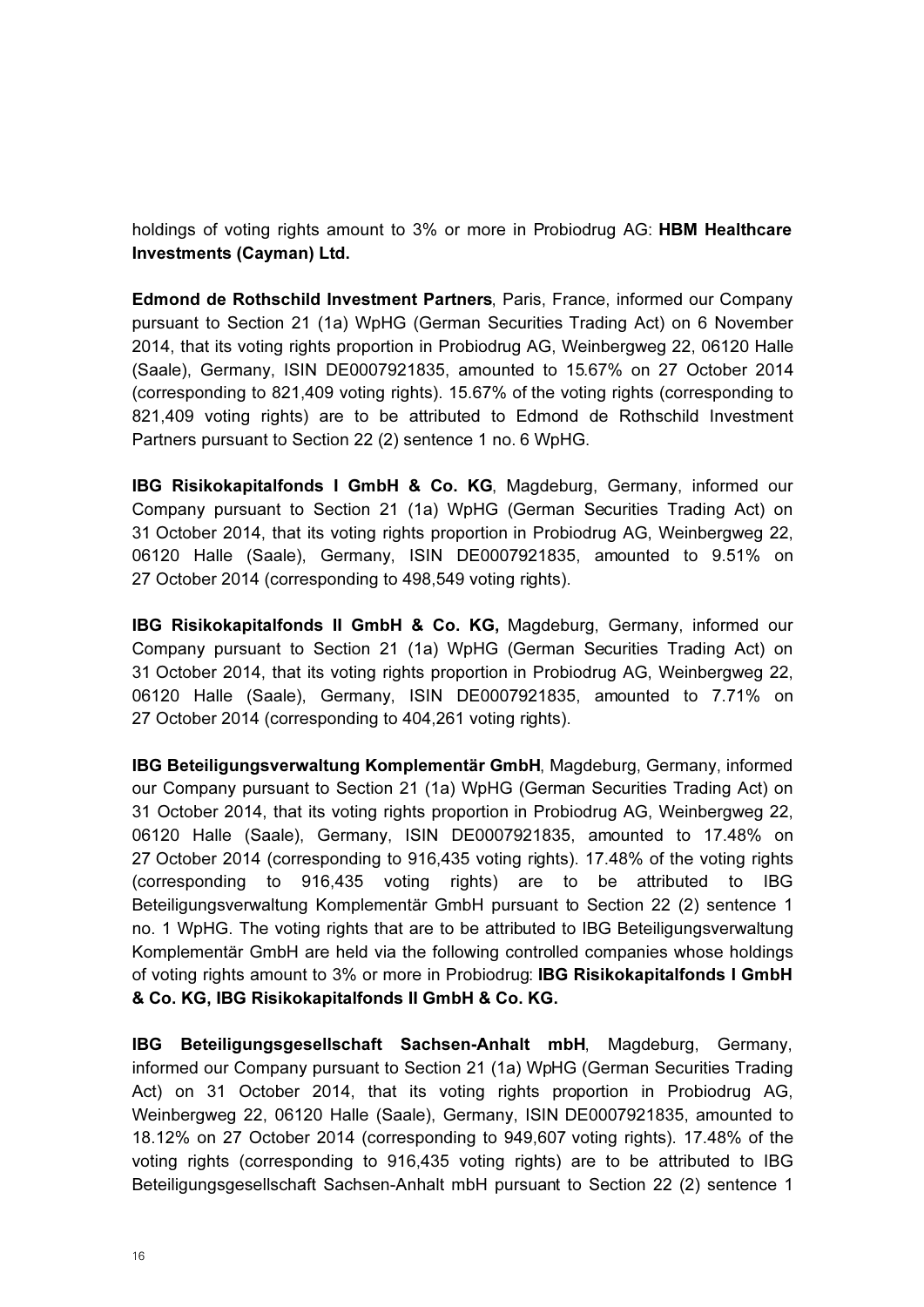holdings of voting rights amount to 3% or more in Probiodrug AG: **HBM Healthcare Investments (Cayman) Ltd.**

**Edmond de Rothschild Investment Partners**, Paris, France, informed our Company pursuant to Section 21 (1a) WpHG (German Securities Trading Act) on 6 November 2014, that its voting rights proportion in Probiodrug AG, Weinbergweg 22, 06120 Halle (Saale), Germany, ISIN DE0007921835, amounted to 15.67% on 27 October 2014 (corresponding to 821,409 voting rights). 15.67% of the voting rights (corresponding to 821,409 voting rights) are to be attributed to Edmond de Rothschild Investment Partners pursuant to Section 22 (2) sentence 1 no. 6 WpHG.

**IBG Risikokapitalfonds I GmbH & Co. KG**, Magdeburg, Germany, informed our Company pursuant to Section 21 (1a) WpHG (German Securities Trading Act) on 31 October 2014, that its voting rights proportion in Probiodrug AG, Weinbergweg 22, 06120 Halle (Saale), Germany, ISIN DE0007921835, amounted to 9.51% on 27 October 2014 (corresponding to 498,549 voting rights).

**IBG Risikokapitalfonds II GmbH & Co. KG,** Magdeburg, Germany, informed our Company pursuant to Section 21 (1a) WpHG (German Securities Trading Act) on 31 October 2014, that its voting rights proportion in Probiodrug AG, Weinbergweg 22, 06120 Halle (Saale), Germany, ISIN DE0007921835, amounted to 7.71% on 27 October 2014 (corresponding to 404,261 voting rights).

**IBG Beteiligungsverwaltung Komplementär GmbH**, Magdeburg, Germany, informed our Company pursuant to Section 21 (1a) WpHG (German Securities Trading Act) on 31 October 2014, that its voting rights proportion in Probiodrug AG, Weinbergweg 22, 06120 Halle (Saale), Germany, ISIN DE0007921835, amounted to 17.48% on 27 October 2014 (corresponding to 916,435 voting rights). 17.48% of the voting rights (corresponding to 916,435 voting rights) are to be attributed to IBG Beteiligungsverwaltung Komplementär GmbH pursuant to Section 22 (2) sentence 1 no. 1 WpHG. The voting rights that are to be attributed to IBG Beteiligungsverwaltung Komplementär GmbH are held via the following controlled companies whose holdings of voting rights amount to 3% or more in Probiodrug: **IBG Risikokapitalfonds I GmbH & Co. KG, IBG Risikokapitalfonds II GmbH & Co. KG.**

**IBG Beteiligungsgesellschaft Sachsen-Anhalt mbH**, Magdeburg, Germany, informed our Company pursuant to Section 21 (1a) WpHG (German Securities Trading Act) on 31 October 2014, that its voting rights proportion in Probiodrug AG, Weinbergweg 22, 06120 Halle (Saale), Germany, ISIN DE0007921835, amounted to 18.12% on 27 October 2014 (corresponding to 949,607 voting rights). 17.48% of the voting rights (corresponding to 916,435 voting rights) are to be attributed to IBG Beteiligungsgesellschaft Sachsen-Anhalt mbH pursuant to Section 22 (2) sentence 1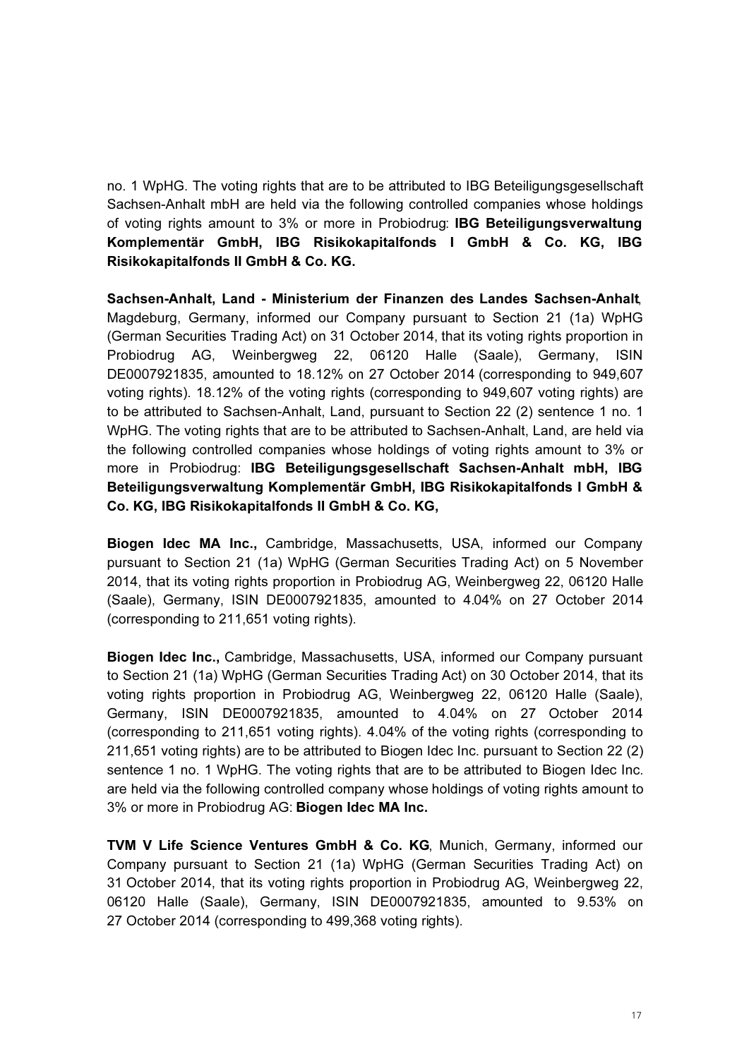no. 1 WpHG. The voting rights that are to be attributed to IBG Beteiligungsgesellschaft Sachsen-Anhalt mbH are held via the following controlled companies whose holdings of voting rights amount to 3% or more in Probiodrug: **IBG Beteiligungsverwaltung Komplementär GmbH, IBG Risikokapitalfonds I GmbH & Co. KG, IBG Risikokapitalfonds II GmbH & Co. KG.**

**Sachsen-Anhalt, Land - Ministerium der Finanzen des Landes Sachsen-Anhalt**, Magdeburg, Germany, informed our Company pursuant to Section 21 (1a) WpHG (German Securities Trading Act) on 31 October 2014, that its voting rights proportion in Probiodrug AG, Weinbergweg 22, 06120 Halle (Saale), Germany, ISIN DE0007921835, amounted to 18.12% on 27 October 2014 (corresponding to 949,607 voting rights). 18.12% of the voting rights (corresponding to 949,607 voting rights) are to be attributed to Sachsen-Anhalt, Land, pursuant to Section 22 (2) sentence 1 no. 1 WpHG. The voting rights that are to be attributed to Sachsen-Anhalt, Land, are held via the following controlled companies whose holdings of voting rights amount to 3% or more in Probiodrug: **IBG Beteiligungsgesellschaft Sachsen-Anhalt mbH, IBG Beteiligungsverwaltung Komplementär GmbH, IBG Risikokapitalfonds I GmbH & Co. KG, IBG Risikokapitalfonds II GmbH & Co. KG,**

**Biogen Idec MA Inc.,** Cambridge, Massachusetts, USA, informed our Company pursuant to Section 21 (1a) WpHG (German Securities Trading Act) on 5 November 2014, that its voting rights proportion in Probiodrug AG, Weinbergweg 22, 06120 Halle (Saale), Germany, ISIN DE0007921835, amounted to 4.04% on 27 October 2014 (corresponding to 211,651 voting rights).

**Biogen Idec Inc.,** Cambridge, Massachusetts, USA, informed our Company pursuant to Section 21 (1a) WpHG (German Securities Trading Act) on 30 October 2014, that its voting rights proportion in Probiodrug AG, Weinbergweg 22, 06120 Halle (Saale), Germany, ISIN DE0007921835, amounted to 4.04% on 27 October 2014 (corresponding to 211,651 voting rights). 4.04% of the voting rights (corresponding to 211,651 voting rights) are to be attributed to Biogen Idec Inc. pursuant to Section 22 (2) sentence 1 no. 1 WpHG. The voting rights that are to be attributed to Biogen Idec Inc. are held via the following controlled company whose holdings of voting rights amount to 3% or more in Probiodrug AG: **Biogen Idec MA Inc.**

**TVM V Life Science Ventures GmbH & Co. KG**, Munich, Germany, informed our Company pursuant to Section 21 (1a) WpHG (German Securities Trading Act) on 31 October 2014, that its voting rights proportion in Probiodrug AG, Weinbergweg 22, 06120 Halle (Saale), Germany, ISIN DE0007921835, amounted to 9.53% on 27 October 2014 (corresponding to 499,368 voting rights).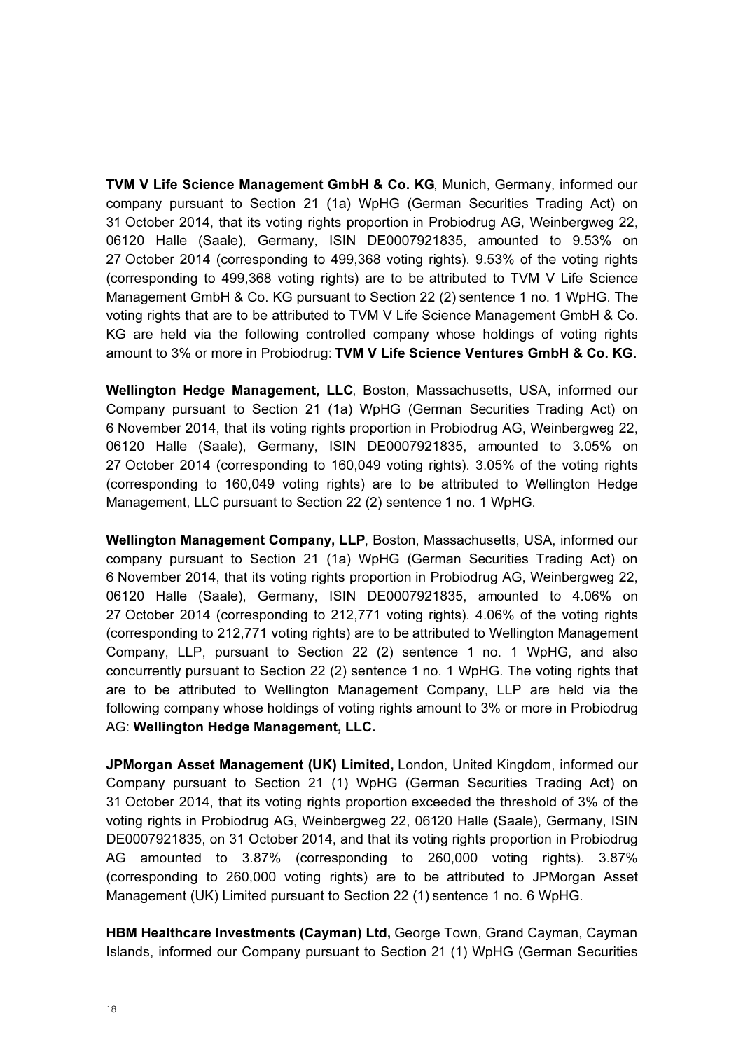**TVM V Life Science Management GmbH & Co. KG**, Munich, Germany, informed our company pursuant to Section 21 (1a) WpHG (German Securities Trading Act) on 31 October 2014, that its voting rights proportion in Probiodrug AG, Weinbergweg 22, 06120 Halle (Saale), Germany, ISIN DE0007921835, amounted to 9.53% on 27 October 2014 (corresponding to 499,368 voting rights). 9.53% of the voting rights (corresponding to 499,368 voting rights) are to be attributed to TVM V Life Science Management GmbH & Co. KG pursuant to Section 22 (2) sentence 1 no. 1 WpHG. The voting rights that are to be attributed to TVM V Life Science Management GmbH & Co. KG are held via the following controlled company whose holdings of voting rights amount to 3% or more in Probiodrug: **TVM V Life Science Ventures GmbH & Co. KG.**

**Wellington Hedge Management, LLC**, Boston, Massachusetts, USA, informed our Company pursuant to Section 21 (1a) WpHG (German Securities Trading Act) on 6 November 2014, that its voting rights proportion in Probiodrug AG, Weinbergweg 22, 06120 Halle (Saale), Germany, ISIN DE0007921835, amounted to 3.05% on 27 October 2014 (corresponding to 160,049 voting rights). 3.05% of the voting rights (corresponding to 160,049 voting rights) are to be attributed to Wellington Hedge Management, LLC pursuant to Section 22 (2) sentence 1 no. 1 WpHG.

**Wellington Management Company, LLP**, Boston, Massachusetts, USA, informed our company pursuant to Section 21 (1a) WpHG (German Securities Trading Act) on 6 November 2014, that its voting rights proportion in Probiodrug AG, Weinbergweg 22, 06120 Halle (Saale), Germany, ISIN DE0007921835, amounted to 4.06% on 27 October 2014 (corresponding to 212,771 voting rights). 4.06% of the voting rights (corresponding to 212,771 voting rights) are to be attributed to Wellington Management Company, LLP, pursuant to Section 22 (2) sentence 1 no. 1 WpHG, and also concurrently pursuant to Section 22 (2) sentence 1 no. 1 WpHG. The voting rights that are to be attributed to Wellington Management Company, LLP are held via the following company whose holdings of voting rights amount to 3% or more in Probiodrug AG: **Wellington Hedge Management, LLC.**

**JPMorgan Asset Management (UK) Limited,** London, United Kingdom, informed our Company pursuant to Section 21 (1) WpHG (German Securities Trading Act) on 31 October 2014, that its voting rights proportion exceeded the threshold of 3% of the voting rights in Probiodrug AG, Weinbergweg 22, 06120 Halle (Saale), Germany, ISIN DE0007921835, on 31 October 2014, and that its voting rights proportion in Probiodrug AG amounted to 3.87% (corresponding to 260,000 voting rights). 3.87% (corresponding to 260,000 voting rights) are to be attributed to JPMorgan Asset Management (UK) Limited pursuant to Section 22 (1) sentence 1 no. 6 WpHG.

**HBM Healthcare Investments (Cayman) Ltd,** George Town, Grand Cayman, Cayman Islands, informed our Company pursuant to Section 21 (1) WpHG (German Securities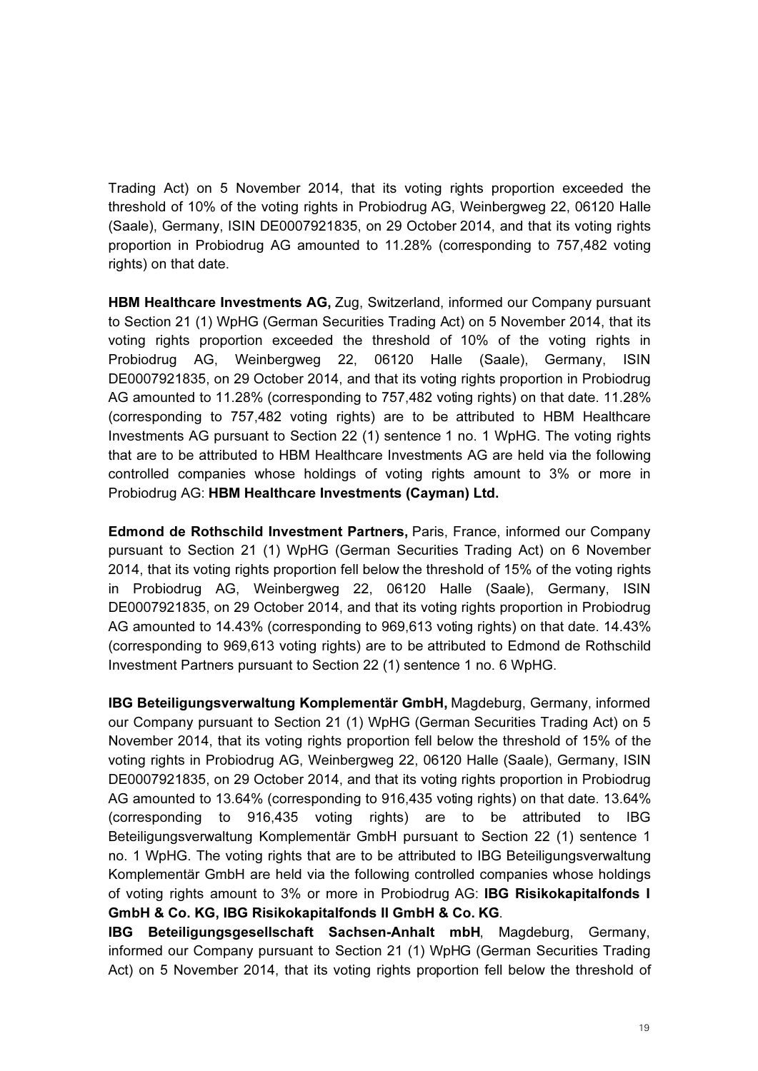Trading Act) on 5 November 2014, that its voting rights proportion exceeded the threshold of 10% of the voting rights in Probiodrug AG, Weinbergweg 22, 06120 Halle (Saale), Germany, ISIN DE0007921835, on 29 October 2014, and that its voting rights proportion in Probiodrug AG amounted to 11.28% (corresponding to 757,482 voting rights) on that date.

**HBM Healthcare Investments AG,** Zug, Switzerland, informed our Company pursuant to Section 21 (1) WpHG (German Securities Trading Act) on 5 November 2014, that its voting rights proportion exceeded the threshold of 10% of the voting rights in Probiodrug AG, Weinbergweg 22, 06120 Halle (Saale), Germany, ISIN DE0007921835, on 29 October 2014, and that its voting rights proportion in Probiodrug AG amounted to 11.28% (corresponding to 757,482 voting rights) on that date. 11.28% (corresponding to 757,482 voting rights) are to be attributed to HBM Healthcare Investments AG pursuant to Section 22 (1) sentence 1 no. 1 WpHG. The voting rights that are to be attributed to HBM Healthcare Investments AG are held via the following controlled companies whose holdings of voting rights amount to 3% or more in Probiodrug AG: **HBM Healthcare Investments (Cayman) Ltd.**

**Edmond de Rothschild Investment Partners,** Paris, France, informed our Company pursuant to Section 21 (1) WpHG (German Securities Trading Act) on 6 November 2014, that its voting rights proportion fell below the threshold of 15% of the voting rights in Probiodrug AG, Weinbergweg 22, 06120 Halle (Saale), Germany, ISIN DE0007921835, on 29 October 2014, and that its voting rights proportion in Probiodrug AG amounted to 14.43% (corresponding to 969,613 voting rights) on that date. 14.43% (corresponding to 969,613 voting rights) are to be attributed to Edmond de Rothschild Investment Partners pursuant to Section 22 (1) sentence 1 no. 6 WpHG.

**IBG Beteiligungsverwaltung Komplementär GmbH,** Magdeburg, Germany, informed our Company pursuant to Section 21 (1) WpHG (German Securities Trading Act) on 5 November 2014, that its voting rights proportion fell below the threshold of 15% of the voting rights in Probiodrug AG, Weinbergweg 22, 06120 Halle (Saale), Germany, ISIN DE0007921835, on 29 October 2014, and that its voting rights proportion in Probiodrug AG amounted to 13.64% (corresponding to 916,435 voting rights) on that date. 13.64% (corresponding to 916,435 voting rights) are to be attributed to IBG Beteiligungsverwaltung Komplementär GmbH pursuant to Section 22 (1) sentence 1 no. 1 WpHG. The voting rights that are to be attributed to IBG Beteiligungsverwaltung Komplementär GmbH are held via the following controlled companies whose holdings of voting rights amount to 3% or more in Probiodrug AG: **IBG Risikokapitalfonds I GmbH & Co. KG, IBG Risikokapitalfonds II GmbH & Co. KG**.

**IBG Beteiligungsgesellschaft Sachsen-Anhalt mbH**, Magdeburg, Germany, informed our Company pursuant to Section 21 (1) WpHG (German Securities Trading Act) on 5 November 2014, that its voting rights proportion fell below the threshold of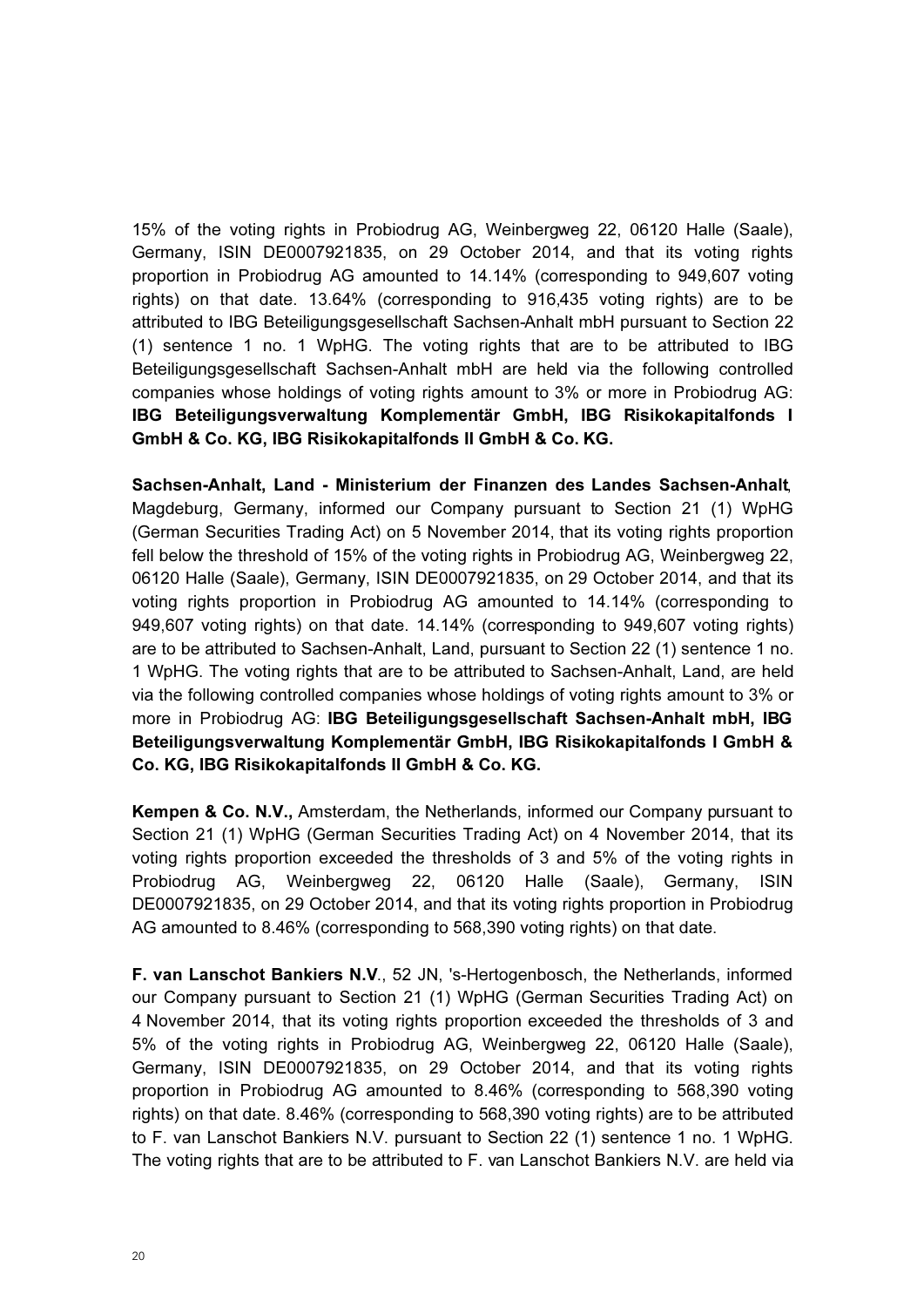15% of the voting rights in Probiodrug AG, Weinbergweg 22, 06120 Halle (Saale), Germany, ISIN DE0007921835, on 29 October 2014, and that its voting rights proportion in Probiodrug AG amounted to 14.14% (corresponding to 949,607 voting rights) on that date. 13.64% (corresponding to 916,435 voting rights) are to be attributed to IBG Beteiligungsgesellschaft Sachsen-Anhalt mbH pursuant to Section 22 (1) sentence 1 no. 1 WpHG. The voting rights that are to be attributed to IBG Beteiligungsgesellschaft Sachsen-Anhalt mbH are held via the following controlled companies whose holdings of voting rights amount to 3% or more in Probiodrug AG: **IBG Beteiligungsverwaltung Komplementär GmbH, IBG Risikokapitalfonds I GmbH & Co. KG, IBG Risikokapitalfonds II GmbH & Co. KG.**

**Sachsen-Anhalt, Land - Ministerium der Finanzen des Landes Sachsen-Anhalt**, Magdeburg, Germany, informed our Company pursuant to Section 21 (1) WpHG (German Securities Trading Act) on 5 November 2014, that its voting rights proportion fell below the threshold of 15% of the voting rights in Probiodrug AG, Weinbergweg 22, 06120 Halle (Saale), Germany, ISIN DE0007921835, on 29 October 2014, and that its voting rights proportion in Probiodrug AG amounted to 14.14% (corresponding to 949,607 voting rights) on that date. 14.14% (corresponding to 949,607 voting rights) are to be attributed to Sachsen-Anhalt, Land, pursuant to Section 22 (1) sentence 1 no. 1 WpHG. The voting rights that are to be attributed to Sachsen-Anhalt, Land, are held via the following controlled companies whose holdings of voting rights amount to 3% or more in Probiodrug AG: **IBG Beteiligungsgesellschaft Sachsen-Anhalt mbH, IBG Beteiligungsverwaltung Komplementär GmbH, IBG Risikokapitalfonds I GmbH & Co. KG, IBG Risikokapitalfonds II GmbH & Co. KG.**

**Kempen & Co. N.V.,** Amsterdam, the Netherlands, informed our Company pursuant to Section 21 (1) WpHG (German Securities Trading Act) on 4 November 2014, that its voting rights proportion exceeded the thresholds of 3 and 5% of the voting rights in Probiodrug AG, Weinbergweg 22, 06120 Halle (Saale), Germany, ISIN DE0007921835, on 29 October 2014, and that its voting rights proportion in Probiodrug AG amounted to 8.46% (corresponding to 568,390 voting rights) on that date.

**F. van Lanschot Bankiers N.V**., 52 JN, 's-Hertogenbosch, the Netherlands, informed our Company pursuant to Section 21 (1) WpHG (German Securities Trading Act) on 4 November 2014, that its voting rights proportion exceeded the thresholds of 3 and 5% of the voting rights in Probiodrug AG, Weinbergweg 22, 06120 Halle (Saale), Germany, ISIN DE0007921835, on 29 October 2014, and that its voting rights proportion in Probiodrug AG amounted to 8.46% (corresponding to 568,390 voting rights) on that date. 8.46% (corresponding to 568,390 voting rights) are to be attributed to F. van Lanschot Bankiers N.V. pursuant to Section 22 (1) sentence 1 no. 1 WpHG. The voting rights that are to be attributed to F. van Lanschot Bankiers N.V. are held via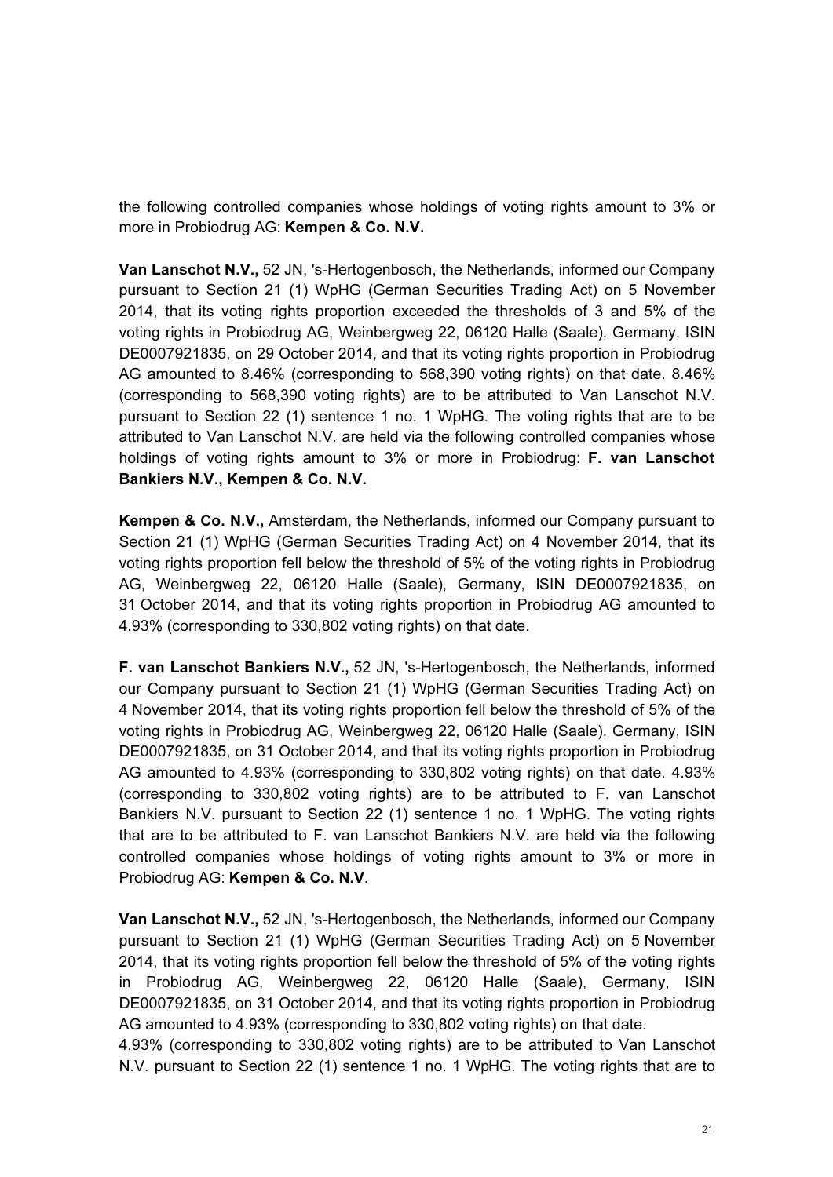the following controlled companies whose holdings of voting rights amount to 3% or more in Probiodrug AG: **Kempen & Co. N.V.**

**Van Lanschot N.V.,** 52 JN, 's-Hertogenbosch, the Netherlands, informed our Company pursuant to Section 21 (1) WpHG (German Securities Trading Act) on 5 November 2014, that its voting rights proportion exceeded the thresholds of 3 and 5% of the voting rights in Probiodrug AG, Weinbergweg 22, 06120 Halle (Saale), Germany, ISIN DE0007921835, on 29 October 2014, and that its voting rights proportion in Probiodrug AG amounted to 8.46% (corresponding to 568,390 voting rights) on that date. 8.46% (corresponding to 568,390 voting rights) are to be attributed to Van Lanschot N.V. pursuant to Section 22 (1) sentence 1 no. 1 WpHG. The voting rights that are to be attributed to Van Lanschot N.V. are held via the following controlled companies whose holdings of voting rights amount to 3% or more in Probiodrug: **F. van Lanschot Bankiers N.V., Kempen & Co. N.V.**

**Kempen & Co. N.V.,** Amsterdam, the Netherlands, informed our Company pursuant to Section 21 (1) WpHG (German Securities Trading Act) on 4 November 2014, that its voting rights proportion fell below the threshold of 5% of the voting rights in Probiodrug AG, Weinbergweg 22, 06120 Halle (Saale), Germany, ISIN DE0007921835, on 31 October 2014, and that its voting rights proportion in Probiodrug AG amounted to 4.93% (corresponding to 330,802 voting rights) on that date.

**F. van Lanschot Bankiers N.V.,** 52 JN, 's-Hertogenbosch, the Netherlands, informed our Company pursuant to Section 21 (1) WpHG (German Securities Trading Act) on 4 November 2014, that its voting rights proportion fell below the threshold of 5% of the voting rights in Probiodrug AG, Weinbergweg 22, 06120 Halle (Saale), Germany, ISIN DE0007921835, on 31 October 2014, and that its voting rights proportion in Probiodrug AG amounted to 4.93% (corresponding to 330,802 voting rights) on that date. 4.93% (corresponding to 330,802 voting rights) are to be attributed to F. van Lanschot Bankiers N.V. pursuant to Section 22 (1) sentence 1 no. 1 WpHG. The voting rights that are to be attributed to F. van Lanschot Bankiers N.V. are held via the following controlled companies whose holdings of voting rights amount to 3% or more in Probiodrug AG: **Kempen & Co. N.V**.

**Van Lanschot N.V.,** 52 JN, 's-Hertogenbosch, the Netherlands, informed our Company pursuant to Section 21 (1) WpHG (German Securities Trading Act) on 5 November 2014, that its voting rights proportion fell below the threshold of 5% of the voting rights in Probiodrug AG, Weinbergweg 22, 06120 Halle (Saale), Germany, ISIN DE0007921835, on 31 October 2014, and that its voting rights proportion in Probiodrug AG amounted to 4.93% (corresponding to 330,802 voting rights) on that date.
4.93% (corresponding to 330,802 voting rights) are to be attributed to Van Lanschot N.V. pursuant to Section 22 (1) sentence 1 no. 1 WpHG. The voting rights that are to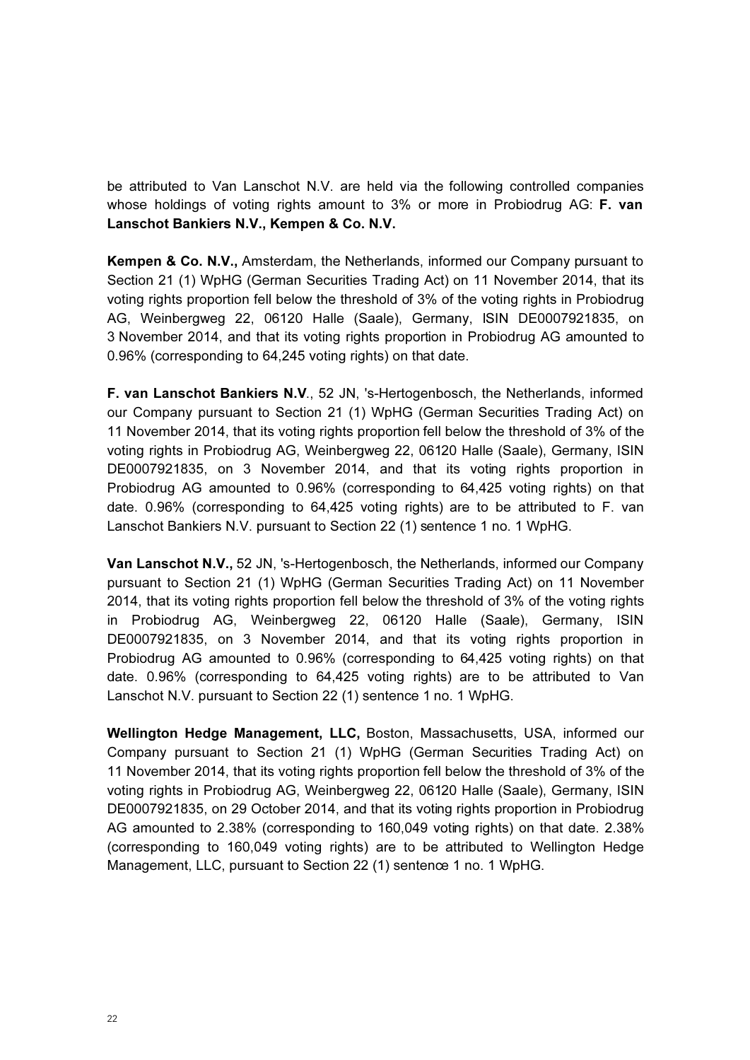be attributed to Van Lanschot N.V. are held via the following controlled companies whose holdings of voting rights amount to 3% or more in Probiodrug AG: **F. van Lanschot Bankiers N.V., Kempen & Co. N.V.**

**Kempen & Co. N.V.,** Amsterdam, the Netherlands, informed our Company pursuant to Section 21 (1) WpHG (German Securities Trading Act) on 11 November 2014, that its voting rights proportion fell below the threshold of 3% of the voting rights in Probiodrug AG, Weinbergweg 22, 06120 Halle (Saale), Germany, ISIN DE0007921835, on 3 November 2014, and that its voting rights proportion in Probiodrug AG amounted to 0.96% (corresponding to 64,245 voting rights) on that date.

**F. van Lanschot Bankiers N.V**., 52 JN, 's-Hertogenbosch, the Netherlands, informed our Company pursuant to Section 21 (1) WpHG (German Securities Trading Act) on 11 November 2014, that its voting rights proportion fell below the threshold of 3% of the voting rights in Probiodrug AG, Weinbergweg 22, 06120 Halle (Saale), Germany, ISIN DE0007921835, on 3 November 2014, and that its voting rights proportion in Probiodrug AG amounted to 0.96% (corresponding to 64,425 voting rights) on that date. 0.96% (corresponding to 64,425 voting rights) are to be attributed to F. van Lanschot Bankiers N.V. pursuant to Section 22 (1) sentence 1 no. 1 WpHG.

**Van Lanschot N.V.,** 52 JN, 's-Hertogenbosch, the Netherlands, informed our Company pursuant to Section 21 (1) WpHG (German Securities Trading Act) on 11 November 2014, that its voting rights proportion fell below the threshold of 3% of the voting rights in Probiodrug AG, Weinbergweg 22, 06120 Halle (Saale), Germany, ISIN DE0007921835, on 3 November 2014, and that its voting rights proportion in Probiodrug AG amounted to 0.96% (corresponding to 64,425 voting rights) on that date. 0.96% (corresponding to 64,425 voting rights) are to be attributed to Van Lanschot N.V. pursuant to Section 22 (1) sentence 1 no. 1 WpHG.

**Wellington Hedge Management, LLC,** Boston, Massachusetts, USA, informed our Company pursuant to Section 21 (1) WpHG (German Securities Trading Act) on 11 November 2014, that its voting rights proportion fell below the threshold of 3% of the voting rights in Probiodrug AG, Weinbergweg 22, 06120 Halle (Saale), Germany, ISIN DE0007921835, on 29 October 2014, and that its voting rights proportion in Probiodrug AG amounted to 2.38% (corresponding to 160,049 voting rights) on that date. 2.38% (corresponding to 160,049 voting rights) are to be attributed to Wellington Hedge Management, LLC, pursuant to Section 22 (1) sentence 1 no. 1 WpHG.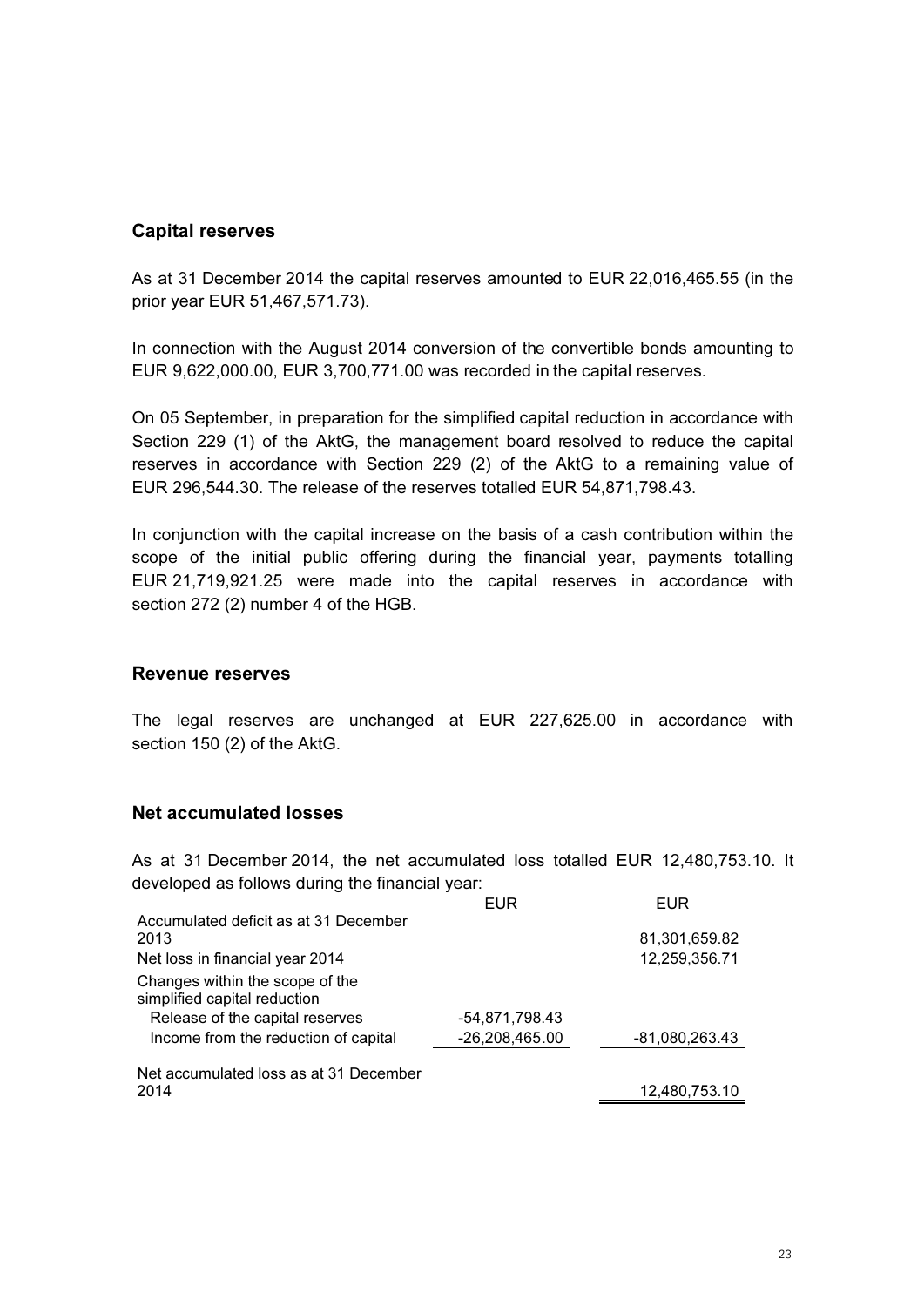## Capital reserves

As at 31 December 2014 the capital reserves amounted to EUR 22,016,465.55 (in the prior year EUR 51,467,571.73).

In connection with the August 2014 conversion of the convertible bonds amounting to EUR 9,622,000.00, EUR 3,700,771.00 was recorded in the capital reserves.

On 05 September, in preparation for the simplified capital reduction in accordance with Section 229 (1) of the AktG, the management board resolved to reduce the capital reserves in accordance with Section 229 (2) of the AktG to a remaining value of EUR 296,544.30. The release of the reserves totalled EUR 54,871,798.43.

In conjunction with the capital increase on the basis of a cash contribution within the scope of the initial public offering during the financial year, payments totalling EUR 21,719,921.25 were made into the capital reserves in accordance with section 272 (2) number 4 of the HGB.

## Revenue reserves

The legal reserves are unchanged at EUR 227,625.00 in accordance with section 150 (2) of the AktG.

## Net accumulated losses

As at 31 December 2014, the net accumulated loss totalled EUR 12,480,753.10. It developed as follows during the financial year:

| | EUR | EUR |
|---|---|---|
| Accumulated deficit as at 31 December 2013 | | 81,301,659.82 |
| Net loss in financial year 2014 | | 12,259,356.71 |
| Changes within the scope of the simplified capital reduction | | |
| Release of the capital reserves | -54,871,798.43 | |
| Income from the reduction of capital | -26,208,465.00 | -81,080,263.43 |
| Net accumulated loss as at 31 December 2014 | | 12,480,753.10 |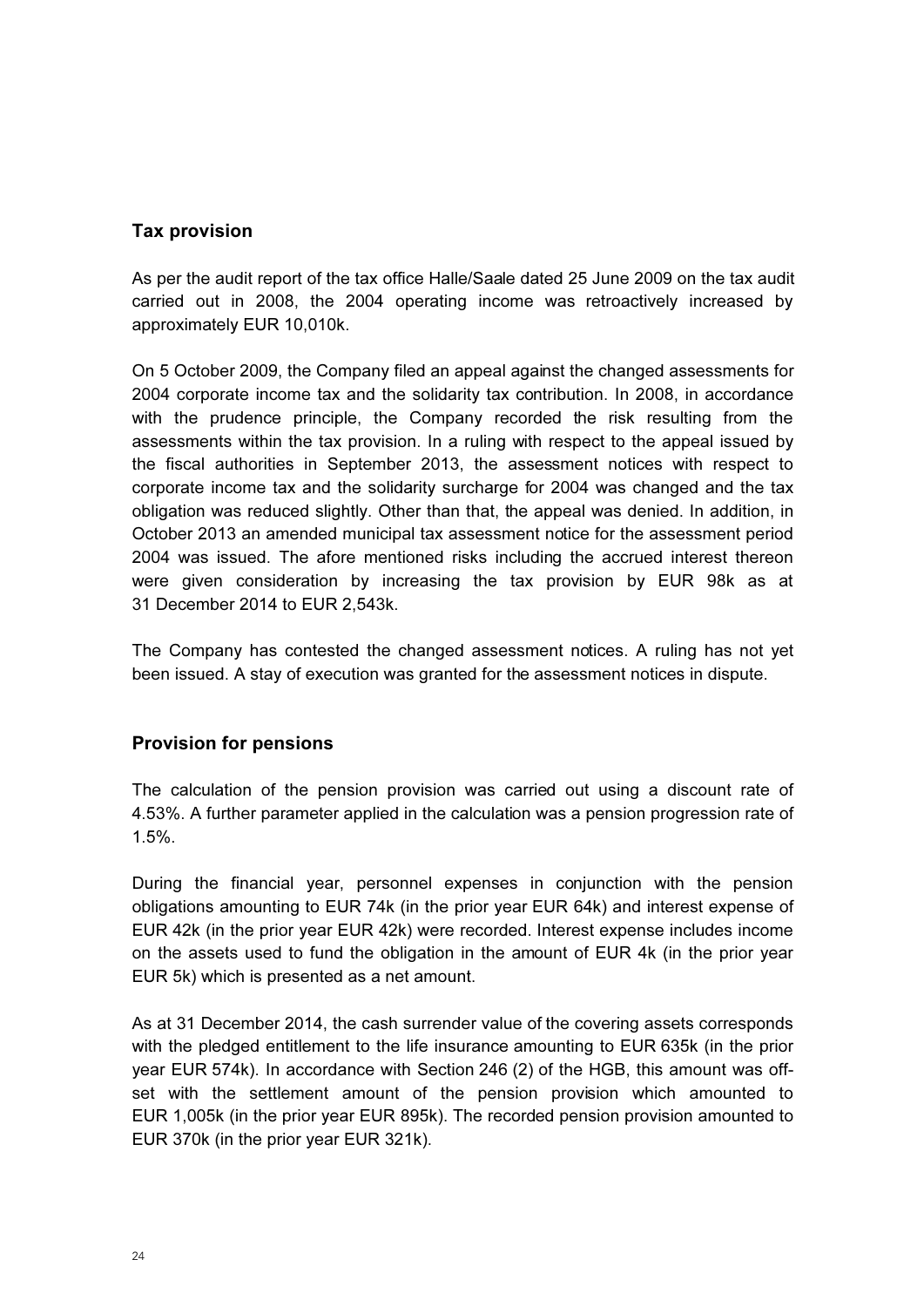## Tax provision

As per the audit report of the tax office Halle/Saale dated 25 June 2009 on the tax audit carried out in 2008, the 2004 operating income was retroactively increased by approximately EUR 10,010k.

On 5 October 2009, the Company filed an appeal against the changed assessments for 2004 corporate income tax and the solidarity tax contribution. In 2008, in accordance with the prudence principle, the Company recorded the risk resulting from the assessments within the tax provision. In a ruling with respect to the appeal issued by the fiscal authorities in September 2013, the assessment notices with respect to corporate income tax and the solidarity surcharge for 2004 was changed and the tax obligation was reduced slightly. Other than that, the appeal was denied. In addition, in October 2013 an amended municipal tax assessment notice for the assessment period 2004 was issued. The afore mentioned risks including the accrued interest thereon were given consideration by increasing the tax provision by EUR 98k as at 31 December 2014 to EUR 2,543k.

The Company has contested the changed assessment notices. A ruling has not yet been issued. A stay of execution was granted for the assessment notices in dispute.

## Provision for pensions

The calculation of the pension provision was carried out using a discount rate of 4.53%. A further parameter applied in the calculation was a pension progression rate of 1.5%.

During the financial year, personnel expenses in conjunction with the pension obligations amounting to EUR 74k (in the prior year EUR 64k) and interest expense of EUR 42k (in the prior year EUR 42k) were recorded. Interest expense includes income on the assets used to fund the obligation in the amount of EUR 4k (in the prior year EUR 5k) which is presented as a net amount.

As at 31 December 2014, the cash surrender value of the covering assets corresponds with the pledged entitlement to the life insurance amounting to EUR 635k (in the prior year EUR 574k). In accordance with Section 246 (2) of the HGB, this amount was off-set with the settlement amount of the pension provision which amounted to EUR 1,005k (in the prior year EUR 895k). The recorded pension provision amounted to EUR 370k (in the prior year EUR 321k).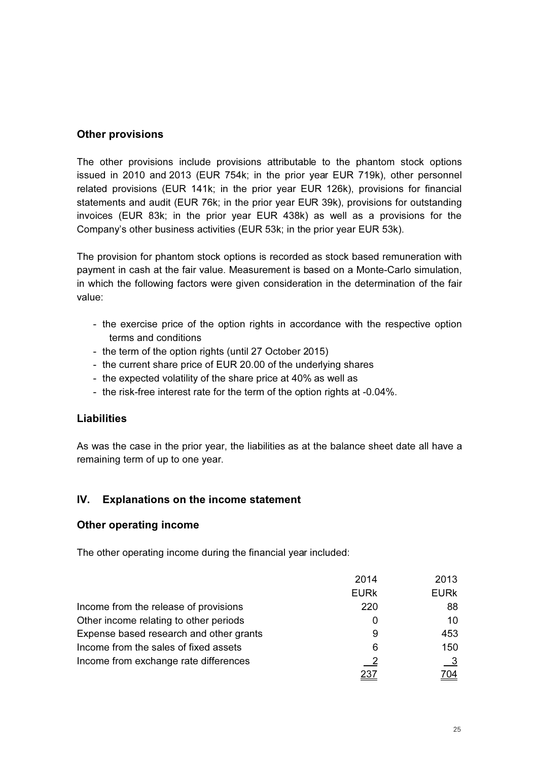## Other provisions

The other provisions include provisions attributable to the phantom stock options issued in 2010 and 2013 (EUR 754k; in the prior year EUR 719k), other personnel related provisions (EUR 141k; in the prior year EUR 126k), provisions for financial statements and audit (EUR 76k; in the prior year EUR 39k), provisions for outstanding invoices (EUR 83k; in the prior year EUR 438k) as well as a provisions for the Company's other business activities (EUR 53k; in the prior year EUR 53k).

The provision for phantom stock options is recorded as stock based remuneration with payment in cash at the fair value. Measurement is based on a Monte-Carlo simulation, in which the following factors were given consideration in the determination of the fair value:

- the exercise price of the option rights in accordance with the respective option terms and conditions
- the term of the option rights (until 27 October 2015)
- the current share price of EUR 20.00 of the underlying shares
- the expected volatility of the share price at 40% as well as
- the risk-free interest rate for the term of the option rights at -0.04%.

## Liabilities

As was the case in the prior year, the liabilities as at the balance sheet date all have a remaining term of up to one year.

# IV. Explanations on the income statement

## Other operating income

The other operating income during the financial year included:

| | 2014 | 2013 |
|---|---|---|
| | EURk | EURk |
| Income from the release of provisions | 220 | 88 |
| Other income relating to other periods | 0 | 10 |
| Expense based research and other grants | 9 | 453 |
| Income from the sales of fixed assets | 6 | 150 |
| Income from exchange rate differences | 2 | 3 |
| | 237 | 704 |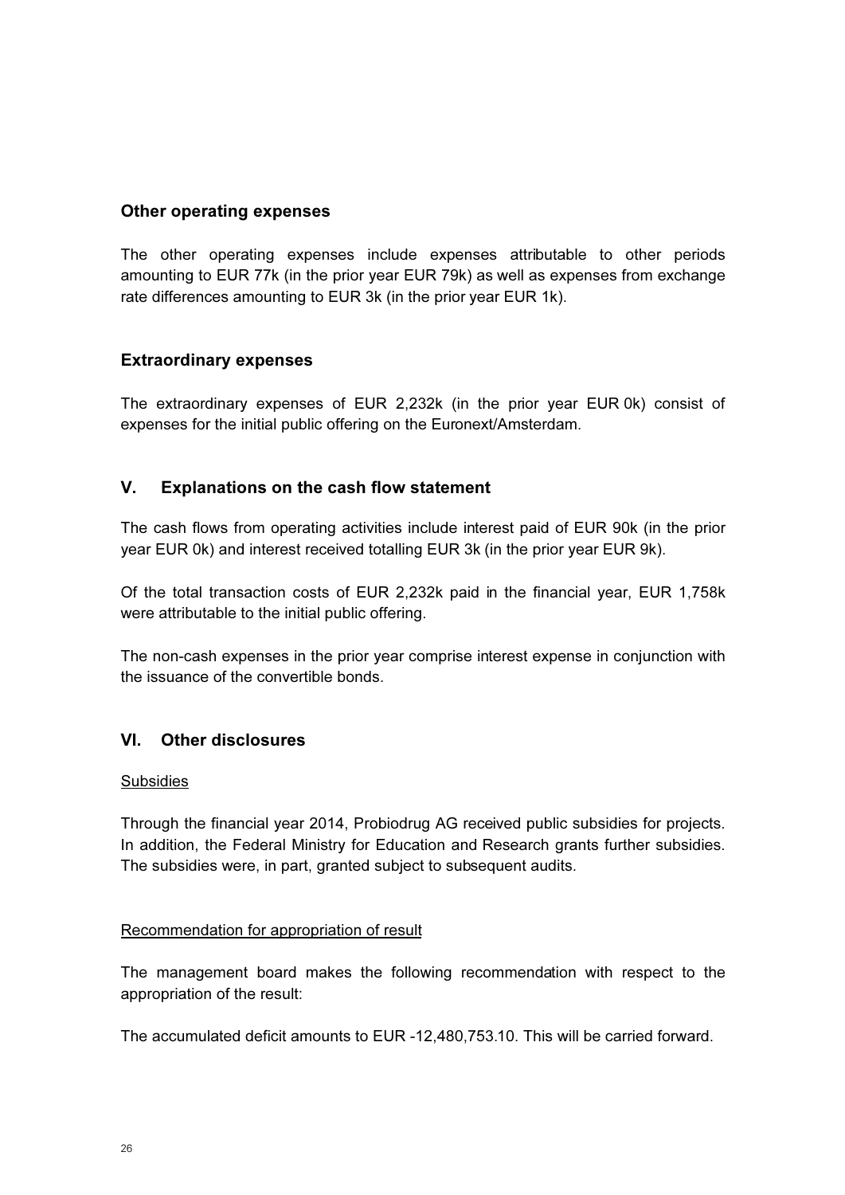### Other operating expenses

The other operating expenses include expenses attributable to other periods amounting to EUR 77k (in the prior year EUR 79k) as well as expenses from exchange rate differences amounting to EUR 3k (in the prior year EUR 1k).

### Extraordinary expenses

The extraordinary expenses of EUR 2,232k (in the prior year EUR 0k) consist of expenses for the initial public offering on the Euronext/Amsterdam.

## V. Explanations on the cash flow statement

The cash flows from operating activities include interest paid of EUR 90k (in the prior year EUR 0k) and interest received totalling EUR 3k (in the prior year EUR 9k).

Of the total transaction costs of EUR 2,232k paid in the financial year, EUR 1,758k were attributable to the initial public offering.

The non-cash expenses in the prior year comprise interest expense in conjunction with the issuance of the convertible bonds.

## VI. Other disclosures

Subsidies

Through the financial year 2014, Probiodrug AG received public subsidies for projects. In addition, the Federal Ministry for Education and Research grants further subsidies. The subsidies were, in part, granted subject to subsequent audits.

Recommendation for appropriation of result

The management board makes the following recommendation with respect to the appropriation of the result:

The accumulated deficit amounts to EUR -12,480,753.10. This will be carried forward.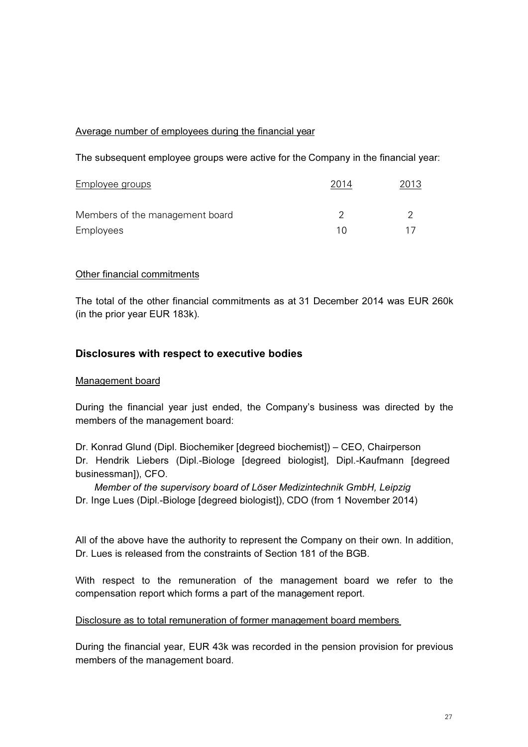Average number of employees during the financial year

The subsequent employee groups were active for the Company in the financial year:

| Employee groups | 2014 | 2013 |
|---|---|---|
| Members of the management board | 2 | 2 |
| Employees | 10 | 17 |

Other financial commitments

The total of the other financial commitments as at 31 December 2014 was EUR 260k (in the prior year EUR 183k).

## Disclosures with respect to executive bodies

Management board

During the financial year just ended, the Company's business was directed by the members of the management board:

Dr. Konrad Glund (Dipl. Biochemiker [degreed biochemist]) – CEO, Chairperson
Dr. Hendrik Liebers (Dipl.-Biologe [degreed biologist], Dipl.-Kaufmann [degreed businessman]), CFO.
*Member of the supervisory board of Löser Medizintechnik GmbH, Leipzig*
Dr. Inge Lues (Dipl.-Biologe [degreed biologist]), CDO (from 1 November 2014)

All of the above have the authority to represent the Company on their own. In addition, Dr. Lues is released from the constraints of Section 181 of the BGB.

With respect to the remuneration of the management board we refer to the compensation report which forms a part of the management report.

Disclosure as to total remuneration of former management board members

During the financial year, EUR 43k was recorded in the pension provision for previous members of the management board.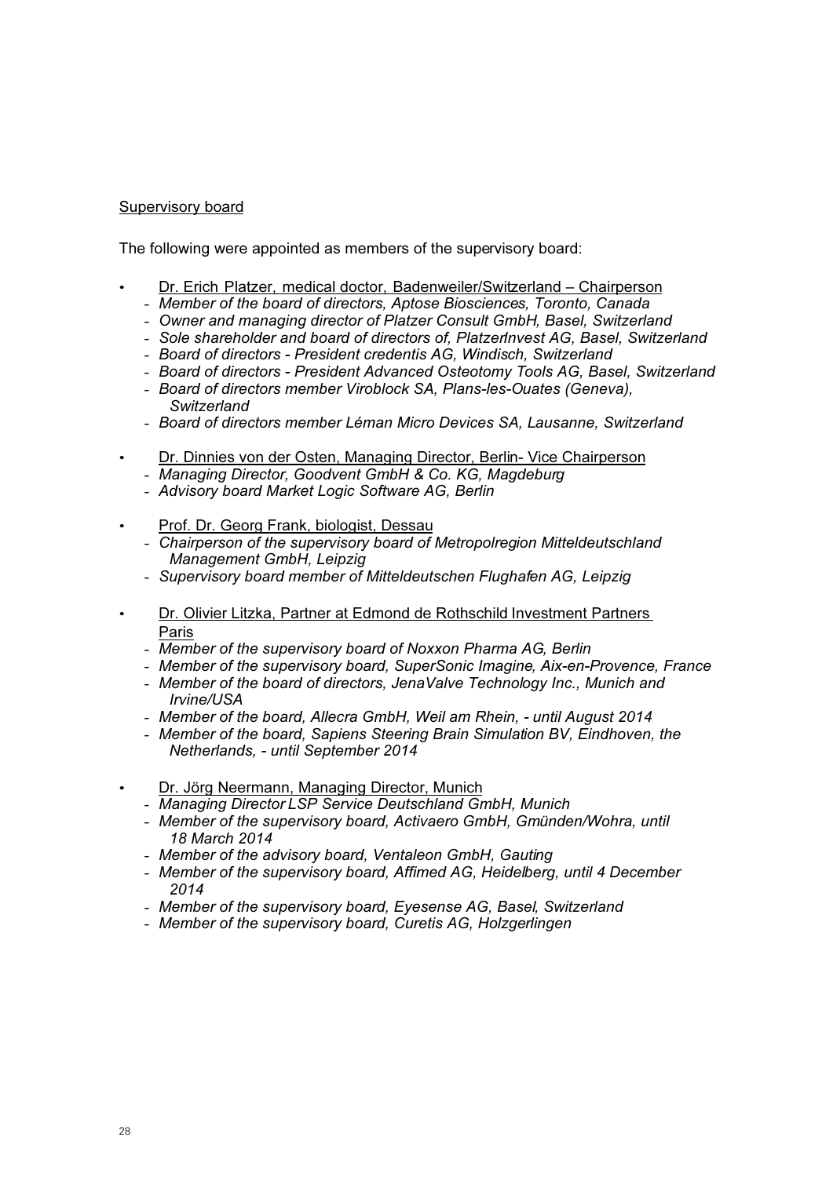Supervisory board

The following were appointed as members of the supervisory board:

- Dr. Erich Platzer, medical doctor, Badenweiler/Switzerland – Chairperson
  - *Member of the board of directors, Aptose Biosciences, Toronto, Canada*
  - *Owner and managing director of Platzer Consult GmbH, Basel, Switzerland*
  - *Sole shareholder and board of directors of, PlatzerInvest AG, Basel, Switzerland*
  - *Board of directors - President credentis AG, Windisch, Switzerland*
  - *Board of directors - President Advanced Osteotomy Tools AG, Basel, Switzerland*
  - *Board of directors member Viroblock SA, Plans-les-Ouates (Geneva), Switzerland*
  - *Board of directors member Léman Micro Devices SA, Lausanne, Switzerland*

- Dr. Dinnies von der Osten, Managing Director, Berlin- Vice Chairperson
  - *Managing Director, Goodvent GmbH & Co. KG, Magdeburg*
  - *Advisory board Market Logic Software AG, Berlin*

- Prof. Dr. Georg Frank, biologist, Dessau
  - *Chairperson of the supervisory board of Metropolregion Mitteldeutschland Management GmbH, Leipzig*
  - *Supervisory board member of Mitteldeutschen Flughafen AG, Leipzig*

- Dr. Olivier Litzka, Partner at Edmond de Rothschild Investment Partners Paris
  - *Member of the supervisory board of Noxxon Pharma AG, Berlin*
  - *Member of the supervisory board, SuperSonic Imagine, Aix-en-Provence, France*
  - *Member of the board of directors, JenaValve Technology Inc., Munich and Irvine/USA*
  - *Member of the board, Allecra GmbH, Weil am Rhein, - until August 2014*
  - *Member of the board, Sapiens Steering Brain Simulation BV, Eindhoven, the Netherlands, - until September 2014*

- Dr. Jörg Neermann, Managing Director, Munich
  - *Managing Director LSP Service Deutschland GmbH, Munich*
  - *Member of the supervisory board, Activaero GmbH, Gmünden/Wohra, until 18 March 2014*
  - *Member of the advisory board, Ventaleon GmbH, Gauting*
  - *Member of the supervisory board, Affimed AG, Heidelberg, until 4 December 2014*
  - *Member of the supervisory board, Eyesense AG, Basel, Switzerland*
  - *Member of the supervisory board, Curetis AG, Holzgerlingen*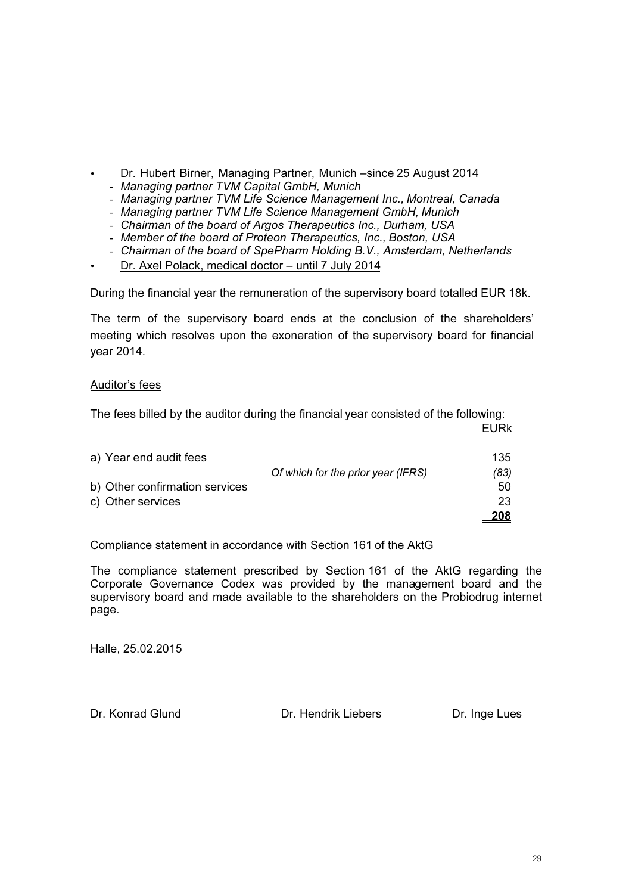- Dr. Hubert Birner, Managing Partner, Munich –since 25 August 2014
  - *Managing partner TVM Capital GmbH, Munich*
  - *Managing partner TVM Life Science Management Inc., Montreal, Canada*
  - *Managing partner TVM Life Science Management GmbH, Munich*
  - *Chairman of the board of Argos Therapeutics Inc., Durham, USA*
  - *Member of the board of Proteon Therapeutics, Inc., Boston, USA*
  - *Chairman of the board of SpePharm Holding B.V., Amsterdam, Netherlands*
- Dr. Axel Polack, medical doctor – until 7 July 2014

During the financial year the remuneration of the supervisory board totalled EUR 18k.

The term of the supervisory board ends at the conclusion of the shareholders' meeting which resolves upon the exoneration of the supervisory board for financial year 2014.

Auditor's fees

The fees billed by the auditor during the financial year consisted of the following:

| | | EURk |
|---|---|---|
| a) Year end audit fees | | 135 |
| | *Of which for the prior year (IFRS)* | *(83)* |
| b) Other confirmation services | | 50 |
| c) Other services | | 23 |
| | | **208** |

Compliance statement in accordance with Section 161 of the AktG

The compliance statement prescribed by Section 161 of the AktG regarding the Corporate Governance Codex was provided by the management board and the supervisory board and made available to the shareholders on the Probiodrug internet page.

Halle, 25.02.2015

Dr. Konrad Glund Dr. Hendrik Liebers Dr. Inge Lues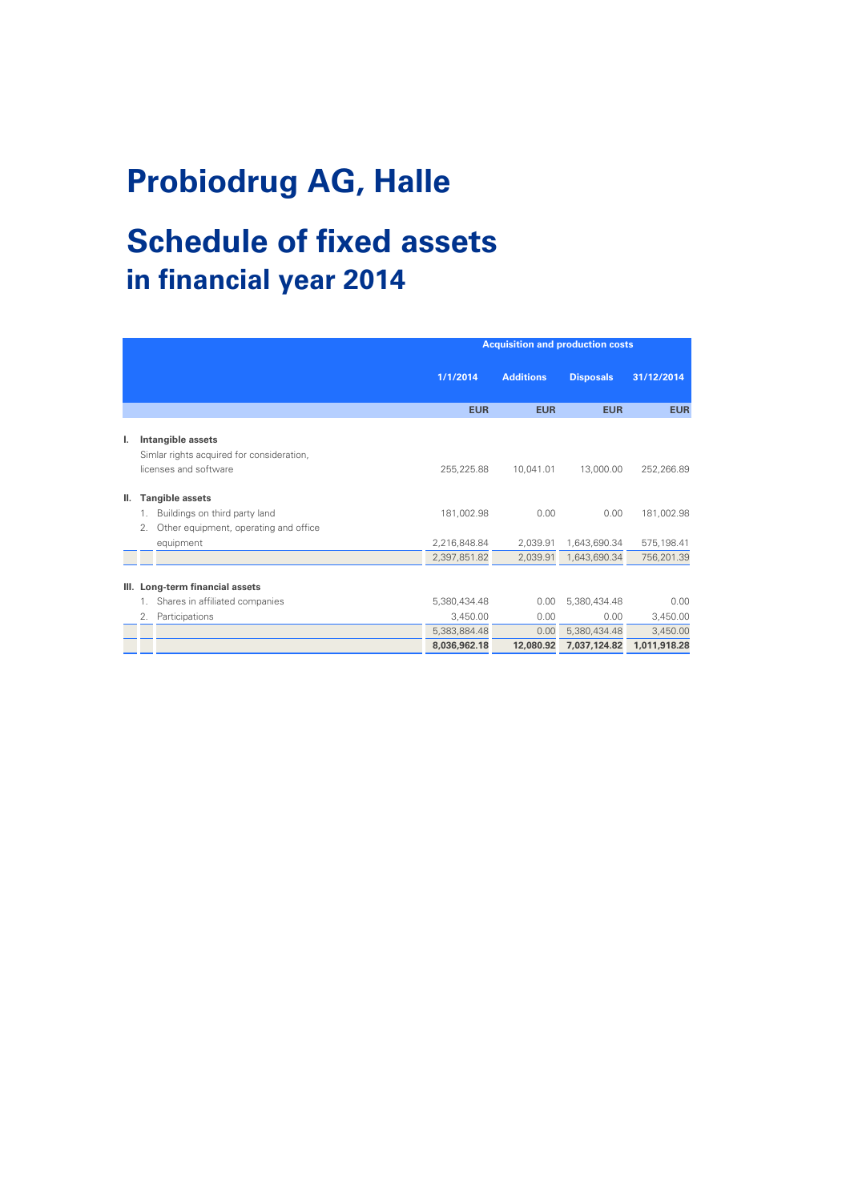# Probiodrug AG, Halle

## Schedule of fixed assets
### in financial year 2014

| | Acquisition and production costs | | | |
|---|---|---|---|---|
| | 1/1/2014 | Additions | Disposals | 31/12/2014 |
| | EUR | EUR | EUR | EUR |
| **I. Intangible assets** | | | | |
| Simlar rights acquired for consideration, licenses and software | 255,225.88 | 10,041.01 | 13,000.00 | 252,266.89 |
| **II. Tangible assets** | | | | |
| 1. Buildings on third party land | 181,002.98 | 0.00 | 0.00 | 181,002.98 |
| 2. Other equipment, operating and office equipment | 2,216,848.84 | 2,039.91 | 1,643,690.34 | 575,198.41 |
| | 2,397,851.82 | 2,039.91 | 1,643,690.34 | 756,201.39 |
| **III. Long-term financial assets** | | | | |
| 1. Shares in affiliated companies | 5,380,434.48 | 0.00 | 5,380,434.48 | 0.00 |
| 2. Participations | 3,450.00 | 0.00 | 0.00 | 3,450.00 |
| | 5,383,884.48 | 0.00 | 5,380,434.48 | 3,450.00 |
| | **8,036,962.18** | **12,080.92** | **7,037,124.82** | **1,011,918.28** |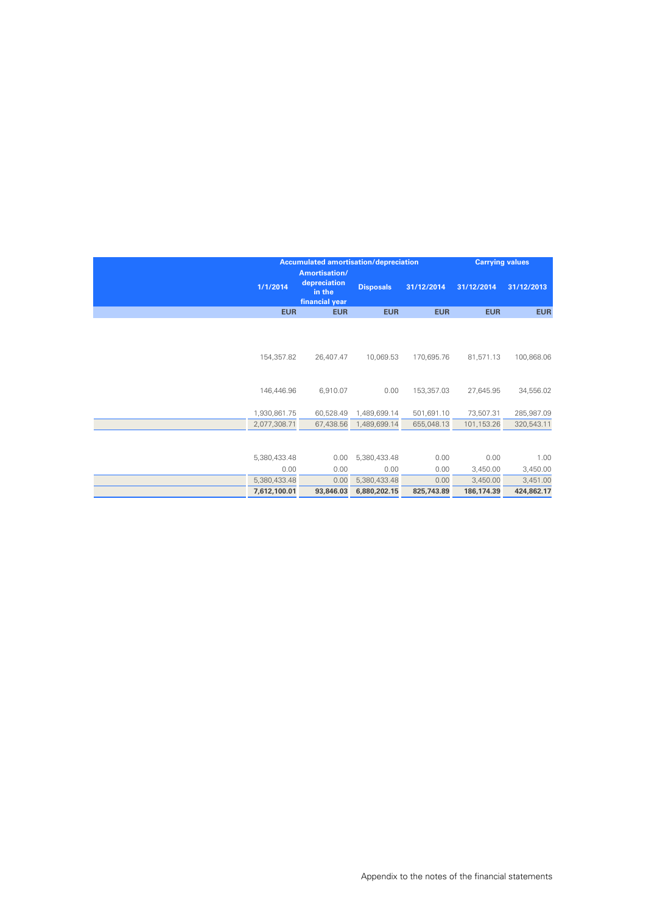| | Accumulated amortisation/depreciation | | | | Carrying values | |
|---|---|---|---|---|---|---|
| | 1/1/2014 | Amortisation/ depreciation in the financial year | Disposals | 31/12/2014 | 31/12/2014 | 31/12/2013 |
| | EUR | EUR | EUR | EUR | EUR | EUR |
| | 154,357.82 | 26,407.47 | 10,069.53 | 170,695.76 | 81,571.13 | 100,868.06 |
| | 146,446.96 | 6,910.07 | 0.00 | 153,357.03 | 27,645.95 | 34,556.02 |
| | 1,930,861.75 | 60,528.49 | 1,489,699.14 | 501,691.10 | 73,507.31 | 285,987.09 |
| | 2,077,308.71 | 67,438.56 | 1,489,699.14 | 655,048.13 | 101,153.26 | 320,543.11 |
| | 5,380,433.48 | 0.00 | 5,380,433.48 | 0.00 | 0.00 | 1.00 |
| | 0.00 | 0.00 | 0.00 | 0.00 | 3,450.00 | 3,450.00 |
| | 5,380,433.48 | 0.00 | 5,380,433.48 | 0.00 | 3,450.00 | 3,451.00 |
| | **7,612,100.01** | **93,846.03** | **6,880,202.15** | **825,743.89** | **186,174.39** | **424,862.17** |

Appendix to the notes of the financial statements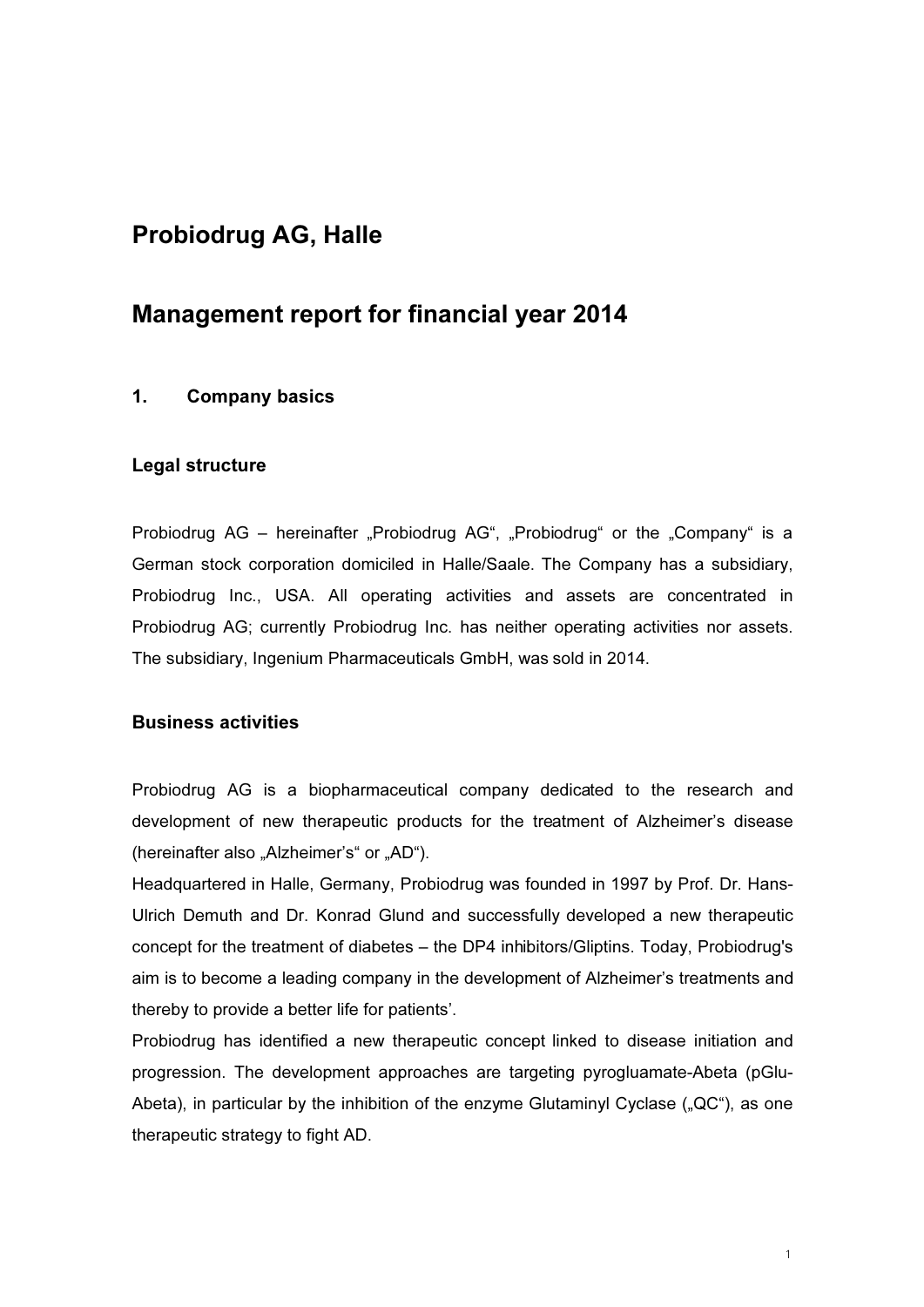# Probiodrug AG, Halle

# Management report for financial year 2014

## 1. Company basics

### Legal structure

Probiodrug AG – hereinafter „Probiodrug AG“, „Probiodrug“ or the „Company“ is a German stock corporation domiciled in Halle/Saale. The Company has a subsidiary, Probiodrug Inc., USA. All operating activities and assets are concentrated in Probiodrug AG; currently Probiodrug Inc. has neither operating activities nor assets. The subsidiary, Ingenium Pharmaceuticals GmbH, was sold in 2014.

### Business activities

Probiodrug AG is a biopharmaceutical company dedicated to the research and development of new therapeutic products for the treatment of Alzheimer's disease (hereinafter also „Alzheimer's“ or „AD“).

Headquartered in Halle, Germany, Probiodrug was founded in 1997 by Prof. Dr. Hans-Ulrich Demuth and Dr. Konrad Glund and successfully developed a new therapeutic concept for the treatment of diabetes – the DP4 inhibitors/Gliptins. Today, Probiodrug's aim is to become a leading company in the development of Alzheimer's treatments and thereby to provide a better life for patients'.

Probiodrug has identified a new therapeutic concept linked to disease initiation and progression. The development approaches are targeting pyrogluamate-Abeta (pGlu-Abeta), in particular by the inhibition of the enzyme Glutaminyl Cyclase („QC“), as one therapeutic strategy to fight AD.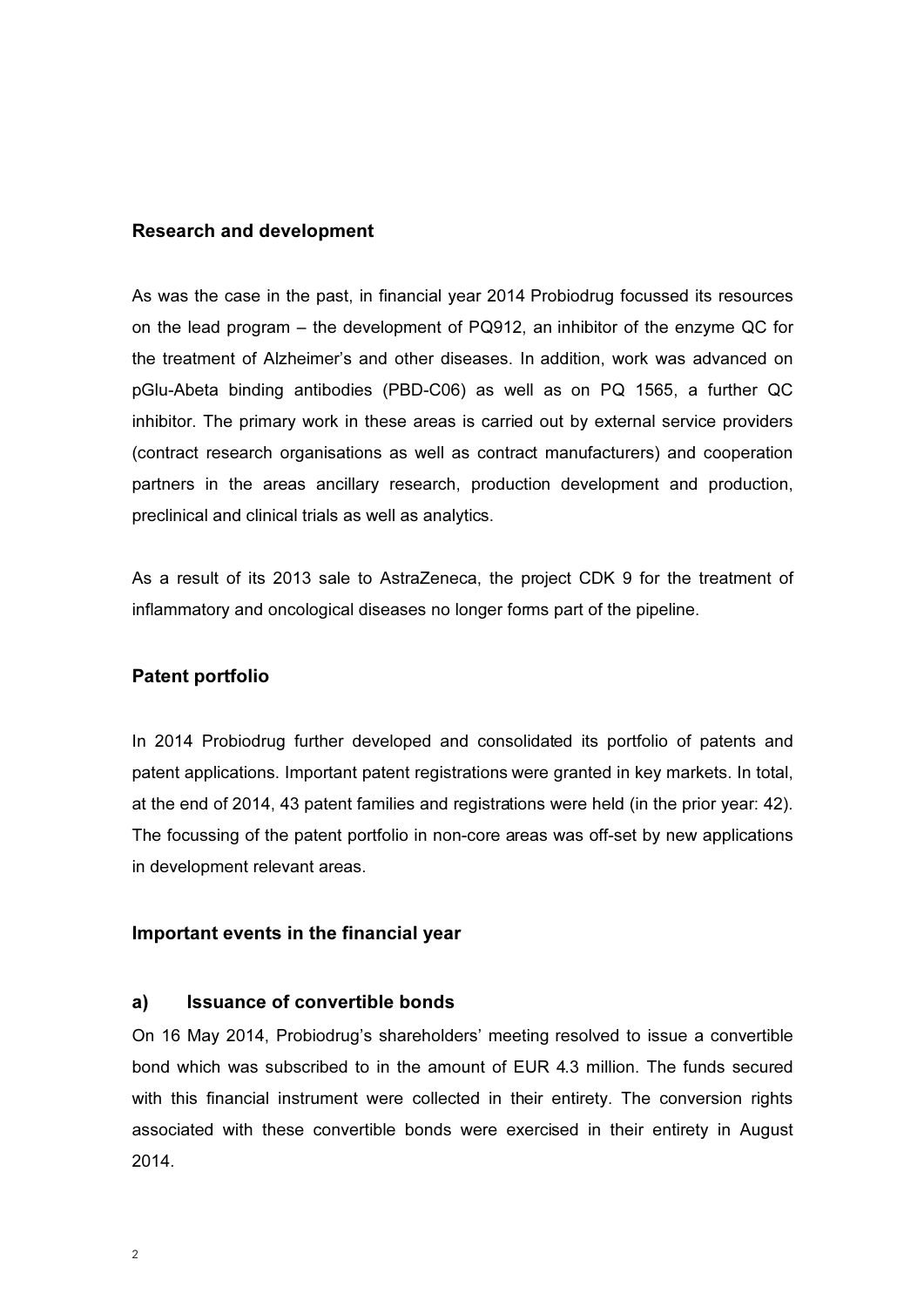## Research and development

As was the case in the past, in financial year 2014 Probiodrug focussed its resources on the lead program – the development of PQ912, an inhibitor of the enzyme QC for the treatment of Alzheimer's and other diseases. In addition, work was advanced on pGlu-Abeta binding antibodies (PBD-C06) as well as on PQ 1565, a further QC inhibitor. The primary work in these areas is carried out by external service providers (contract research organisations as well as contract manufacturers) and cooperation partners in the areas ancillary research, production development and production, preclinical and clinical trials as well as analytics.

As a result of its 2013 sale to AstraZeneca, the project CDK 9 for the treatment of inflammatory and oncological diseases no longer forms part of the pipeline.

## Patent portfolio

In 2014 Probiodrug further developed and consolidated its portfolio of patents and patent applications. Important patent registrations were granted in key markets. In total, at the end of 2014, 43 patent families and registrations were held (in the prior year: 42). The focussing of the patent portfolio in non-core areas was off-set by new applications in development relevant areas.

## Important events in the financial year

### a) Issuance of convertible bonds

On 16 May 2014, Probiodrug's shareholders' meeting resolved to issue a convertible bond which was subscribed to in the amount of EUR 4.3 million. The funds secured with this financial instrument were collected in their entirety. The conversion rights associated with these convertible bonds were exercised in their entirety in August 2014.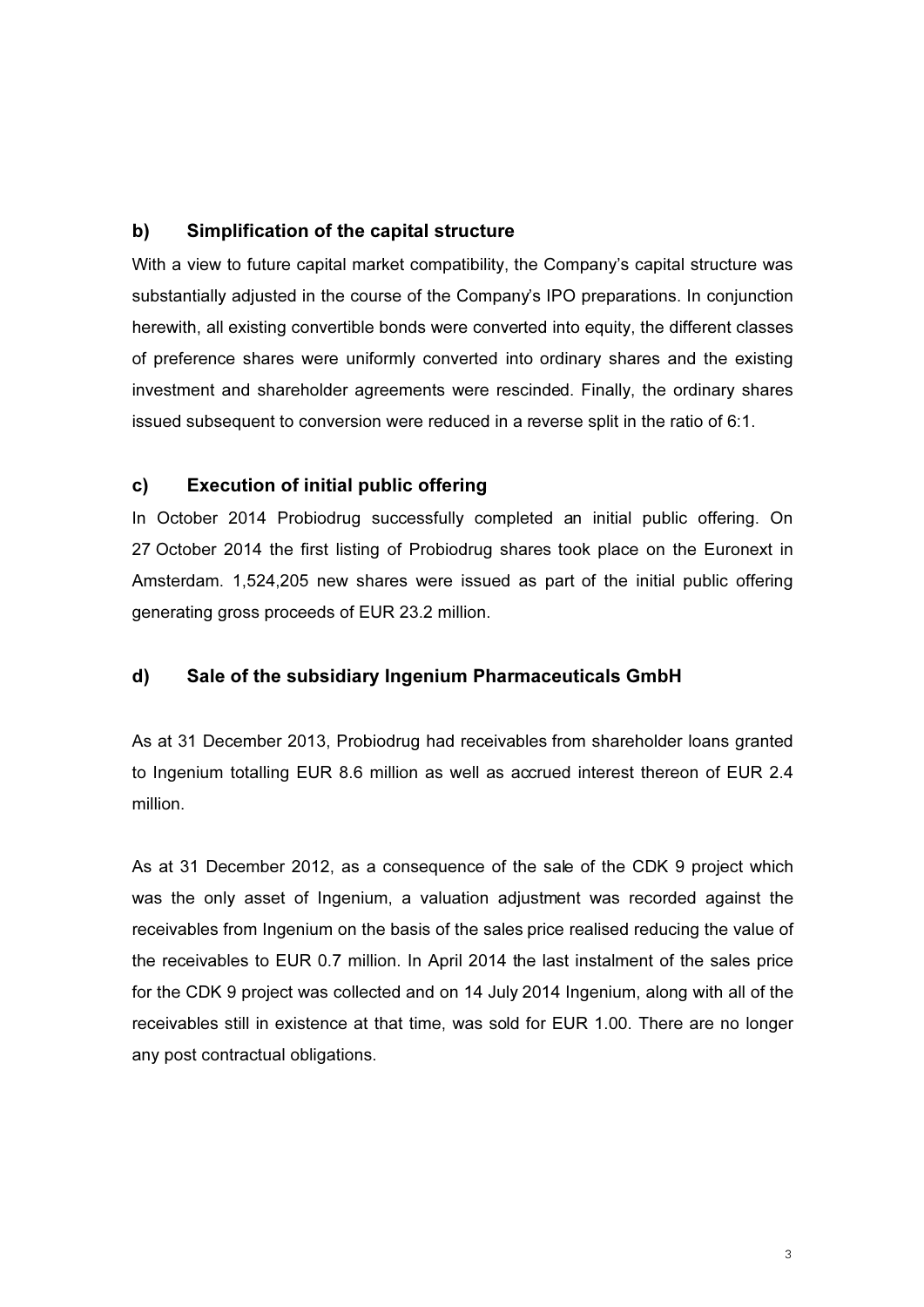### b) Simplification of the capital structure

With a view to future capital market compatibility, the Company's capital structure was substantially adjusted in the course of the Company's IPO preparations. In conjunction herewith, all existing convertible bonds were converted into equity, the different classes of preference shares were uniformly converted into ordinary shares and the existing investment and shareholder agreements were rescinded. Finally, the ordinary shares issued subsequent to conversion were reduced in a reverse split in the ratio of 6:1.

### c) Execution of initial public offering

In October 2014 Probiodrug successfully completed an initial public offering. On 27 October 2014 the first listing of Probiodrug shares took place on the Euronext in Amsterdam. 1,524,205 new shares were issued as part of the initial public offering generating gross proceeds of EUR 23.2 million.

### d) Sale of the subsidiary Ingenium Pharmaceuticals GmbH

As at 31 December 2013, Probiodrug had receivables from shareholder loans granted to Ingenium totalling EUR 8.6 million as well as accrued interest thereon of EUR 2.4 million.

As at 31 December 2012, as a consequence of the sale of the CDK 9 project which was the only asset of Ingenium, a valuation adjustment was recorded against the receivables from Ingenium on the basis of the sales price realised reducing the value of the receivables to EUR 0.7 million. In April 2014 the last instalment of the sales price for the CDK 9 project was collected and on 14 July 2014 Ingenium, along with all of the receivables still in existence at that time, was sold for EUR 1.00. There are no longer any post contractual obligations.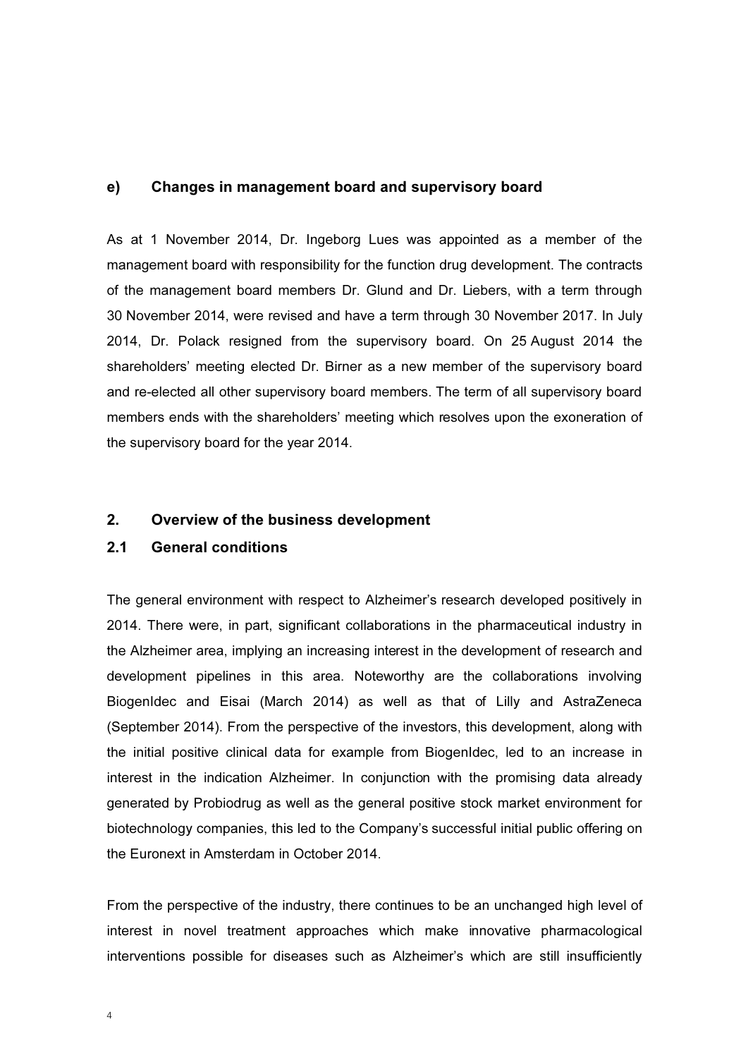### e) Changes in management board and supervisory board

As at 1 November 2014, Dr. Ingeborg Lues was appointed as a member of the management board with responsibility for the function drug development. The contracts of the management board members Dr. Glund and Dr. Liebers, with a term through 30 November 2014, were revised and have a term through 30 November 2017. In July 2014, Dr. Polack resigned from the supervisory board. On 25 August 2014 the shareholders' meeting elected Dr. Birner as a new member of the supervisory board and re-elected all other supervisory board members. The term of all supervisory board members ends with the shareholders' meeting which resolves upon the exoneration of the supervisory board for the year 2014.

## 2. Overview of the business development

### 2.1 General conditions

The general environment with respect to Alzheimer's research developed positively in 2014. There were, in part, significant collaborations in the pharmaceutical industry in the Alzheimer area, implying an increasing interest in the development of research and development pipelines in this area. Noteworthy are the collaborations involving BiogenIdec and Eisai (March 2014) as well as that of Lilly and AstraZeneca (September 2014). From the perspective of the investors, this development, along with the initial positive clinical data for example from BiogenIdec, led to an increase in interest in the indication Alzheimer. In conjunction with the promising data already generated by Probiodrug as well as the general positive stock market environment for biotechnology companies, this led to the Company's successful initial public offering on the Euronext in Amsterdam in October 2014.

From the perspective of the industry, there continues to be an unchanged high level of interest in novel treatment approaches which make innovative pharmacological interventions possible for diseases such as Alzheimer's which are still insufficiently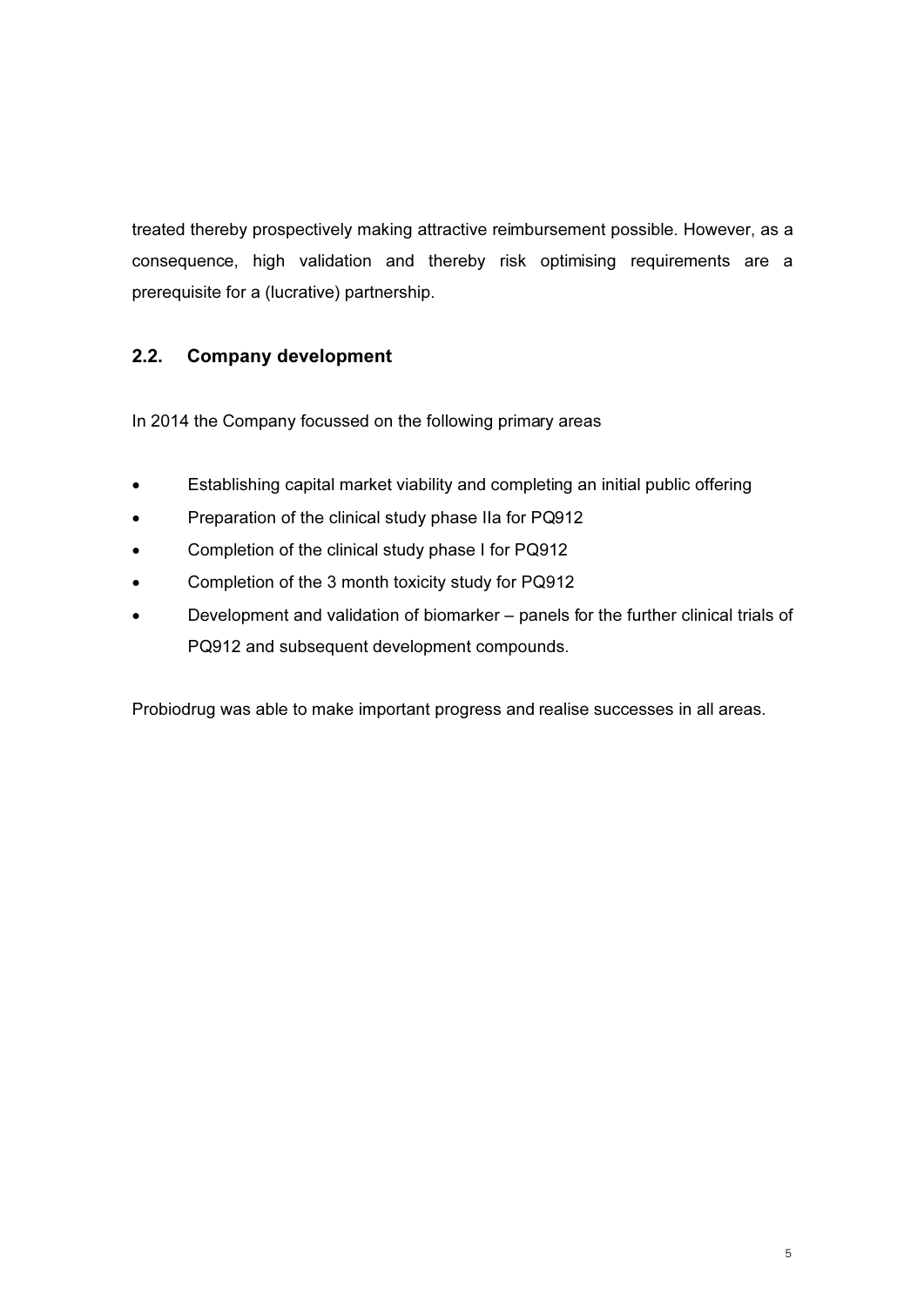treated thereby prospectively making attractive reimbursement possible. However, as a consequence, high validation and thereby risk optimising requirements are a prerequisite for a (lucrative) partnership.

## 2.2. Company development

In 2014 the Company focussed on the following primary areas

- Establishing capital market viability and completing an initial public offering
- Preparation of the clinical study phase IIa for PQ912
- Completion of the clinical study phase I for PQ912
- Completion of the 3 month toxicity study for PQ912
- Development and validation of biomarker – panels for the further clinical trials of PQ912 and subsequent development compounds.

Probiodrug was able to make important progress and realise successes in all areas.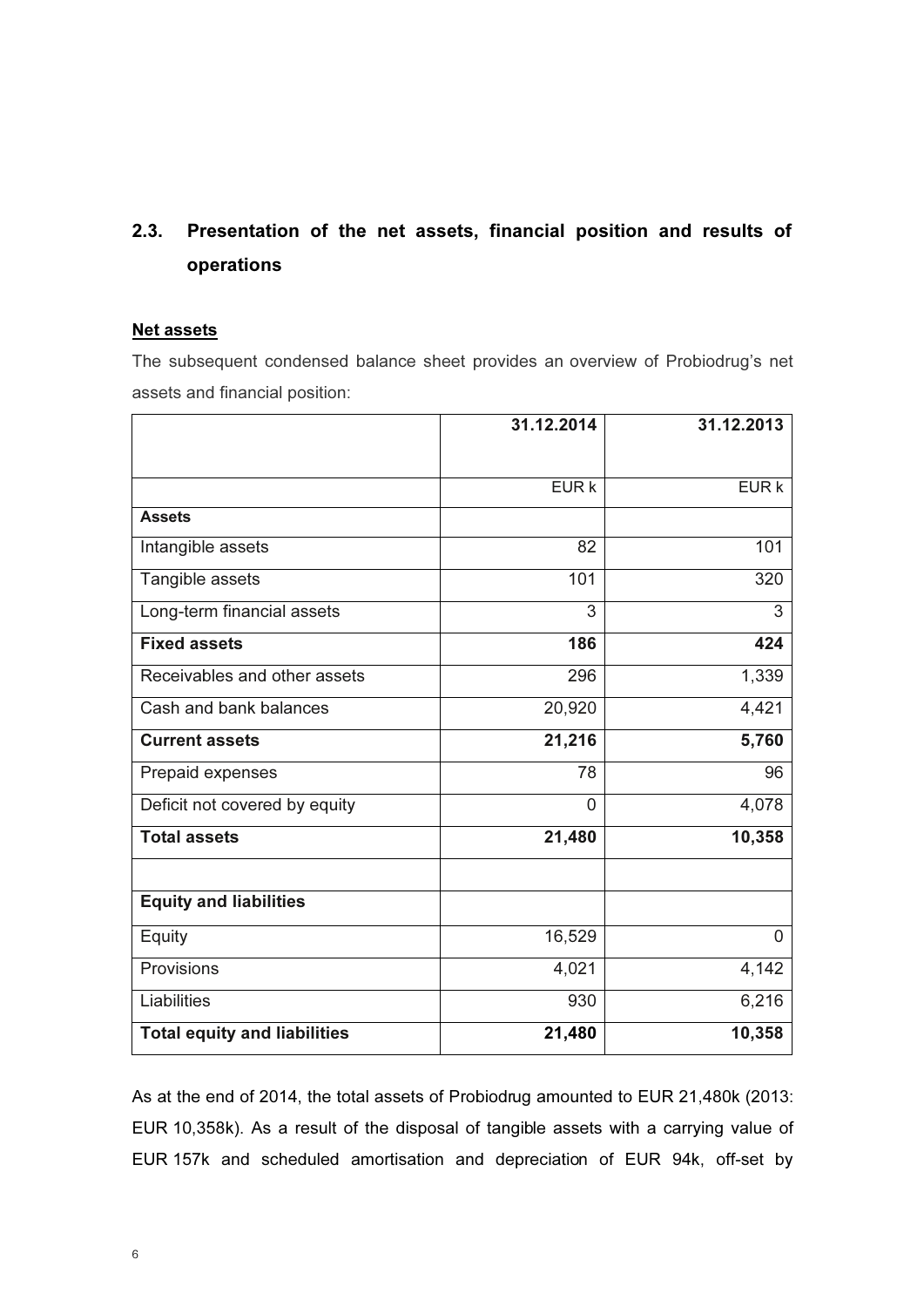## 2.3. Presentation of the net assets, financial position and results of operations

**Net assets**

The subsequent condensed balance sheet provides an overview of Probiodrug's net assets and financial position:

| | 31.12.2014 | 31.12.2013 |
|---|---|---|
| | EUR k | EUR k |
| **Assets** | | |
| Intangible assets | 82 | 101 |
| Tangible assets | 101 | 320 |
| Long-term financial assets | 3 | 3 |
| **Fixed assets** | **186** | **424** |
| Receivables and other assets | 296 | 1,339 |
| Cash and bank balances | 20,920 | 4,421 |
| **Current assets** | **21,216** | **5,760** |
| Prepaid expenses | 78 | 96 |
| Deficit not covered by equity | 0 | 4,078 |
| **Total assets** | **21,480** | **10,358** |
| | | |
| **Equity and liabilities** | | |
| Equity | 16,529 | 0 |
| Provisions | 4,021 | 4,142 |
| Liabilities | 930 | 6,216 |
| **Total equity and liabilities** | **21,480** | **10,358** |

As at the end of 2014, the total assets of Probiodrug amounted to EUR 21,480k (2013: EUR 10,358k). As a result of the disposal of tangible assets with a carrying value of EUR 157k and scheduled amortisation and depreciation of EUR 94k, off-set by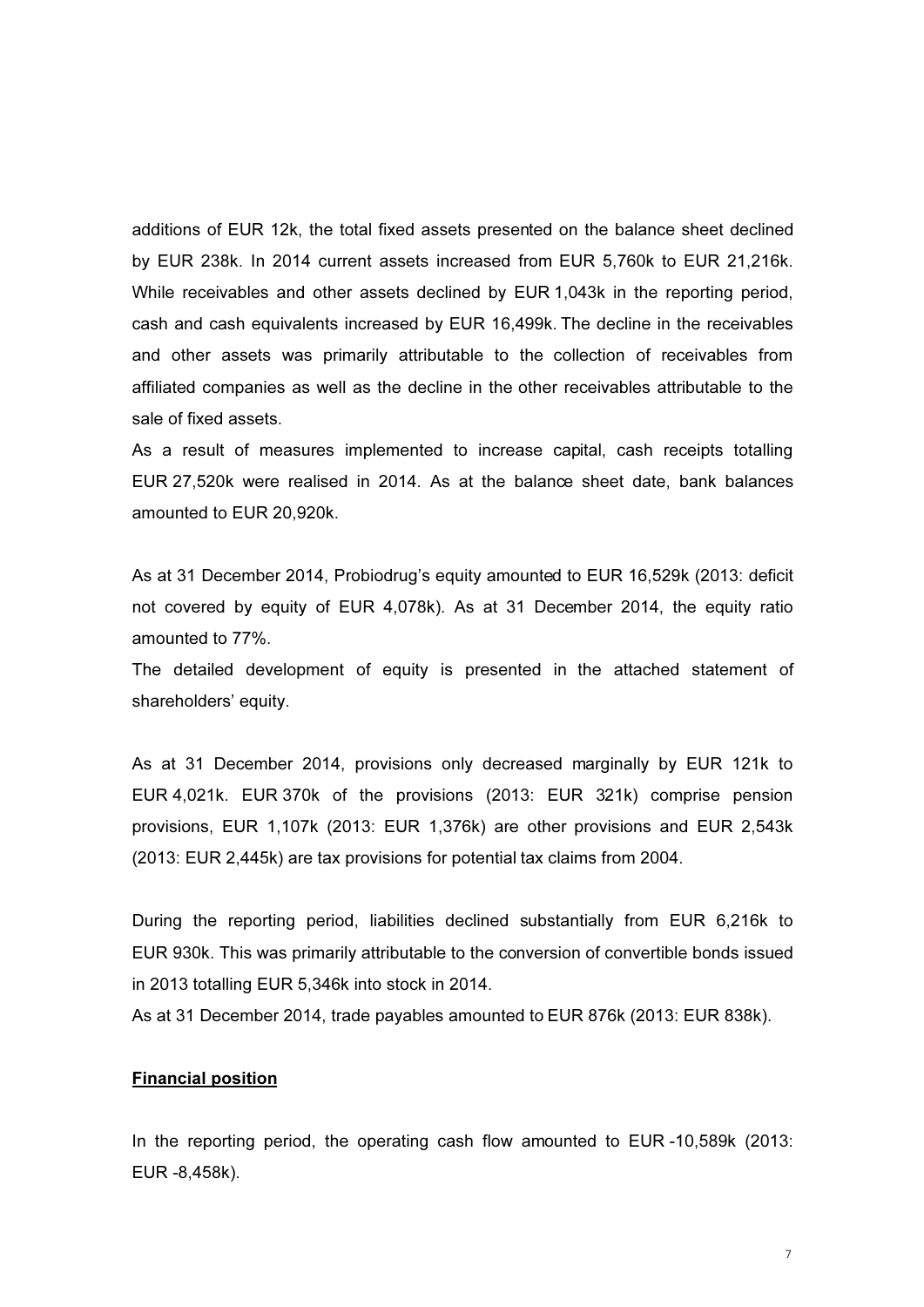additions of EUR 12k, the total fixed assets presented on the balance sheet declined by EUR 238k. In 2014 current assets increased from EUR 5,760k to EUR 21,216k. While receivables and other assets declined by EUR 1,043k in the reporting period, cash and cash equivalents increased by EUR 16,499k. The decline in the receivables and other assets was primarily attributable to the collection of receivables from affiliated companies as well as the decline in the other receivables attributable to the sale of fixed assets.

As a result of measures implemented to increase capital, cash receipts totalling EUR 27,520k were realised in 2014. As at the balance sheet date, bank balances amounted to EUR 20,920k.

As at 31 December 2014, Probiodrug's equity amounted to EUR 16,529k (2013: deficit not covered by equity of EUR 4,078k). As at 31 December 2014, the equity ratio amounted to 77%.

The detailed development of equity is presented in the attached statement of shareholders' equity.

As at 31 December 2014, provisions only decreased marginally by EUR 121k to EUR 4,021k. EUR 370k of the provisions (2013: EUR 321k) comprise pension provisions, EUR 1,107k (2013: EUR 1,376k) are other provisions and EUR 2,543k (2013: EUR 2,445k) are tax provisions for potential tax claims from 2004.

During the reporting period, liabilities declined substantially from EUR 6,216k to EUR 930k. This was primarily attributable to the conversion of convertible bonds issued in 2013 totalling EUR 5,346k into stock in 2014.

As at 31 December 2014, trade payables amounted to EUR 876k (2013: EUR 838k).

**Financial position**

In the reporting period, the operating cash flow amounted to EUR -10,589k (2013: EUR -8,458k).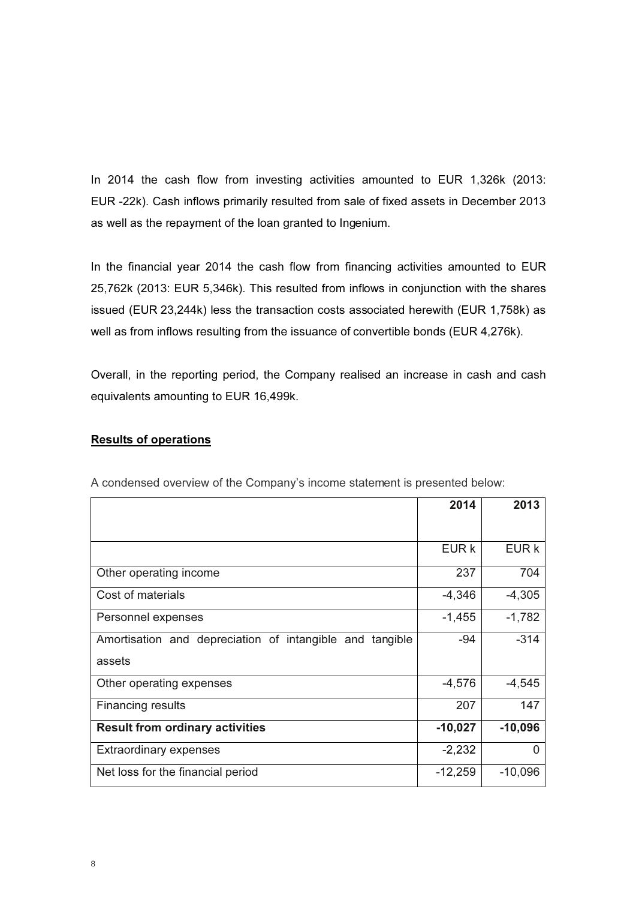In 2014 the cash flow from investing activities amounted to EUR 1,326k (2013: EUR -22k). Cash inflows primarily resulted from sale of fixed assets in December 2013 as well as the repayment of the loan granted to Ingenium.

In the financial year 2014 the cash flow from financing activities amounted to EUR 25,762k (2013: EUR 5,346k). This resulted from inflows in conjunction with the shares issued (EUR 23,244k) less the transaction costs associated herewith (EUR 1,758k) as well as from inflows resulting from the issuance of convertible bonds (EUR 4,276k).

Overall, in the reporting period, the Company realised an increase in cash and cash equivalents amounting to EUR 16,499k.

**Results of operations**

A condensed overview of the Company's income statement is presented below:

| | **2014** | **2013** |
|---|---|---|
| | EUR k | EUR k |
| Other operating income | 237 | 704 |
| Cost of materials | -4,346 | -4,305 |
| Personnel expenses | -1,455 | -1,782 |
| Amortisation and depreciation of intangible and tangible assets | -94 | -314 |
| Other operating expenses | -4,576 | -4,545 |
| Financing results | 207 | 147 |
| **Result from ordinary activities** | **-10,027** | **-10,096** |
| Extraordinary expenses | -2,232 | 0 |
| Net loss for the financial period | -12,259 | -10,096 |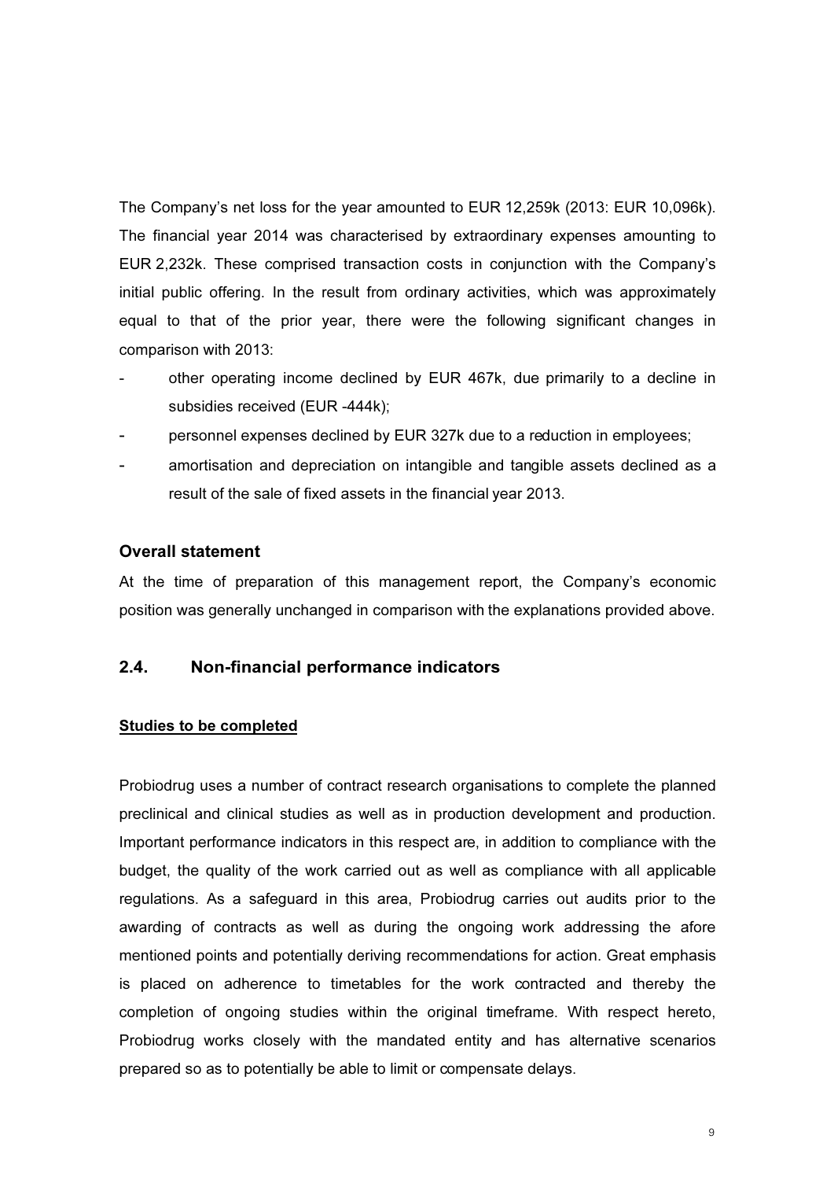The Company's net loss for the year amounted to EUR 12,259k (2013: EUR 10,096k). The financial year 2014 was characterised by extraordinary expenses amounting to EUR 2,232k. These comprised transaction costs in conjunction with the Company's initial public offering. In the result from ordinary activities, which was approximately equal to that of the prior year, there were the following significant changes in comparison with 2013:

- other operating income declined by EUR 467k, due primarily to a decline in subsidies received (EUR -444k);
- personnel expenses declined by EUR 327k due to a reduction in employees;
- amortisation and depreciation on intangible and tangible assets declined as a result of the sale of fixed assets in the financial year 2013.

### Overall statement

At the time of preparation of this management report, the Company's economic position was generally unchanged in comparison with the explanations provided above.

## 2.4. Non-financial performance indicators

**Studies to be completed**

Probiodrug uses a number of contract research organisations to complete the planned preclinical and clinical studies as well as in production development and production. Important performance indicators in this respect are, in addition to compliance with the budget, the quality of the work carried out as well as compliance with all applicable regulations. As a safeguard in this area, Probiodrug carries out audits prior to the awarding of contracts as well as during the ongoing work addressing the afore mentioned points and potentially deriving recommendations for action. Great emphasis is placed on adherence to timetables for the work contracted and thereby the completion of ongoing studies within the original timeframe. With respect hereto, Probiodrug works closely with the mandated entity and has alternative scenarios prepared so as to potentially be able to limit or compensate delays.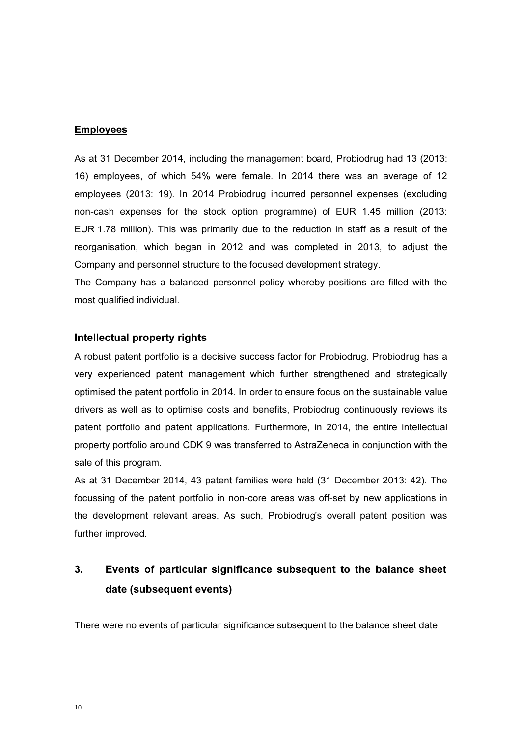**Employees**

As at 31 December 2014, including the management board, Probiodrug had 13 (2013: 16) employees, of which 54% were female. In 2014 there was an average of 12 employees (2013: 19). In 2014 Probiodrug incurred personnel expenses (excluding non-cash expenses for the stock option programme) of EUR 1.45 million (2013: EUR 1.78 million). This was primarily due to the reduction in staff as a result of the reorganisation, which began in 2012 and was completed in 2013, to adjust the Company and personnel structure to the focused development strategy.

The Company has a balanced personnel policy whereby positions are filled with the most qualified individual.

### Intellectual property rights

A robust patent portfolio is a decisive success factor for Probiodrug. Probiodrug has a very experienced patent management which further strengthened and strategically optimised the patent portfolio in 2014. In order to ensure focus on the sustainable value drivers as well as to optimise costs and benefits, Probiodrug continuously reviews its patent portfolio and patent applications. Furthermore, in 2014, the entire intellectual property portfolio around CDK 9 was transferred to AstraZeneca in conjunction with the sale of this program.

As at 31 December 2014, 43 patent families were held (31 December 2013: 42). The focussing of the patent portfolio in non-core areas was off-set by new applications in the development relevant areas. As such, Probiodrug's overall patent position was further improved.

## 3. Events of particular significance subsequent to the balance sheet date (subsequent events)

There were no events of particular significance subsequent to the balance sheet date.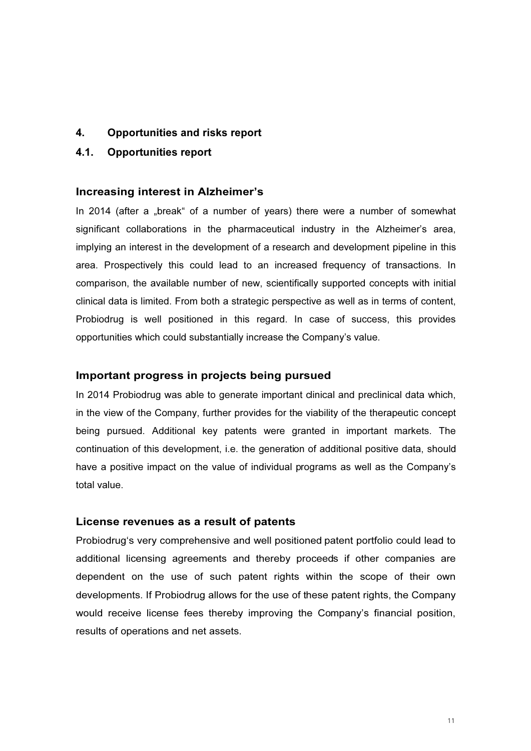# 4. Opportunities and risks report

## 4.1. Opportunities report

### Increasing interest in Alzheimer's

In 2014 (after a „break" of a number of years) there were a number of somewhat significant collaborations in the pharmaceutical industry in the Alzheimer's area, implying an interest in the development of a research and development pipeline in this area. Prospectively this could lead to an increased frequency of transactions. In comparison, the available number of new, scientifically supported concepts with initial clinical data is limited. From both a strategic perspective as well as in terms of content, Probiodrug is well positioned in this regard. In case of success, this provides opportunities which could substantially increase the Company's value.

### Important progress in projects being pursued

In 2014 Probiodrug was able to generate important clinical and preclinical data which, in the view of the Company, further provides for the viability of the therapeutic concept being pursued. Additional key patents were granted in important markets. The continuation of this development, i.e. the generation of additional positive data, should have a positive impact on the value of individual programs as well as the Company's total value.

### License revenues as a result of patents

Probiodrug's very comprehensive and well positioned patent portfolio could lead to additional licensing agreements and thereby proceeds if other companies are dependent on the use of such patent rights within the scope of their own developments. If Probiodrug allows for the use of these patent rights, the Company would receive license fees thereby improving the Company's financial position, results of operations and net assets.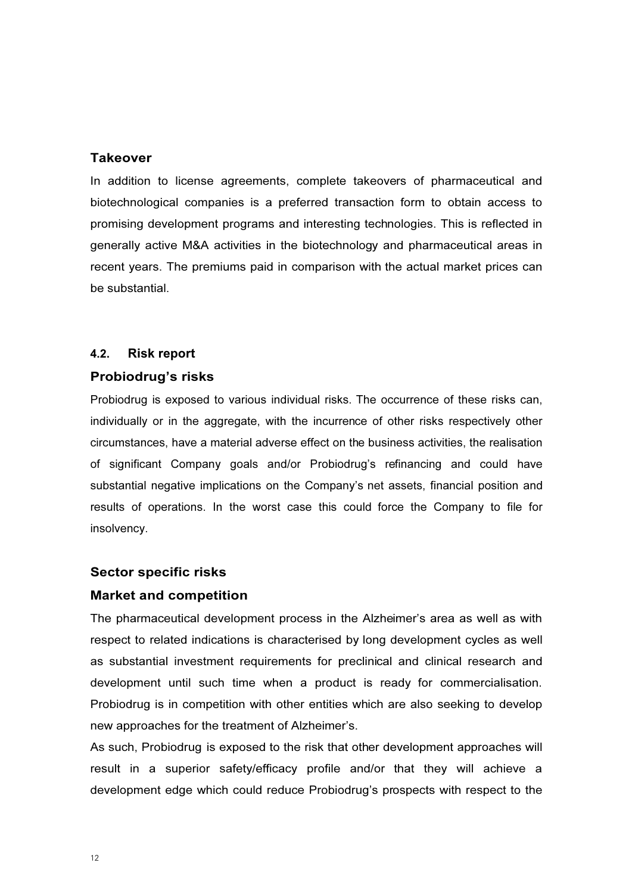### Takeover

In addition to license agreements, complete takeovers of pharmaceutical and biotechnological companies is a preferred transaction form to obtain access to promising development programs and interesting technologies. This is reflected in generally active M&A activities in the biotechnology and pharmaceutical areas in recent years. The premiums paid in comparison with the actual market prices can be substantial.

## 4.2. Risk report

### Probiodrug's risks

Probiodrug is exposed to various individual risks. The occurrence of these risks can, individually or in the aggregate, with the incurrence of other risks respectively other circumstances, have a material adverse effect on the business activities, the realisation of significant Company goals and/or Probiodrug's refinancing and could have substantial negative implications on the Company's net assets, financial position and results of operations. In the worst case this could force the Company to file for insolvency.

### Sector specific risks

### Market and competition

The pharmaceutical development process in the Alzheimer's area as well as with respect to related indications is characterised by long development cycles as well as substantial investment requirements for preclinical and clinical research and development until such time when a product is ready for commercialisation. Probiodrug is in competition with other entities which are also seeking to develop new approaches for the treatment of Alzheimer's.

As such, Probiodrug is exposed to the risk that other development approaches will result in a superior safety/efficacy profile and/or that they will achieve a development edge which could reduce Probiodrug's prospects with respect to the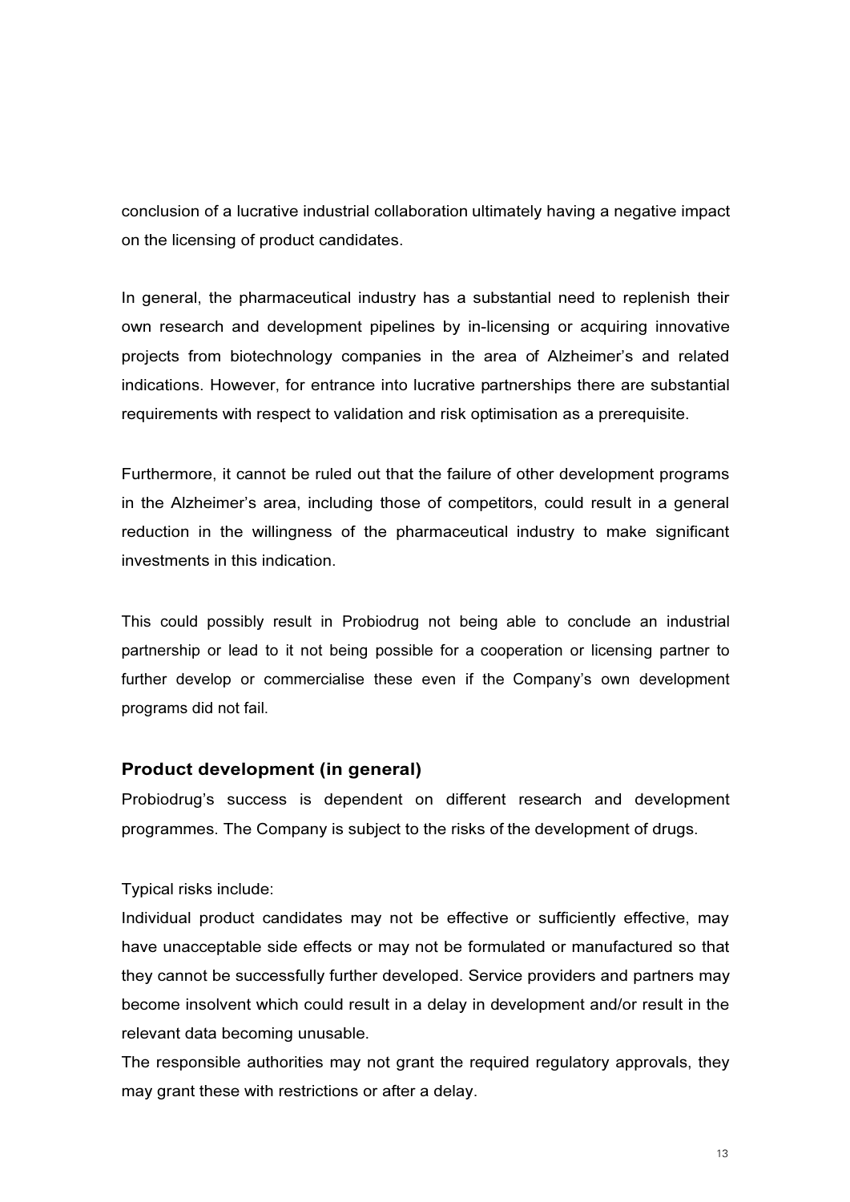conclusion of a lucrative industrial collaboration ultimately having a negative impact on the licensing of product candidates.

In general, the pharmaceutical industry has a substantial need to replenish their own research and development pipelines by in-licensing or acquiring innovative projects from biotechnology companies in the area of Alzheimer's and related indications. However, for entrance into lucrative partnerships there are substantial requirements with respect to validation and risk optimisation as a prerequisite.

Furthermore, it cannot be ruled out that the failure of other development programs in the Alzheimer's area, including those of competitors, could result in a general reduction in the willingness of the pharmaceutical industry to make significant investments in this indication.

This could possibly result in Probiodrug not being able to conclude an industrial partnership or lead to it not being possible for a cooperation or licensing partner to further develop or commercialise these even if the Company's own development programs did not fail.

### Product development (in general)

Probiodrug's success is dependent on different research and development programmes. The Company is subject to the risks of the development of drugs.

Typical risks include:

Individual product candidates may not be effective or sufficiently effective, may have unacceptable side effects or may not be formulated or manufactured so that they cannot be successfully further developed. Service providers and partners may become insolvent which could result in a delay in development and/or result in the relevant data becoming unusable.

The responsible authorities may not grant the required regulatory approvals, they may grant these with restrictions or after a delay.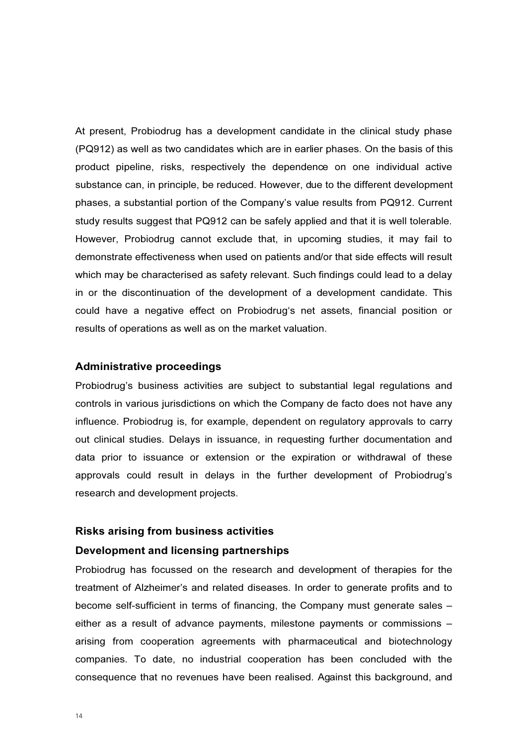At present, Probiodrug has a development candidate in the clinical study phase (PQ912) as well as two candidates which are in earlier phases. On the basis of this product pipeline, risks, respectively the dependence on one individual active substance can, in principle, be reduced. However, due to the different development phases, a substantial portion of the Company's value results from PQ912. Current study results suggest that PQ912 can be safely applied and that it is well tolerable. However, Probiodrug cannot exclude that, in upcoming studies, it may fail to demonstrate effectiveness when used on patients and/or that side effects will result which may be characterised as safety relevant. Such findings could lead to a delay in or the discontinuation of the development of a development candidate. This could have a negative effect on Probiodrug's net assets, financial position or results of operations as well as on the market valuation.

### Administrative proceedings

Probiodrug's business activities are subject to substantial legal regulations and controls in various jurisdictions on which the Company de facto does not have any influence. Probiodrug is, for example, dependent on regulatory approvals to carry out clinical studies. Delays in issuance, in requesting further documentation and data prior to issuance or extension or the expiration or withdrawal of these approvals could result in delays in the further development of Probiodrug's research and development projects.

### Risks arising from business activities

### Development and licensing partnerships

Probiodrug has focussed on the research and development of therapies for the treatment of Alzheimer's and related diseases. In order to generate profits and to become self-sufficient in terms of financing, the Company must generate sales – either as a result of advance payments, milestone payments or commissions – arising from cooperation agreements with pharmaceutical and biotechnology companies. To date, no industrial cooperation has been concluded with the consequence that no revenues have been realised. Against this background, and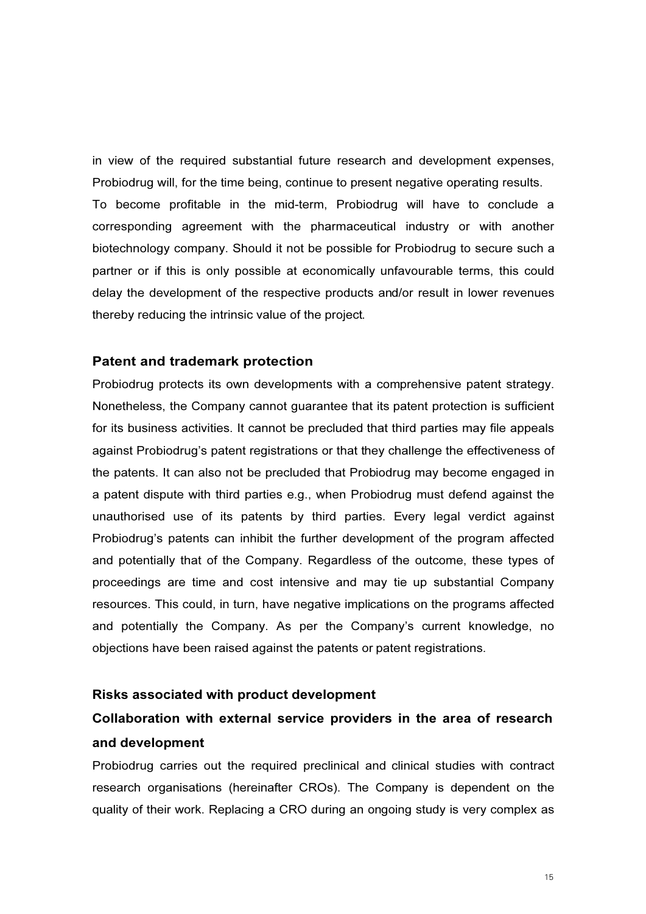in view of the required substantial future research and development expenses, Probiodrug will, for the time being, continue to present negative operating results. To become profitable in the mid-term, Probiodrug will have to conclude a corresponding agreement with the pharmaceutical industry or with another biotechnology company. Should it not be possible for Probiodrug to secure such a partner or if this is only possible at economically unfavourable terms, this could delay the development of the respective products and/or result in lower revenues thereby reducing the intrinsic value of the project.

### Patent and trademark protection

Probiodrug protects its own developments with a comprehensive patent strategy. Nonetheless, the Company cannot guarantee that its patent protection is sufficient for its business activities. It cannot be precluded that third parties may file appeals against Probiodrug's patent registrations or that they challenge the effectiveness of the patents. It can also not be precluded that Probiodrug may become engaged in a patent dispute with third parties e.g., when Probiodrug must defend against the unauthorised use of its patents by third parties. Every legal verdict against Probiodrug's patents can inhibit the further development of the program affected and potentially that of the Company. Regardless of the outcome, these types of proceedings are time and cost intensive and may tie up substantial Company resources. This could, in turn, have negative implications on the programs affected and potentially the Company. As per the Company's current knowledge, no objections have been raised against the patents or patent registrations.

### Risks associated with product development

### Collaboration with external service providers in the area of research and development

Probiodrug carries out the required preclinical and clinical studies with contract research organisations (hereinafter CROs). The Company is dependent on the quality of their work. Replacing a CRO during an ongoing study is very complex as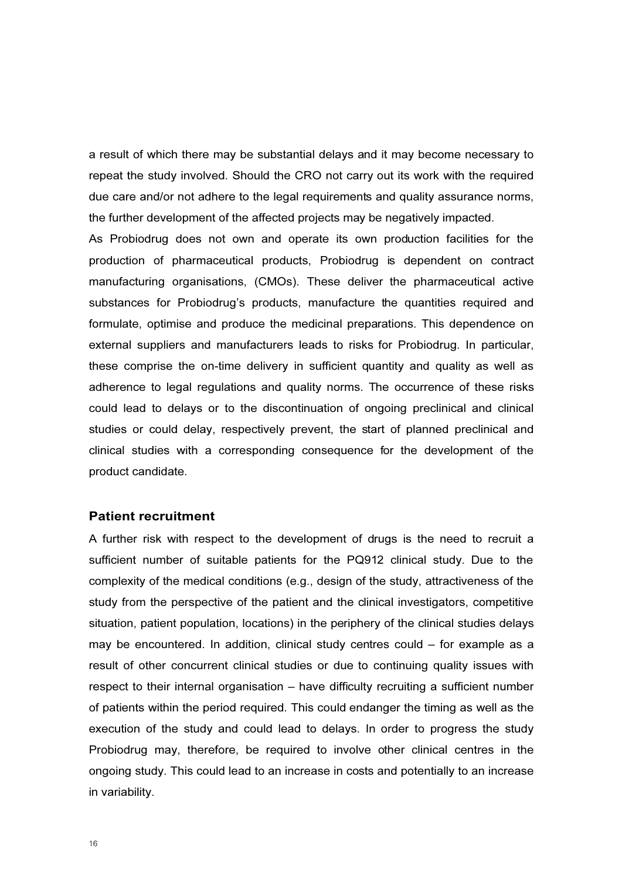a result of which there may be substantial delays and it may become necessary to repeat the study involved. Should the CRO not carry out its work with the required due care and/or not adhere to the legal requirements and quality assurance norms, the further development of the affected projects may be negatively impacted.

As Probiodrug does not own and operate its own production facilities for the production of pharmaceutical products, Probiodrug is dependent on contract manufacturing organisations, (CMOs). These deliver the pharmaceutical active substances for Probiodrug's products, manufacture the quantities required and formulate, optimise and produce the medicinal preparations. This dependence on external suppliers and manufacturers leads to risks for Probiodrug. In particular, these comprise the on-time delivery in sufficient quantity and quality as well as adherence to legal regulations and quality norms. The occurrence of these risks could lead to delays or to the discontinuation of ongoing preclinical and clinical studies or could delay, respectively prevent, the start of planned preclinical and clinical studies with a corresponding consequence for the development of the product candidate.

### Patient recruitment

A further risk with respect to the development of drugs is the need to recruit a sufficient number of suitable patients for the PQ912 clinical study. Due to the complexity of the medical conditions (e.g., design of the study, attractiveness of the study from the perspective of the patient and the clinical investigators, competitive situation, patient population, locations) in the periphery of the clinical studies delays may be encountered. In addition, clinical study centres could – for example as a result of other concurrent clinical studies or due to continuing quality issues with respect to their internal organisation – have difficulty recruiting a sufficient number of patients within the period required. This could endanger the timing as well as the execution of the study and could lead to delays. In order to progress the study Probiodrug may, therefore, be required to involve other clinical centres in the ongoing study. This could lead to an increase in costs and potentially to an increase in variability.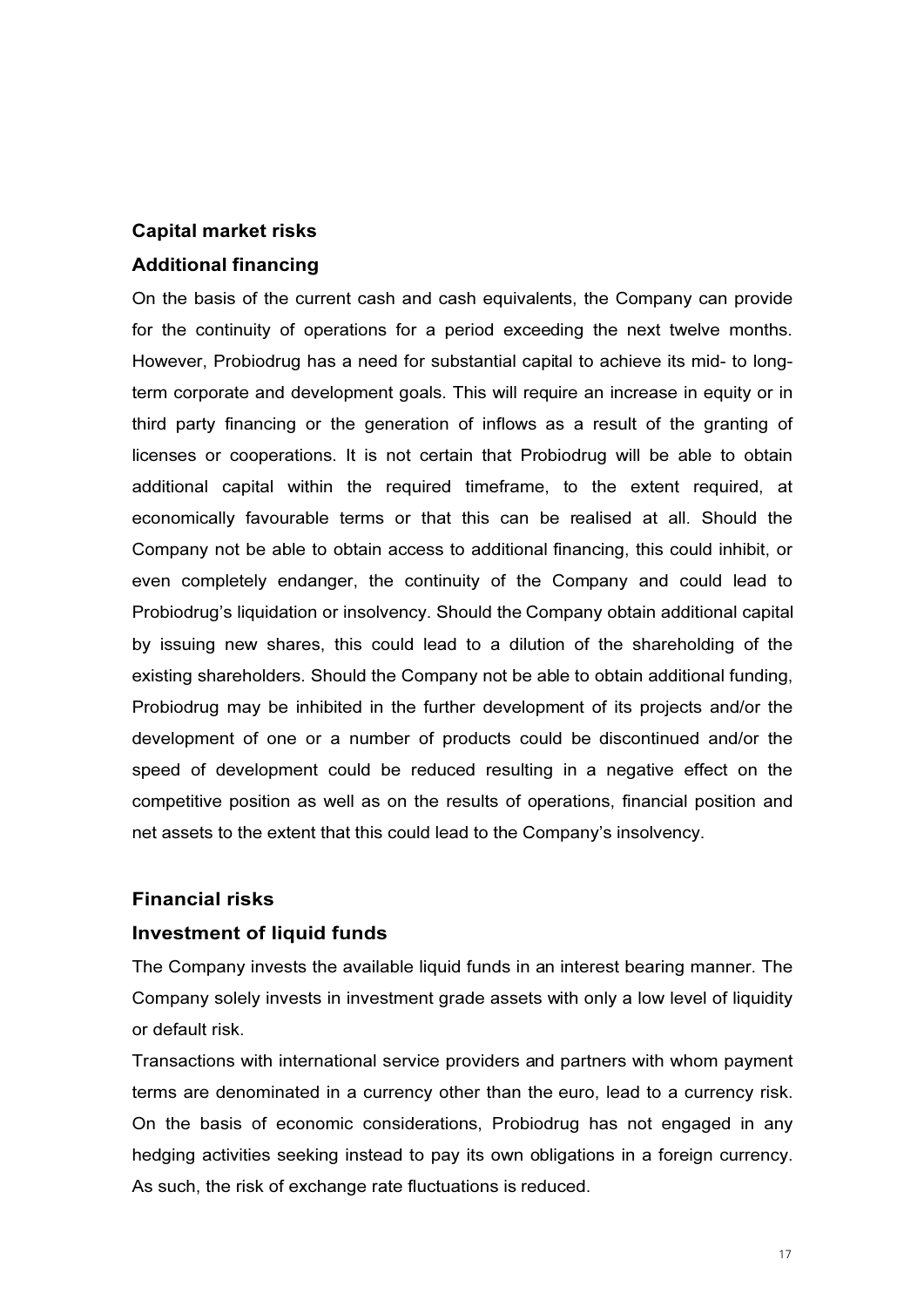## Capital market risks

### Additional financing

On the basis of the current cash and cash equivalents, the Company can provide for the continuity of operations for a period exceeding the next twelve months. However, Probiodrug has a need for substantial capital to achieve its mid- to long-term corporate and development goals. This will require an increase in equity or in third party financing or the generation of inflows as a result of the granting of licenses or cooperations. It is not certain that Probiodrug will be able to obtain additional capital within the required timeframe, to the extent required, at economically favourable terms or that this can be realised at all. Should the Company not be able to obtain access to additional financing, this could inhibit, or even completely endanger, the continuity of the Company and could lead to Probiodrug's liquidation or insolvency. Should the Company obtain additional capital by issuing new shares, this could lead to a dilution of the shareholding of the existing shareholders. Should the Company not be able to obtain additional funding, Probiodrug may be inhibited in the further development of its projects and/or the development of one or a number of products could be discontinued and/or the speed of development could be reduced resulting in a negative effect on the competitive position as well as on the results of operations, financial position and net assets to the extent that this could lead to the Company's insolvency.

## Financial risks

### Investment of liquid funds

The Company invests the available liquid funds in an interest bearing manner. The Company solely invests in investment grade assets with only a low level of liquidity or default risk.

Transactions with international service providers and partners with whom payment terms are denominated in a currency other than the euro, lead to a currency risk. On the basis of economic considerations, Probiodrug has not engaged in any hedging activities seeking instead to pay its own obligations in a foreign currency. As such, the risk of exchange rate fluctuations is reduced.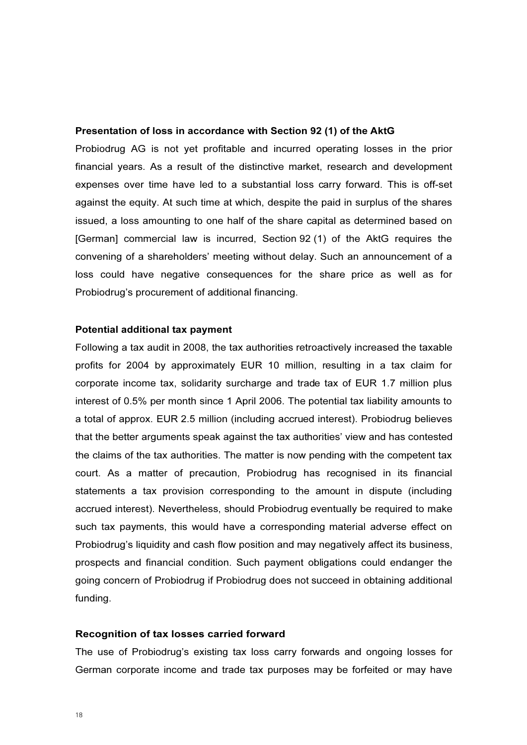**Presentation of loss in accordance with Section 92 (1) of the AktG**

Probiodrug AG is not yet profitable and incurred operating losses in the prior financial years. As a result of the distinctive market, research and development expenses over time have led to a substantial loss carry forward. This is off-set against the equity. At such time at which, despite the paid in surplus of the shares issued, a loss amounting to one half of the share capital as determined based on [German] commercial law is incurred, Section 92 (1) of the AktG requires the convening of a shareholders' meeting without delay. Such an announcement of a loss could have negative consequences for the share price as well as for Probiodrug's procurement of additional financing.

**Potential additional tax payment**

Following a tax audit in 2008, the tax authorities retroactively increased the taxable profits for 2004 by approximately EUR 10 million, resulting in a tax claim for corporate income tax, solidarity surcharge and trade tax of EUR 1.7 million plus interest of 0.5% per month since 1 April 2006. The potential tax liability amounts to a total of approx. EUR 2.5 million (including accrued interest). Probiodrug believes that the better arguments speak against the tax authorities' view and has contested the claims of the tax authorities. The matter is now pending with the competent tax court. As a matter of precaution, Probiodrug has recognised in its financial statements a tax provision corresponding to the amount in dispute (including accrued interest). Nevertheless, should Probiodrug eventually be required to make such tax payments, this would have a corresponding material adverse effect on Probiodrug's liquidity and cash flow position and may negatively affect its business, prospects and financial condition. Such payment obligations could endanger the going concern of Probiodrug if Probiodrug does not succeed in obtaining additional funding.

**Recognition of tax losses carried forward**

The use of Probiodrug's existing tax loss carry forwards and ongoing losses for German corporate income and trade tax purposes may be forfeited or may have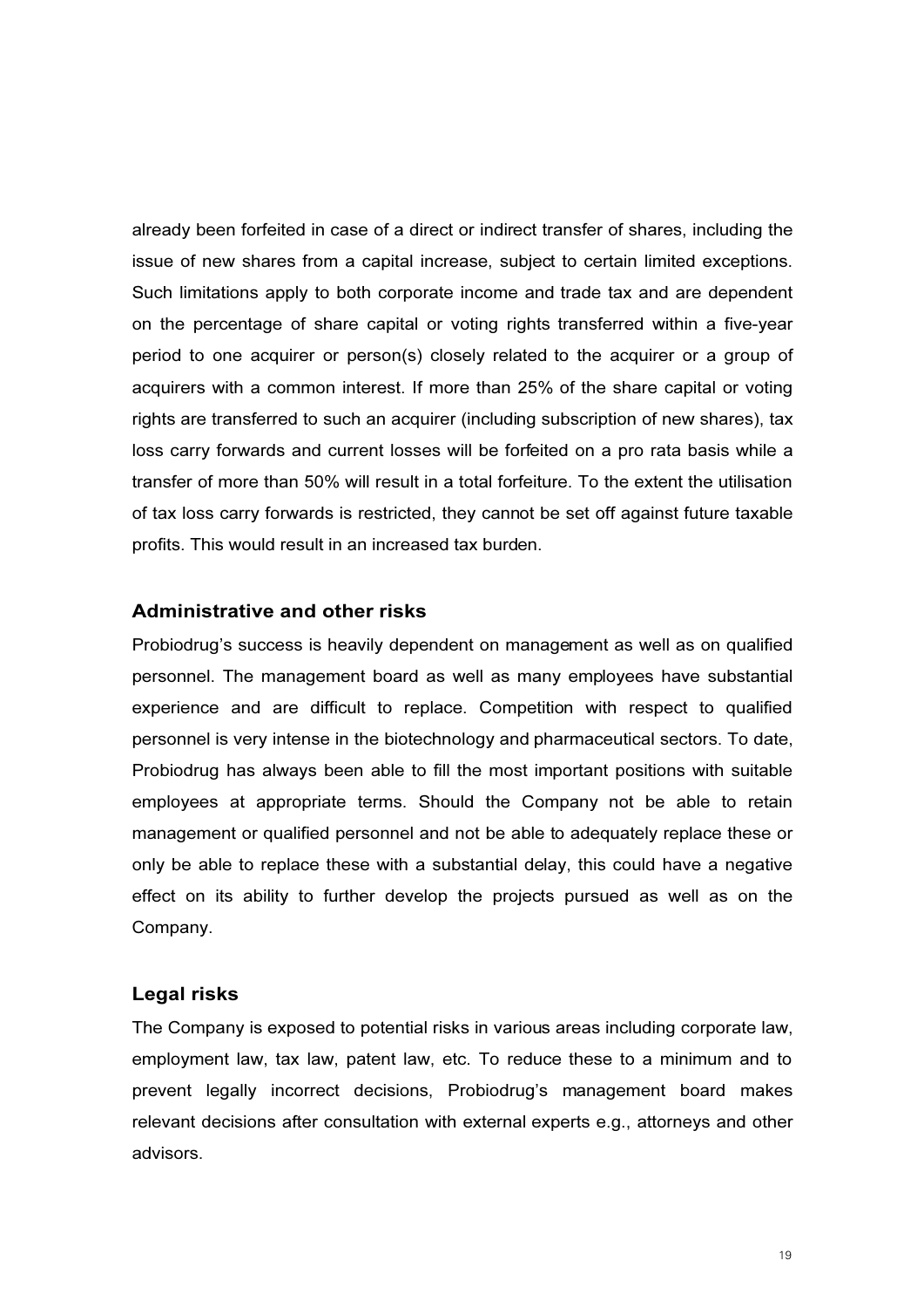already been forfeited in case of a direct or indirect transfer of shares, including the issue of new shares from a capital increase, subject to certain limited exceptions. Such limitations apply to both corporate income and trade tax and are dependent on the percentage of share capital or voting rights transferred within a five-year period to one acquirer or person(s) closely related to the acquirer or a group of acquirers with a common interest. If more than 25% of the share capital or voting rights are transferred to such an acquirer (including subscription of new shares), tax loss carry forwards and current losses will be forfeited on a pro rata basis while a transfer of more than 50% will result in a total forfeiture. To the extent the utilisation of tax loss carry forwards is restricted, they cannot be set off against future taxable profits. This would result in an increased tax burden.

### Administrative and other risks

Probiodrug's success is heavily dependent on management as well as on qualified personnel. The management board as well as many employees have substantial experience and are difficult to replace. Competition with respect to qualified personnel is very intense in the biotechnology and pharmaceutical sectors. To date, Probiodrug has always been able to fill the most important positions with suitable employees at appropriate terms. Should the Company not be able to retain management or qualified personnel and not be able to adequately replace these or only be able to replace these with a substantial delay, this could have a negative effect on its ability to further develop the projects pursued as well as on the Company.

### Legal risks

The Company is exposed to potential risks in various areas including corporate law, employment law, tax law, patent law, etc. To reduce these to a minimum and to prevent legally incorrect decisions, Probiodrug's management board makes relevant decisions after consultation with external experts e.g., attorneys and other advisors.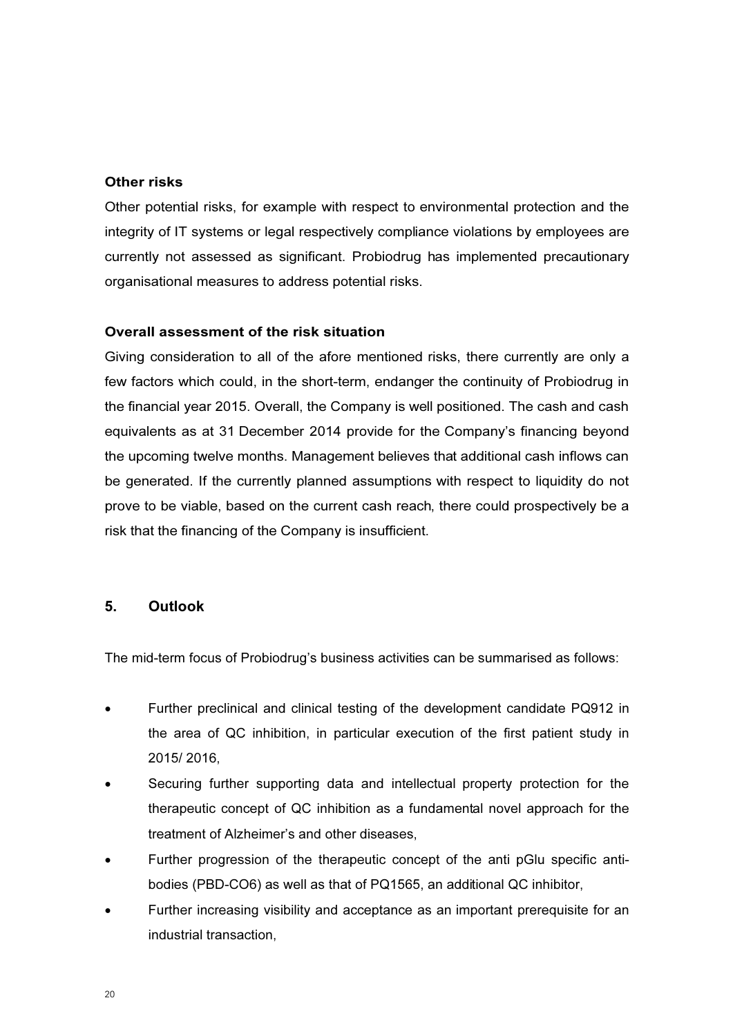**Other risks**

Other potential risks, for example with respect to environmental protection and the integrity of IT systems or legal respectively compliance violations by employees are currently not assessed as significant. Probiodrug has implemented precautionary organisational measures to address potential risks.

**Overall assessment of the risk situation**

Giving consideration to all of the afore mentioned risks, there currently are only a few factors which could, in the short-term, endanger the continuity of Probiodrug in the financial year 2015. Overall, the Company is well positioned. The cash and cash equivalents as at 31 December 2014 provide for the Company's financing beyond the upcoming twelve months. Management believes that additional cash inflows can be generated. If the currently planned assumptions with respect to liquidity do not prove to be viable, based on the current cash reach, there could prospectively be a risk that the financing of the Company is insufficient.

## 5. Outlook

The mid-term focus of Probiodrug's business activities can be summarised as follows:

- Further preclinical and clinical testing of the development candidate PQ912 in the area of QC inhibition, in particular execution of the first patient study in 2015/ 2016,
- Securing further supporting data and intellectual property protection for the therapeutic concept of QC inhibition as a fundamental novel approach for the treatment of Alzheimer's and other diseases,
- Further progression of the therapeutic concept of the anti pGlu specific anti-bodies (PBD-CO6) as well as that of PQ1565, an additional QC inhibitor,
- Further increasing visibility and acceptance as an important prerequisite for an industrial transaction,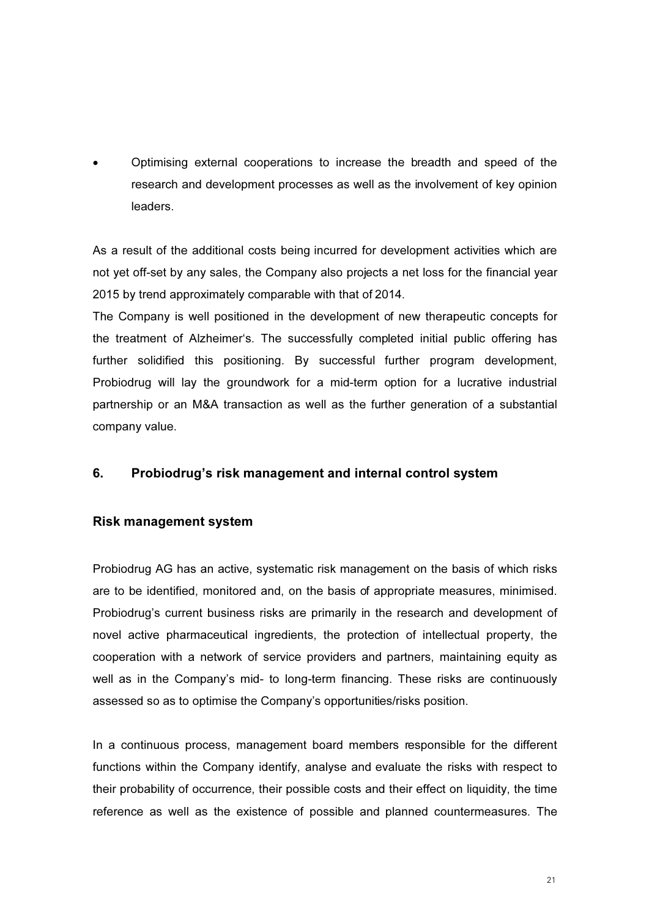- Optimising external cooperations to increase the breadth and speed of the research and development processes as well as the involvement of key opinion leaders.

As a result of the additional costs being incurred for development activities which are not yet off-set by any sales, the Company also projects a net loss for the financial year 2015 by trend approximately comparable with that of 2014.

The Company is well positioned in the development of new therapeutic concepts for the treatment of Alzheimer's. The successfully completed initial public offering has further solidified this positioning. By successful further program development, Probiodrug will lay the groundwork for a mid-term option for a lucrative industrial partnership or an M&A transaction as well as the further generation of a substantial company value.

## 6. Probiodrug's risk management and internal control system

### Risk management system

Probiodrug AG has an active, systematic risk management on the basis of which risks are to be identified, monitored and, on the basis of appropriate measures, minimised. Probiodrug's current business risks are primarily in the research and development of novel active pharmaceutical ingredients, the protection of intellectual property, the cooperation with a network of service providers and partners, maintaining equity as well as in the Company's mid- to long-term financing. These risks are continuously assessed so as to optimise the Company's opportunities/risks position.

In a continuous process, management board members responsible for the different functions within the Company identify, analyse and evaluate the risks with respect to their probability of occurrence, their possible costs and their effect on liquidity, the time reference as well as the existence of possible and planned countermeasures. The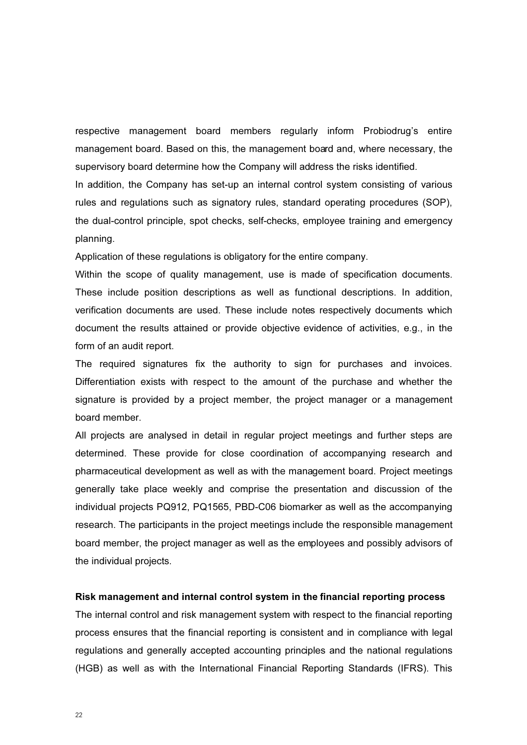respective management board members regularly inform Probiodrug's entire management board. Based on this, the management board and, where necessary, the supervisory board determine how the Company will address the risks identified.

In addition, the Company has set-up an internal control system consisting of various rules and regulations such as signatory rules, standard operating procedures (SOP), the dual-control principle, spot checks, self-checks, employee training and emergency planning.

Application of these regulations is obligatory for the entire company.

Within the scope of quality management, use is made of specification documents. These include position descriptions as well as functional descriptions. In addition, verification documents are used. These include notes respectively documents which document the results attained or provide objective evidence of activities, e.g., in the form of an audit report.

The required signatures fix the authority to sign for purchases and invoices. Differentiation exists with respect to the amount of the purchase and whether the signature is provided by a project member, the project manager or a management board member.

All projects are analysed in detail in regular project meetings and further steps are determined. These provide for close coordination of accompanying research and pharmaceutical development as well as with the management board. Project meetings generally take place weekly and comprise the presentation and discussion of the individual projects PQ912, PQ1565, PBD-C06 biomarker as well as the accompanying research. The participants in the project meetings include the responsible management board member, the project manager as well as the employees and possibly advisors of the individual projects.

**Risk management and internal control system in the financial reporting process**

The internal control and risk management system with respect to the financial reporting process ensures that the financial reporting is consistent and in compliance with legal regulations and generally accepted accounting principles and the national regulations (HGB) as well as with the International Financial Reporting Standards (IFRS). This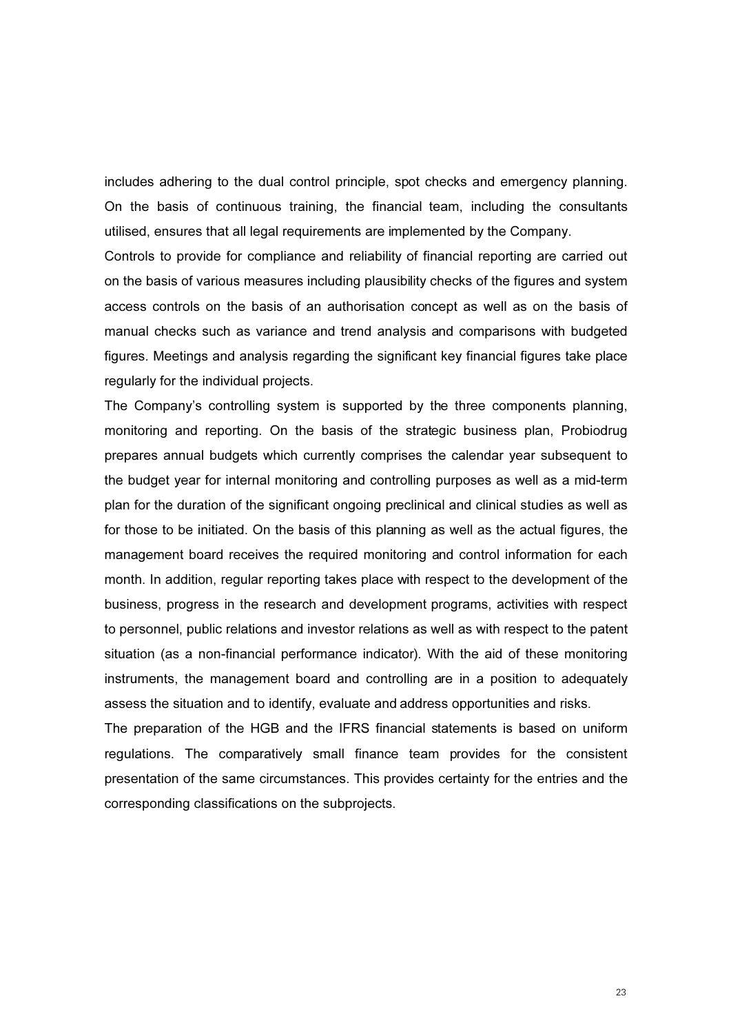includes adhering to the dual control principle, spot checks and emergency planning. On the basis of continuous training, the financial team, including the consultants utilised, ensures that all legal requirements are implemented by the Company.

Controls to provide for compliance and reliability of financial reporting are carried out on the basis of various measures including plausibility checks of the figures and system access controls on the basis of an authorisation concept as well as on the basis of manual checks such as variance and trend analysis and comparisons with budgeted figures. Meetings and analysis regarding the significant key financial figures take place regularly for the individual projects.

The Company's controlling system is supported by the three components planning, monitoring and reporting. On the basis of the strategic business plan, Probiodrug prepares annual budgets which currently comprises the calendar year subsequent to the budget year for internal monitoring and controlling purposes as well as a mid-term plan for the duration of the significant ongoing preclinical and clinical studies as well as for those to be initiated. On the basis of this planning as well as the actual figures, the management board receives the required monitoring and control information for each month. In addition, regular reporting takes place with respect to the development of the business, progress in the research and development programs, activities with respect to personnel, public relations and investor relations as well as with respect to the patent situation (as a non-financial performance indicator). With the aid of these monitoring instruments, the management board and controlling are in a position to adequately assess the situation and to identify, evaluate and address opportunities and risks.

The preparation of the HGB and the IFRS financial statements is based on uniform regulations. The comparatively small finance team provides for the consistent presentation of the same circumstances. This provides certainty for the entries and the corresponding classifications on the subprojects.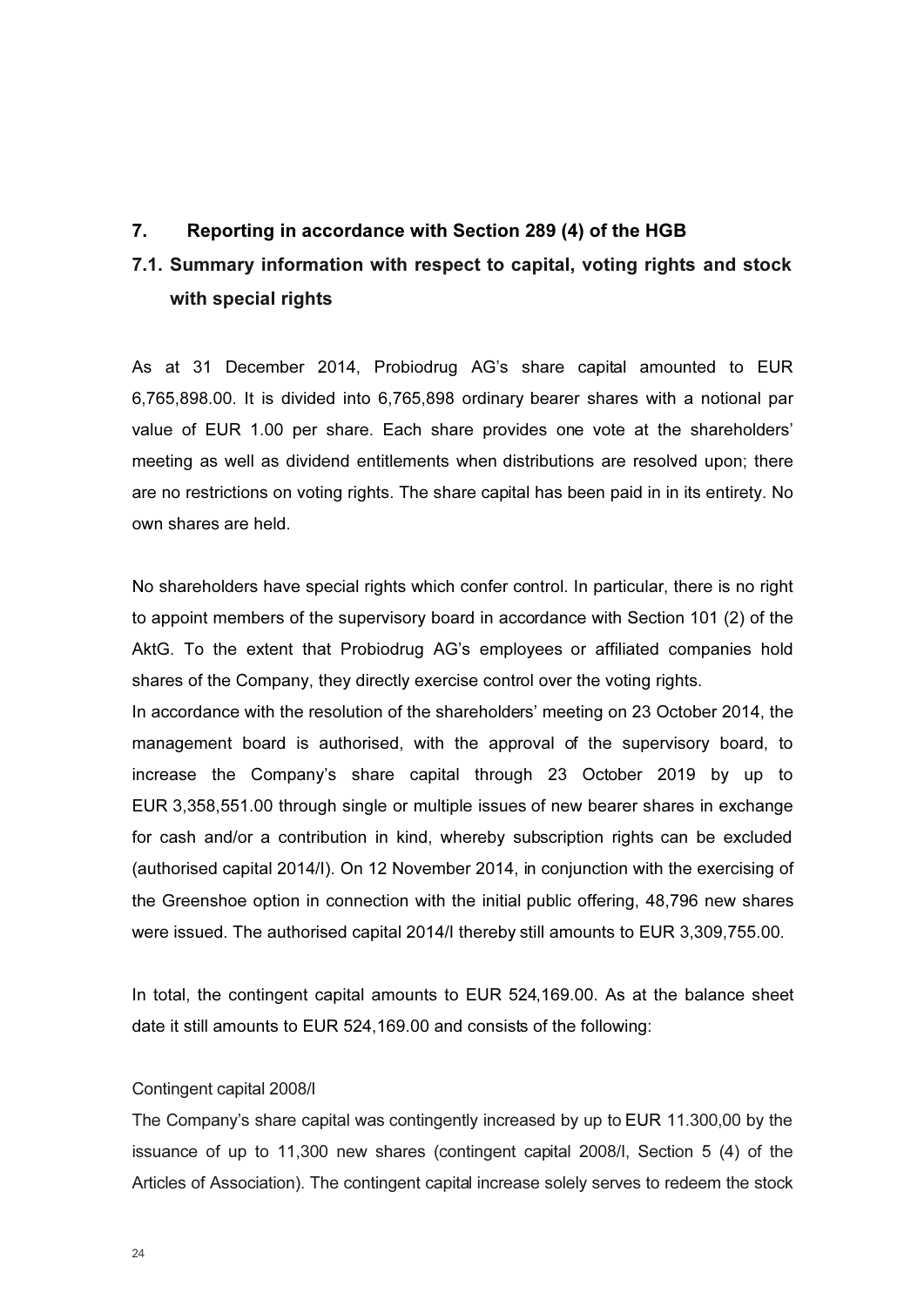## 7. Reporting in accordance with Section 289 (4) of the HGB

### 7.1. Summary information with respect to capital, voting rights and stock with special rights

As at 31 December 2014, Probiodrug AG's share capital amounted to EUR 6,765,898.00. It is divided into 6,765,898 ordinary bearer shares with a notional par value of EUR 1.00 per share. Each share provides one vote at the shareholders' meeting as well as dividend entitlements when distributions are resolved upon; there are no restrictions on voting rights. The share capital has been paid in in its entirety. No own shares are held.

No shareholders have special rights which confer control. In particular, there is no right to appoint members of the supervisory board in accordance with Section 101 (2) of the AktG. To the extent that Probiodrug AG's employees or affiliated companies hold shares of the Company, they directly exercise control over the voting rights.

In accordance with the resolution of the shareholders' meeting on 23 October 2014, the management board is authorised, with the approval of the supervisory board, to increase the Company's share capital through 23 October 2019 by up to EUR 3,358,551.00 through single or multiple issues of new bearer shares in exchange for cash and/or a contribution in kind, whereby subscription rights can be excluded (authorised capital 2014/I). On 12 November 2014, in conjunction with the exercising of the Greenshoe option in connection with the initial public offering, 48,796 new shares were issued. The authorised capital 2014/I thereby still amounts to EUR 3,309,755.00.

In total, the contingent capital amounts to EUR 524,169.00. As at the balance sheet date it still amounts to EUR 524,169.00 and consists of the following:

Contingent capital 2008/I

The Company's share capital was contingently increased by up to EUR 11.300,00 by the issuance of up to 11,300 new shares (contingent capital 2008/I, Section 5 (4) of the Articles of Association). The contingent capital increase solely serves to redeem the stock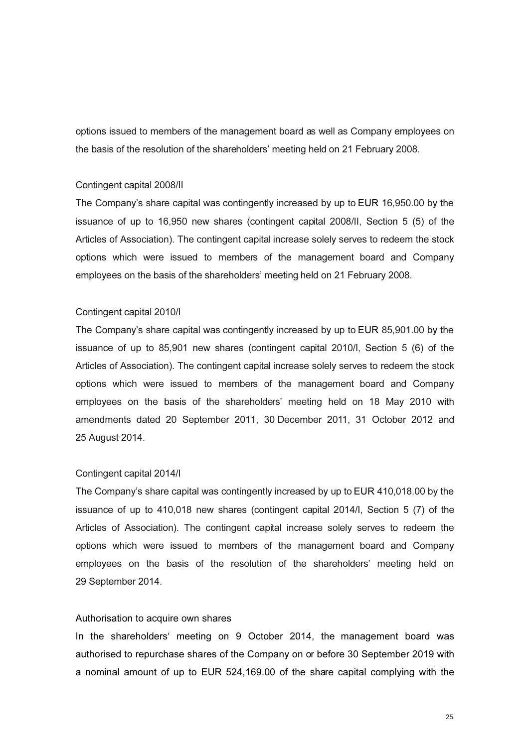options issued to members of the management board as well as Company employees on the basis of the resolution of the shareholders' meeting held on 21 February 2008.

Contingent capital 2008/II

The Company's share capital was contingently increased by up to EUR 16,950.00 by the issuance of up to 16,950 new shares (contingent capital 2008/II, Section 5 (5) of the Articles of Association). The contingent capital increase solely serves to redeem the stock options which were issued to members of the management board and Company employees on the basis of the shareholders' meeting held on 21 February 2008.

Contingent capital 2010/I

The Company's share capital was contingently increased by up to EUR 85,901.00 by the issuance of up to 85,901 new shares (contingent capital 2010/I, Section 5 (6) of the Articles of Association). The contingent capital increase solely serves to redeem the stock options which were issued to members of the management board and Company employees on the basis of the shareholders' meeting held on 18 May 2010 with amendments dated 20 September 2011, 30 December 2011, 31 October 2012 and 25 August 2014.

Contingent capital 2014/I

The Company's share capital was contingently increased by up to EUR 410,018.00 by the issuance of up to 410,018 new shares (contingent capital 2014/I, Section 5 (7) of the Articles of Association). The contingent capital increase solely serves to redeem the options which were issued to members of the management board and Company employees on the basis of the resolution of the shareholders' meeting held on 29 September 2014.

Authorisation to acquire own shares

In the shareholders' meeting on 9 October 2014, the management board was authorised to repurchase shares of the Company on or before 30 September 2019 with a nominal amount of up to EUR 524,169.00 of the share capital complying with the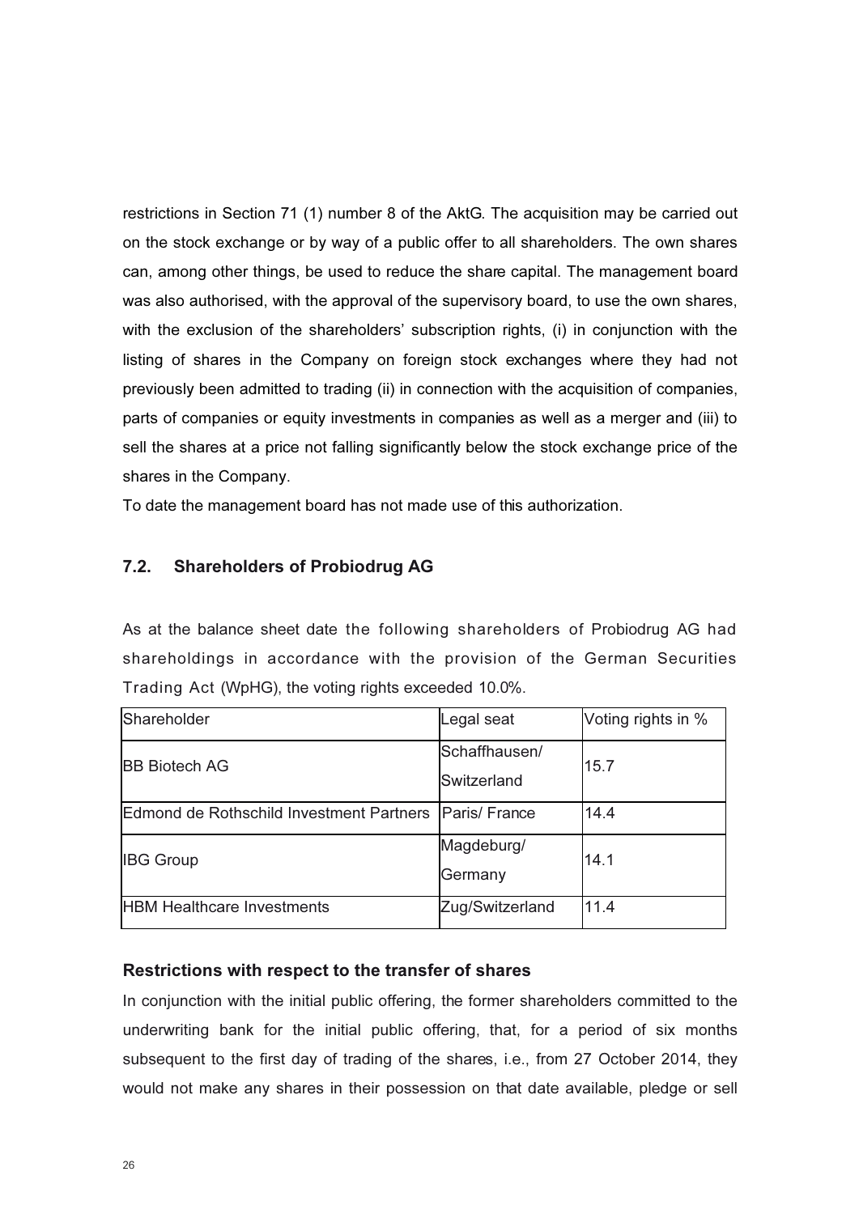restrictions in Section 71 (1) number 8 of the AktG. The acquisition may be carried out on the stock exchange or by way of a public offer to all shareholders. The own shares can, among other things, be used to reduce the share capital. The management board was also authorised, with the approval of the supervisory board, to use the own shares, with the exclusion of the shareholders' subscription rights, (i) in conjunction with the listing of shares in the Company on foreign stock exchanges where they had not previously been admitted to trading (ii) in connection with the acquisition of companies, parts of companies or equity investments in companies as well as a merger and (iii) to sell the shares at a price not falling significantly below the stock exchange price of the shares in the Company.

To date the management board has not made use of this authorization.

## 7.2. Shareholders of Probiodrug AG

As at the balance sheet date the following shareholders of Probiodrug AG had shareholdings in accordance with the provision of the German Securities Trading Act (WpHG), the voting rights exceeded 10.0%.

| Shareholder | Legal seat | Voting rights in % |
|---|---|---|
| BB Biotech AG | Schaffhausen/ Switzerland | 15.7 |
| Edmond de Rothschild Investment Partners | Paris/ France | 14.4 |
| IBG Group | Magdeburg/ Germany | 14.1 |
| HBM Healthcare Investments | Zug/Switzerland | 11.4 |

### Restrictions with respect to the transfer of shares

In conjunction with the initial public offering, the former shareholders committed to the underwriting bank for the initial public offering, that, for a period of six months subsequent to the first day of trading of the shares, i.e., from 27 October 2014, they would not make any shares in their possession on that date available, pledge or sell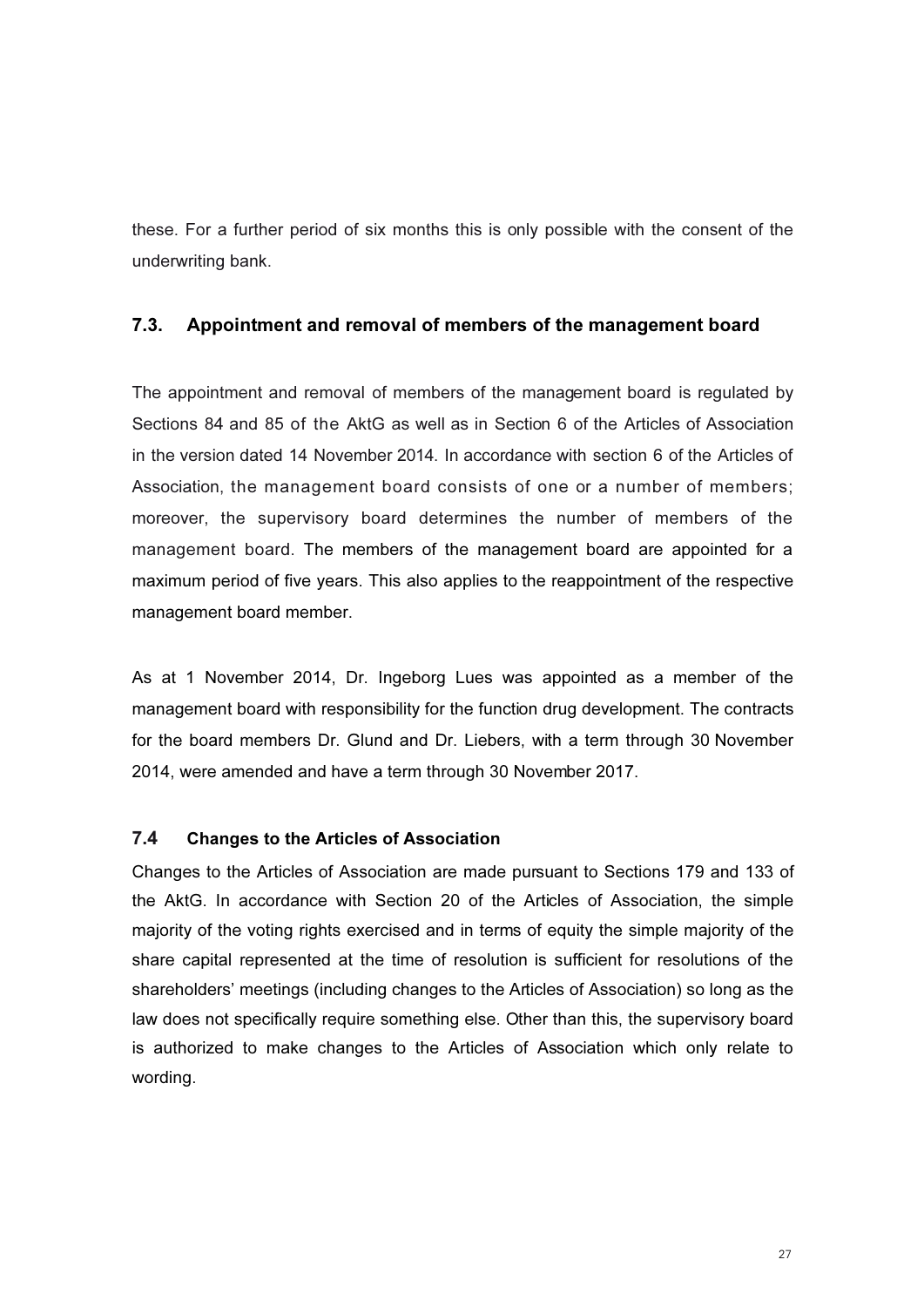these. For a further period of six months this is only possible with the consent of the underwriting bank.

## 7.3. Appointment and removal of members of the management board

The appointment and removal of members of the management board is regulated by Sections 84 and 85 of the AktG as well as in Section 6 of the Articles of Association in the version dated 14 November 2014. In accordance with section 6 of the Articles of Association, the management board consists of one or a number of members; moreover, the supervisory board determines the number of members of the management board. The members of the management board are appointed for a maximum period of five years. This also applies to the reappointment of the respective management board member.

As at 1 November 2014, Dr. Ingeborg Lues was appointed as a member of the management board with responsibility for the function drug development. The contracts for the board members Dr. Glund and Dr. Liebers, with a term through 30 November 2014, were amended and have a term through 30 November 2017.

### 7.4 Changes to the Articles of Association

Changes to the Articles of Association are made pursuant to Sections 179 and 133 of the AktG. In accordance with Section 20 of the Articles of Association, the simple majority of the voting rights exercised and in terms of equity the simple majority of the share capital represented at the time of resolution is sufficient for resolutions of the shareholders' meetings (including changes to the Articles of Association) so long as the law does not specifically require something else. Other than this, the supervisory board is authorized to make changes to the Articles of Association which only relate to wording.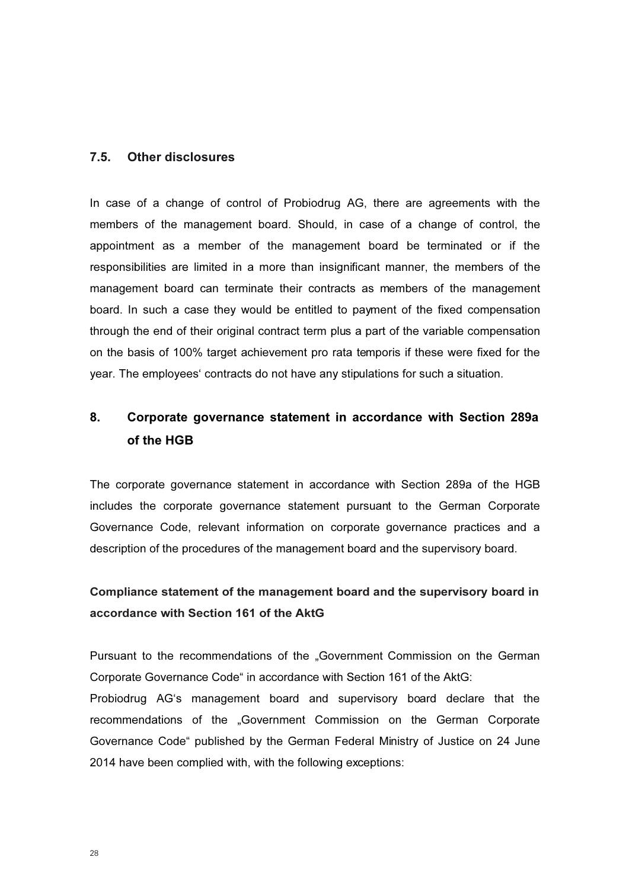### 7.5. Other disclosures

In case of a change of control of Probiodrug AG, there are agreements with the members of the management board. Should, in case of a change of control, the appointment as a member of the management board be terminated or if the responsibilities are limited in a more than insignificant manner, the members of the management board can terminate their contracts as members of the management board. In such a case they would be entitled to payment of the fixed compensation through the end of their original contract term plus a part of the variable compensation on the basis of 100% target achievement pro rata temporis if these were fixed for the year. The employees' contracts do not have any stipulations for such a situation.

## 8. Corporate governance statement in accordance with Section 289a of the HGB

The corporate governance statement in accordance with Section 289a of the HGB includes the corporate governance statement pursuant to the German Corporate Governance Code, relevant information on corporate governance practices and a description of the procedures of the management board and the supervisory board.

### Compliance statement of the management board and the supervisory board in accordance with Section 161 of the AktG

Pursuant to the recommendations of the „Government Commission on the German Corporate Governance Code" in accordance with Section 161 of the AktG:
Probiodrug AG's management board and supervisory board declare that the recommendations of the „Government Commission on the German Corporate Governance Code" published by the German Federal Ministry of Justice on 24 June 2014 have been complied with, with the following exceptions: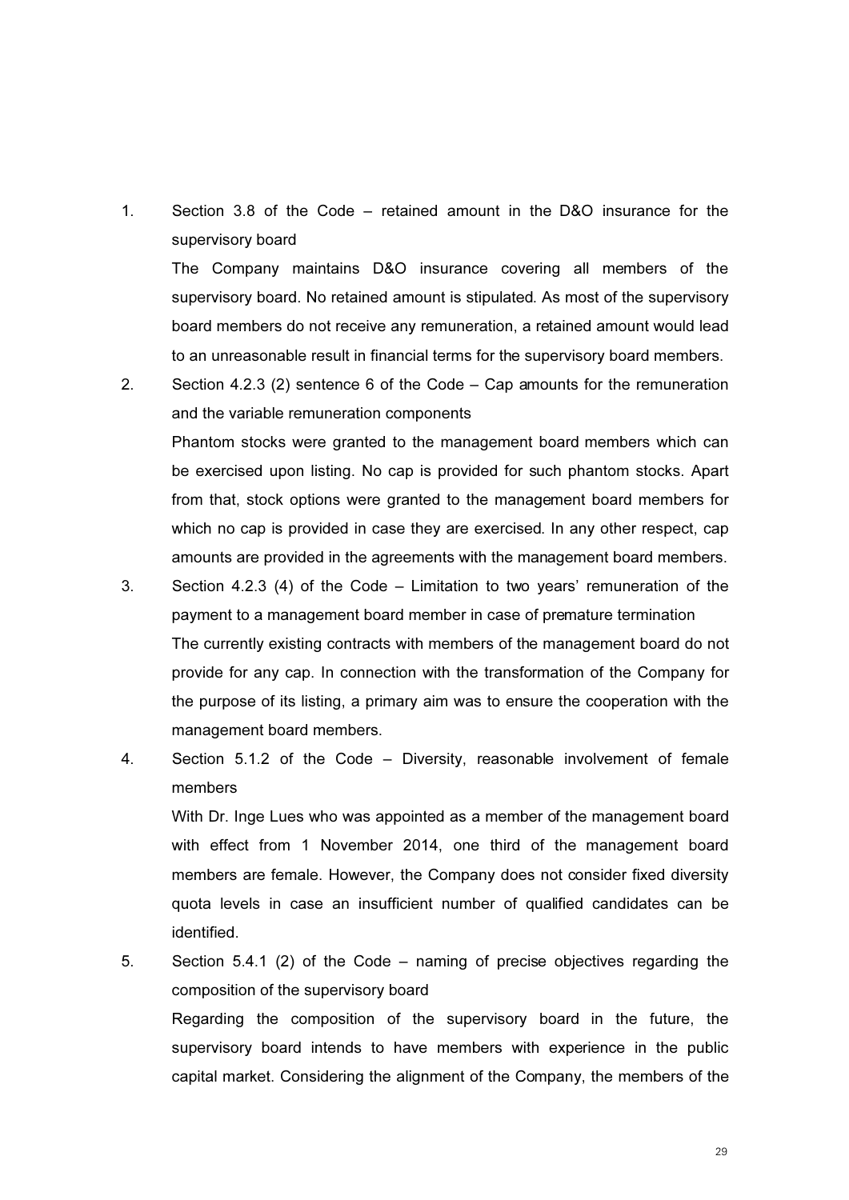1. Section 3.8 of the Code – retained amount in the D&O insurance for the supervisory board

   The Company maintains D&O insurance covering all members of the supervisory board. No retained amount is stipulated. As most of the supervisory board members do not receive any remuneration, a retained amount would lead to an unreasonable result in financial terms for the supervisory board members.

2. Section 4.2.3 (2) sentence 6 of the Code – Cap amounts for the remuneration and the variable remuneration components

   Phantom stocks were granted to the management board members which can be exercised upon listing. No cap is provided for such phantom stocks. Apart from that, stock options were granted to the management board members for which no cap is provided in case they are exercised. In any other respect, cap amounts are provided in the agreements with the management board members.

3. Section 4.2.3 (4) of the Code – Limitation to two years' remuneration of the payment to a management board member in case of premature termination

   The currently existing contracts with members of the management board do not provide for any cap. In connection with the transformation of the Company for the purpose of its listing, a primary aim was to ensure the cooperation with the management board members.

4. Section 5.1.2 of the Code – Diversity, reasonable involvement of female members

   With Dr. Inge Lues who was appointed as a member of the management board with effect from 1 November 2014, one third of the management board members are female. However, the Company does not consider fixed diversity quota levels in case an insufficient number of qualified candidates can be identified.

5. Section 5.4.1 (2) of the Code – naming of precise objectives regarding the composition of the supervisory board

   Regarding the composition of the supervisory board in the future, the supervisory board intends to have members with experience in the public capital market. Considering the alignment of the Company, the members of the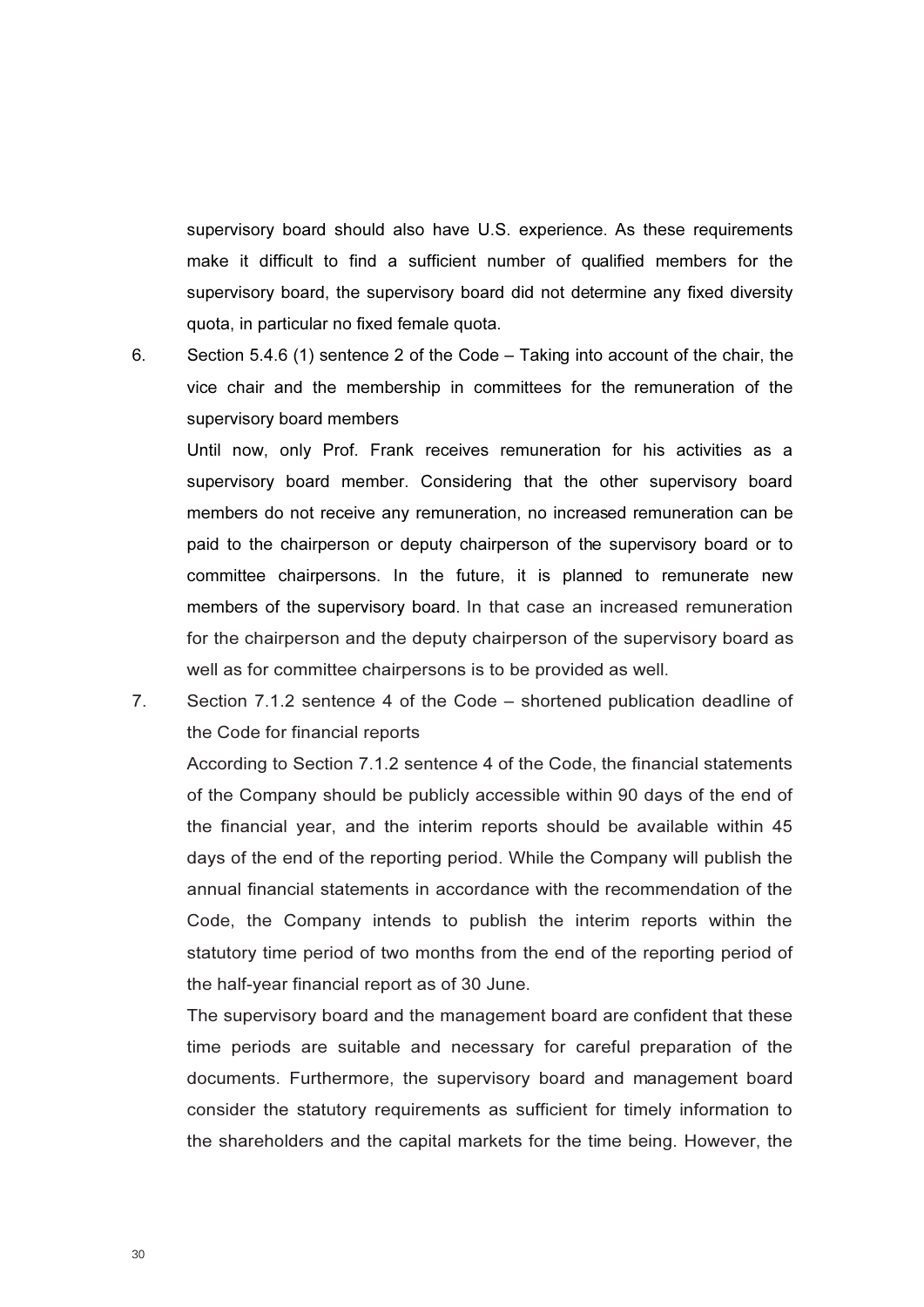supervisory board should also have U.S. experience. As these requirements make it difficult to find a sufficient number of qualified members for the supervisory board, the supervisory board did not determine any fixed diversity quota, in particular no fixed female quota.

6. Section 5.4.6 (1) sentence 2 of the Code – Taking into account of the chair, the vice chair and the membership in committees for the remuneration of the supervisory board members

   Until now, only Prof. Frank receives remuneration for his activities as a supervisory board member. Considering that the other supervisory board members do not receive any remuneration, no increased remuneration can be paid to the chairperson or deputy chairperson of the supervisory board or to committee chairpersons. In the future, it is planned to remunerate new members of the supervisory board. In that case an increased remuneration for the chairperson and the deputy chairperson of the supervisory board as well as for committee chairpersons is to be provided as well.

7. Section 7.1.2 sentence 4 of the Code – shortened publication deadline of the Code for financial reports

   According to Section 7.1.2 sentence 4 of the Code, the financial statements of the Company should be publicly accessible within 90 days of the end of the financial year, and the interim reports should be available within 45 days of the end of the reporting period. While the Company will publish the annual financial statements in accordance with the recommendation of the Code, the Company intends to publish the interim reports within the statutory time period of two months from the end of the reporting period of the half-year financial report as of 30 June.

   The supervisory board and the management board are confident that these time periods are suitable and necessary for careful preparation of the documents. Furthermore, the supervisory board and management board consider the statutory requirements as sufficient for timely information to the shareholders and the capital markets for the time being. However, the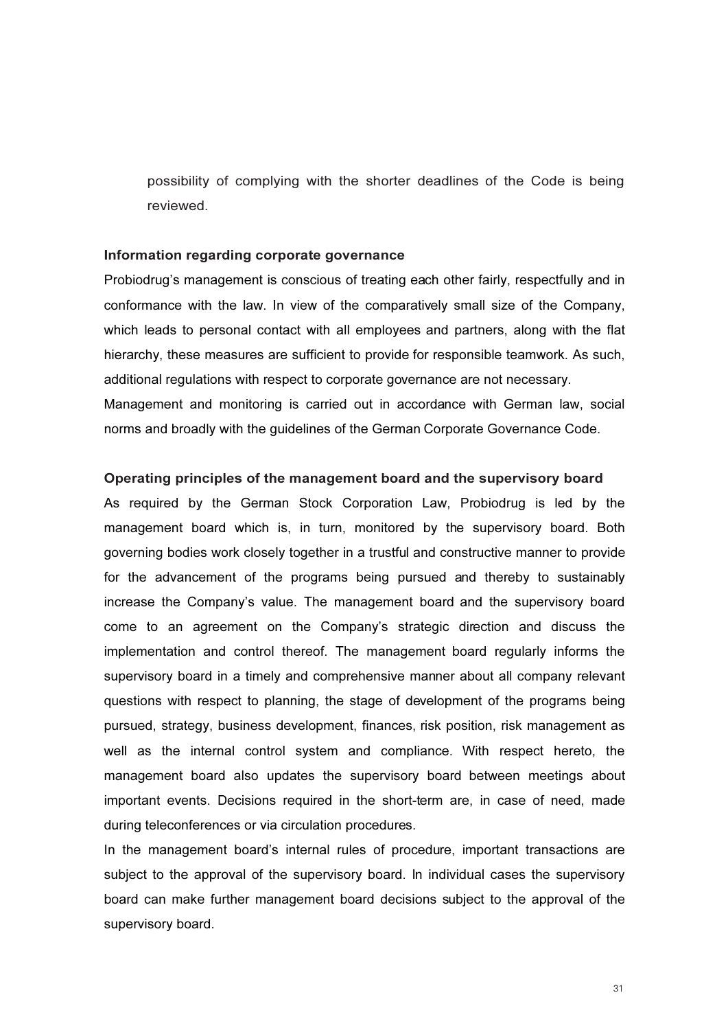possibility of complying with the shorter deadlines of the Code is being reviewed.

**Information regarding corporate governance**

Probiodrug's management is conscious of treating each other fairly, respectfully and in conformance with the law. In view of the comparatively small size of the Company, which leads to personal contact with all employees and partners, along with the flat hierarchy, these measures are sufficient to provide for responsible teamwork. As such, additional regulations with respect to corporate governance are not necessary.

Management and monitoring is carried out in accordance with German law, social norms and broadly with the guidelines of the German Corporate Governance Code.

**Operating principles of the management board and the supervisory board**

As required by the German Stock Corporation Law, Probiodrug is led by the management board which is, in turn, monitored by the supervisory board. Both governing bodies work closely together in a trustful and constructive manner to provide for the advancement of the programs being pursued and thereby to sustainably increase the Company's value. The management board and the supervisory board come to an agreement on the Company's strategic direction and discuss the implementation and control thereof. The management board regularly informs the supervisory board in a timely and comprehensive manner about all company relevant questions with respect to planning, the stage of development of the programs being pursued, strategy, business development, finances, risk position, risk management as well as the internal control system and compliance. With respect hereto, the management board also updates the supervisory board between meetings about important events. Decisions required in the short-term are, in case of need, made during teleconferences or via circulation procedures.

In the management board's internal rules of procedure, important transactions are subject to the approval of the supervisory board. In individual cases the supervisory board can make further management board decisions subject to the approval of the supervisory board.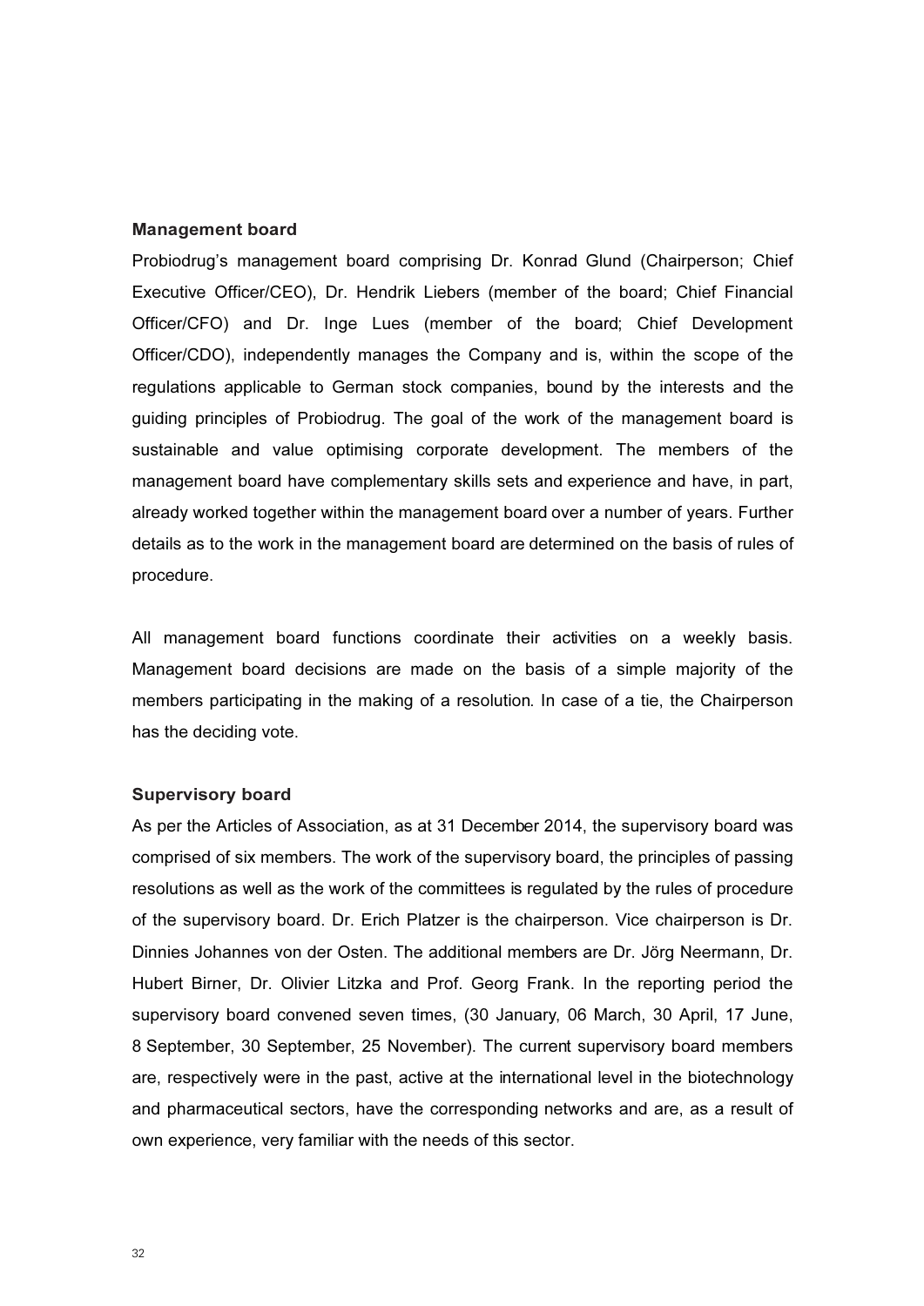**Management board**

Probiodrug's management board comprising Dr. Konrad Glund (Chairperson; Chief Executive Officer/CEO), Dr. Hendrik Liebers (member of the board; Chief Financial Officer/CFO) and Dr. Inge Lues (member of the board; Chief Development Officer/CDO), independently manages the Company and is, within the scope of the regulations applicable to German stock companies, bound by the interests and the guiding principles of Probiodrug. The goal of the work of the management board is sustainable and value optimising corporate development. The members of the management board have complementary skills sets and experience and have, in part, already worked together within the management board over a number of years. Further details as to the work in the management board are determined on the basis of rules of procedure.

All management board functions coordinate their activities on a weekly basis. Management board decisions are made on the basis of a simple majority of the members participating in the making of a resolution. In case of a tie, the Chairperson has the deciding vote.

**Supervisory board**

As per the Articles of Association, as at 31 December 2014, the supervisory board was comprised of six members. The work of the supervisory board, the principles of passing resolutions as well as the work of the committees is regulated by the rules of procedure of the supervisory board. Dr. Erich Platzer is the chairperson. Vice chairperson is Dr. Dinnies Johannes von der Osten. The additional members are Dr. Jörg Neermann, Dr. Hubert Birner, Dr. Olivier Litzka and Prof. Georg Frank. In the reporting period the supervisory board convened seven times, (30 January, 06 March, 30 April, 17 June, 8 September, 30 September, 25 November). The current supervisory board members are, respectively were in the past, active at the international level in the biotechnology and pharmaceutical sectors, have the corresponding networks and are, as a result of own experience, very familiar with the needs of this sector.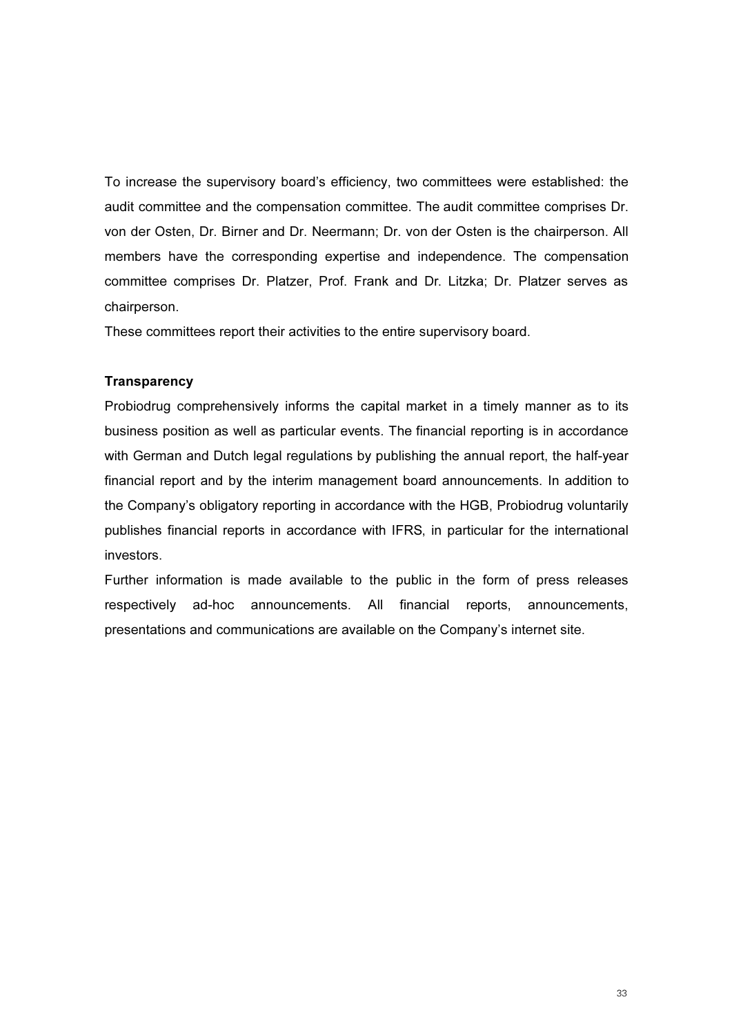To increase the supervisory board's efficiency, two committees were established: the audit committee and the compensation committee. The audit committee comprises Dr. von der Osten, Dr. Birner and Dr. Neermann; Dr. von der Osten is the chairperson. All members have the corresponding expertise and independence. The compensation committee comprises Dr. Platzer, Prof. Frank and Dr. Litzka; Dr. Platzer serves as chairperson.
These committees report their activities to the entire supervisory board.

**Transparency**

Probiodrug comprehensively informs the capital market in a timely manner as to its business position as well as particular events. The financial reporting is in accordance with German and Dutch legal regulations by publishing the annual report, the half-year financial report and by the interim management board announcements. In addition to the Company's obligatory reporting in accordance with the HGB, Probiodrug voluntarily publishes financial reports in accordance with IFRS, in particular for the international investors.
Further information is made available to the public in the form of press releases respectively ad-hoc announcements. All financial reports, announcements, presentations and communications are available on the Company's internet site.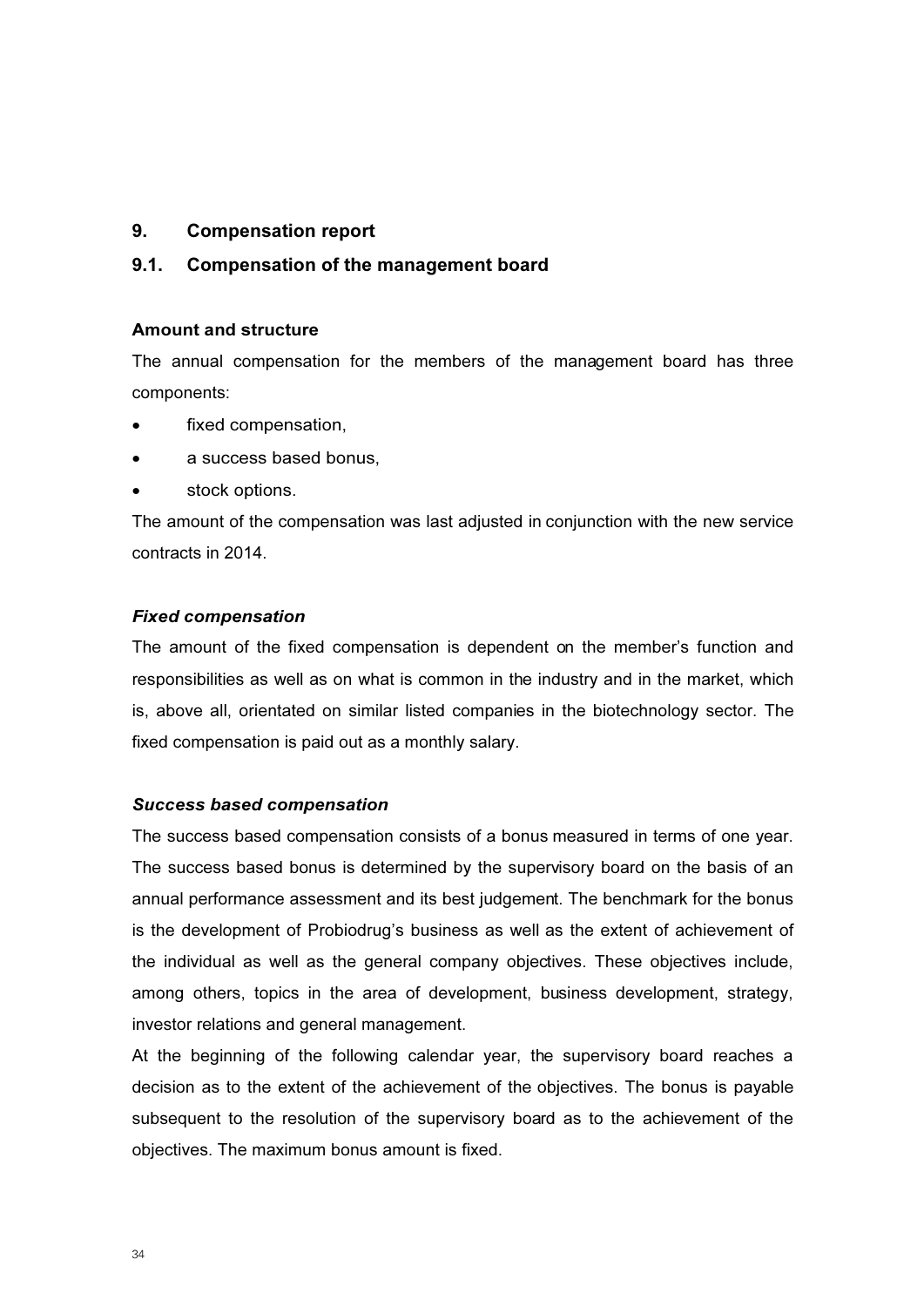# 9. Compensation report

## 9.1. Compensation of the management board

### Amount and structure

The annual compensation for the members of the management board has three components:

- fixed compensation,
- a success based bonus,
- stock options.

The amount of the compensation was last adjusted in conjunction with the new service contracts in 2014.

#### *Fixed compensation*

The amount of the fixed compensation is dependent on the member's function and responsibilities as well as on what is common in the industry and in the market, which is, above all, orientated on similar listed companies in the biotechnology sector. The fixed compensation is paid out as a monthly salary.

#### *Success based compensation*

The success based compensation consists of a bonus measured in terms of one year. The success based bonus is determined by the supervisory board on the basis of an annual performance assessment and its best judgement. The benchmark for the bonus is the development of Probiodrug's business as well as the extent of achievement of the individual as well as the general company objectives. These objectives include, among others, topics in the area of development, business development, strategy, investor relations and general management.

At the beginning of the following calendar year, the supervisory board reaches a decision as to the extent of the achievement of the objectives. The bonus is payable subsequent to the resolution of the supervisory board as to the achievement of the objectives. The maximum bonus amount is fixed.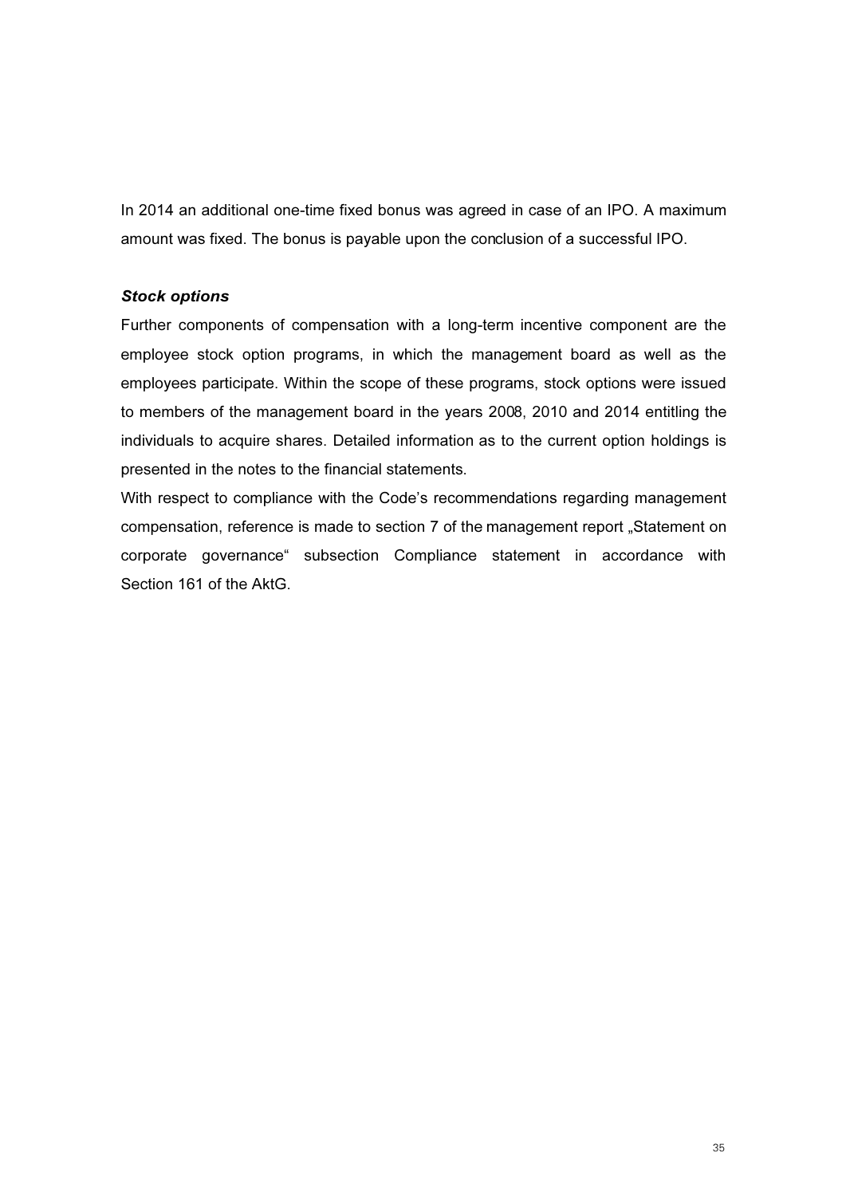In 2014 an additional one-time fixed bonus was agreed in case of an IPO. A maximum amount was fixed. The bonus is payable upon the conclusion of a successful IPO.

***Stock options***

Further components of compensation with a long-term incentive component are the employee stock option programs, in which the management board as well as the employees participate. Within the scope of these programs, stock options were issued to members of the management board in the years 2008, 2010 and 2014 entitling the individuals to acquire shares. Detailed information as to the current option holdings is presented in the notes to the financial statements.

With respect to compliance with the Code's recommendations regarding management compensation, reference is made to section 7 of the management report „Statement on corporate governance" subsection Compliance statement in accordance with Section 161 of the AktG.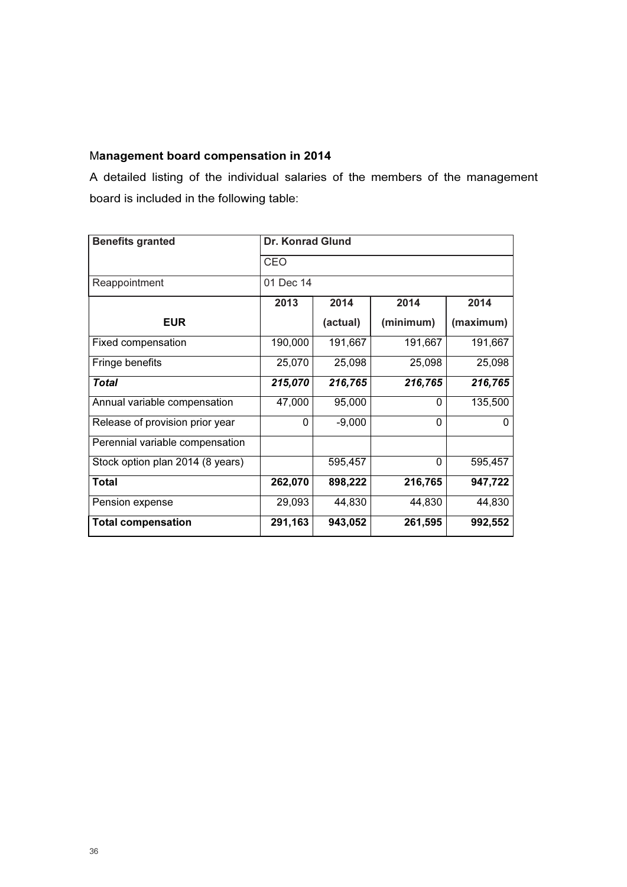### Management board compensation in 2014

A detailed listing of the individual salaries of the members of the management board is included in the following table:

| Benefits granted | Dr. Konrad Glund | | | |
|---|---|---|---|---|
| | CEO | | | |
| Reappointment | 01 Dec 14 | | | |
| **EUR** | **2013** | **2014 (actual)** | **2014 (minimum)** | **2014 (maximum)** |
| Fixed compensation | 190,000 | 191,667 | 191,667 | 191,667 |
| Fringe benefits | 25,070 | 25,098 | 25,098 | 25,098 |
| ***Total*** | ***215,070*** | ***216,765*** | ***216,765*** | ***216,765*** |
| Annual variable compensation | 47,000 | 95,000 | 0 | 135,500 |
| Release of provision prior year | 0 | -9,000 | 0 | 0 |
| Perennial variable compensation | | | | |
| Stock option plan 2014 (8 years) | | 595,457 | 0 | 595,457 |
| **Total** | **262,070** | **898,222** | **216,765** | **947,722** |
| Pension expense | 29,093 | 44,830 | 44,830 | 44,830 |
| **Total compensation** | **291,163** | **943,052** | **261,595** | **992,552** |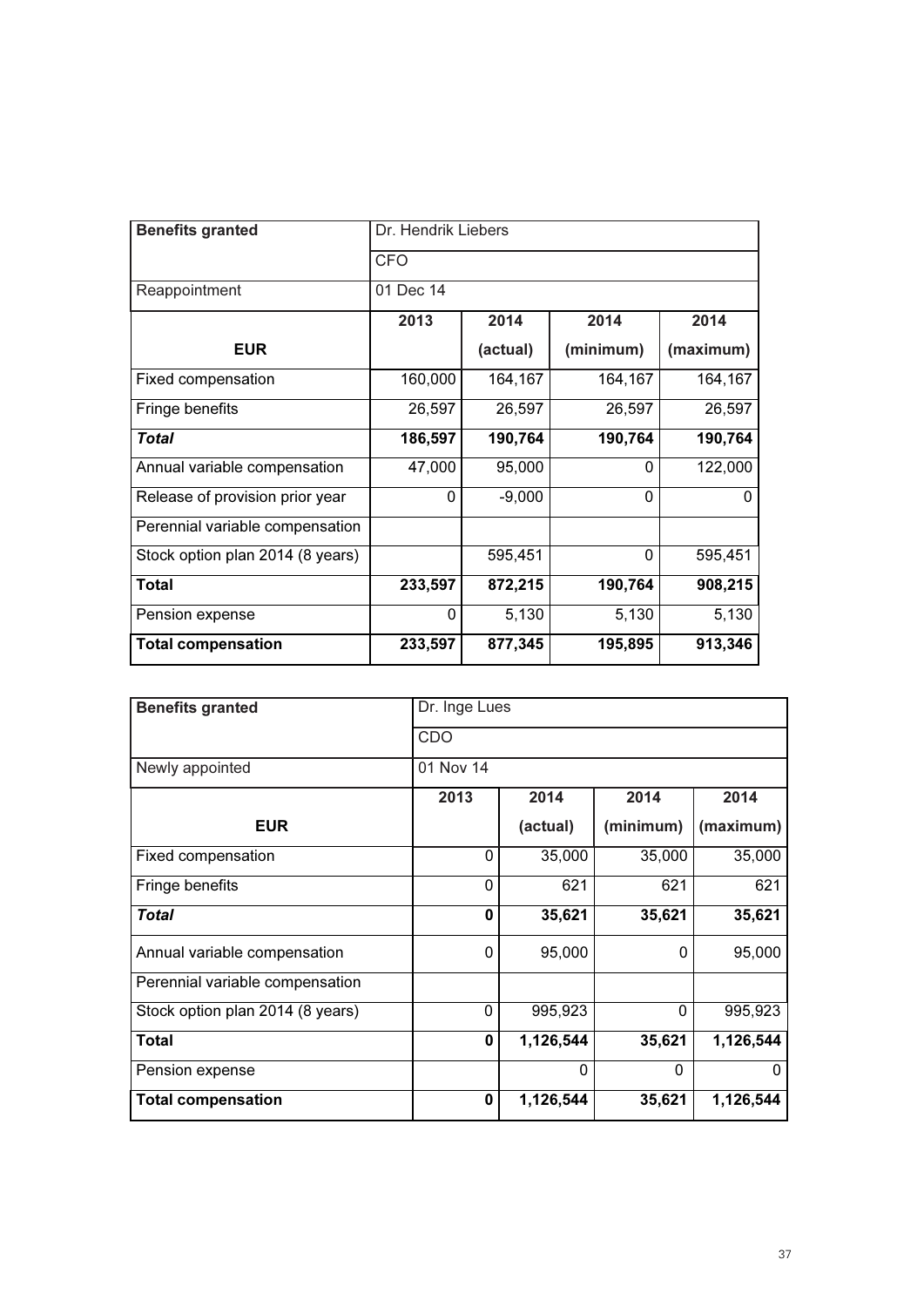| Benefits granted | Dr. Hendrik Liebers | | | |
|---|---|---|---|---|
| | CFO | | | |
| Reappointment | 01 Dec 14 | | | |
| | 2013 | 2014 | 2014 | 2014 |
| **EUR** | | (actual) | (minimum) | (maximum) |
| Fixed compensation | 160,000 | 164,167 | 164,167 | 164,167 |
| Fringe benefits | 26,597 | 26,597 | 26,597 | 26,597 |
| ***Total*** | **186,597** | **190,764** | **190,764** | **190,764** |
| Annual variable compensation | 47,000 | 95,000 | 0 | 122,000 |
| Release of provision prior year | 0 | -9,000 | 0 | 0 |
| Perennial variable compensation | | | | |
| Stock option plan 2014 (8 years) | | 595,451 | 0 | 595,451 |
| **Total** | **233,597** | **872,215** | **190,764** | **908,215** |
| Pension expense | 0 | 5,130 | 5,130 | 5,130 |
| **Total compensation** | **233,597** | **877,345** | **195,895** | **913,346** |

| Benefits granted | Dr. Inge Lues | | | |
|---|---|---|---|---|
| | CDO | | | |
| Newly appointed | 01 Nov 14 | | | |
| | 2013 | 2014 | 2014 | 2014 |
| **EUR** | | (actual) | (minimum) | (maximum) |
| Fixed compensation | 0 | 35,000 | 35,000 | 35,000 |
| Fringe benefits | 0 | 621 | 621 | 621 |
| ***Total*** | **0** | **35,621** | **35,621** | **35,621** |
| Annual variable compensation | 0 | 95,000 | 0 | 95,000 |
| Perennial variable compensation | | | | |
| Stock option plan 2014 (8 years) | 0 | 995,923 | 0 | 995,923 |
| **Total** | **0** | **1,126,544** | **35,621** | **1,126,544** |
| Pension expense | | 0 | 0 | 0 |
| **Total compensation** | **0** | **1,126,544** | **35,621** | **1,126,544** |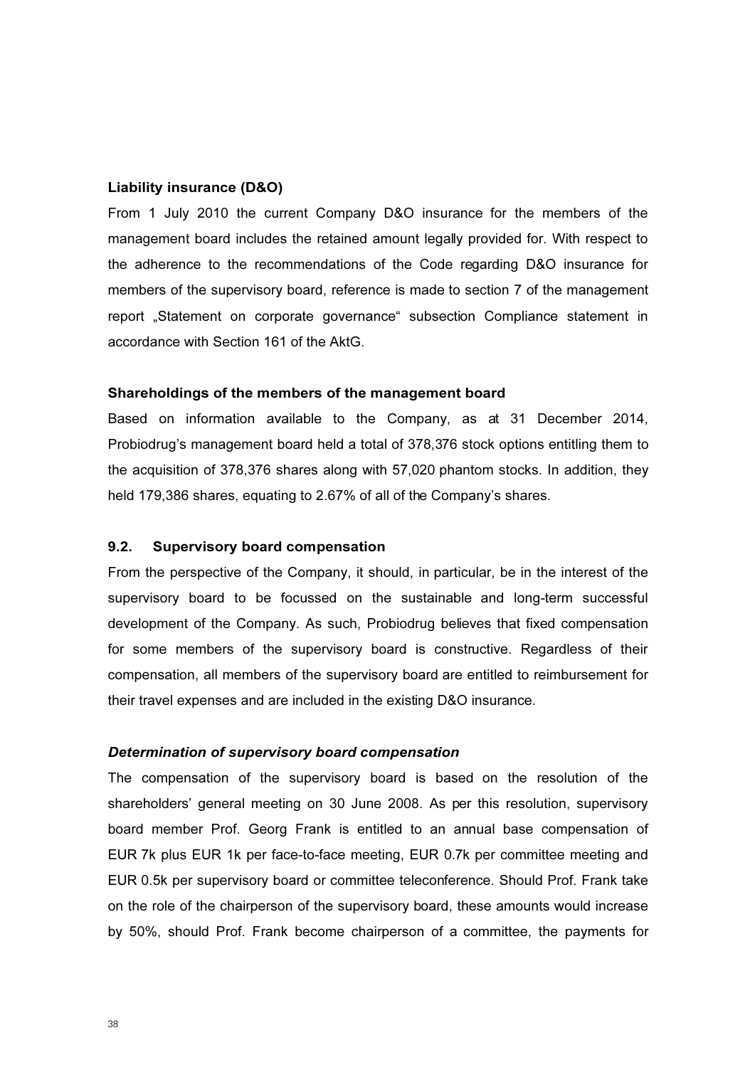**Liability insurance (D&O)**

From 1 July 2010 the current Company D&O insurance for the members of the management board includes the retained amount legally provided for. With respect to the adherence to the recommendations of the Code regarding D&O insurance for members of the supervisory board, reference is made to section 7 of the management report „Statement on corporate governance“ subsection Compliance statement in accordance with Section 161 of the AktG.

**Shareholdings of the members of the management board**

Based on information available to the Company, as at 31 December 2014, Probiodrug's management board held a total of 378,376 stock options entitling them to the acquisition of 378,376 shares along with 57,020 phantom stocks. In addition, they held 179,386 shares, equating to 2.67% of all of the Company's shares.

## 9.2. Supervisory board compensation

From the perspective of the Company, it should, in particular, be in the interest of the supervisory board to be focussed on the sustainable and long-term successful development of the Company. As such, Probiodrug believes that fixed compensation for some members of the supervisory board is constructive. Regardless of their compensation, all members of the supervisory board are entitled to reimbursement for their travel expenses and are included in the existing D&O insurance.

***Determination of supervisory board compensation***

The compensation of the supervisory board is based on the resolution of the shareholders' general meeting on 30 June 2008. As per this resolution, supervisory board member Prof. Georg Frank is entitled to an annual base compensation of EUR 7k plus EUR 1k per face-to-face meeting, EUR 0.7k per committee meeting and EUR 0.5k per supervisory board or committee teleconference. Should Prof. Frank take on the role of the chairperson of the supervisory board, these amounts would increase by 50%, should Prof. Frank become chairperson of a committee, the payments for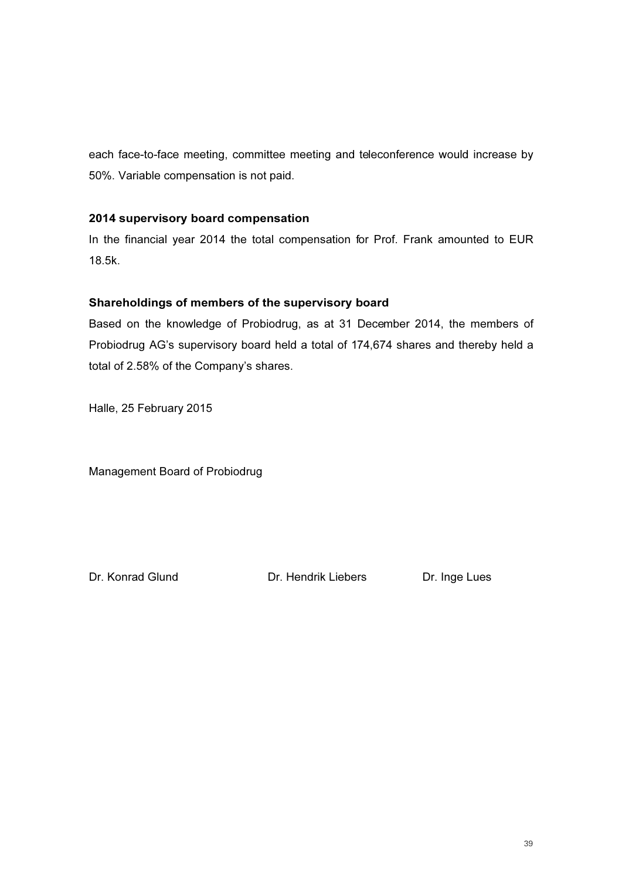each face-to-face meeting, committee meeting and teleconference would increase by 50%. Variable compensation is not paid.

### 2014 supervisory board compensation

In the financial year 2014 the total compensation for Prof. Frank amounted to EUR 18.5k.

### Shareholdings of members of the supervisory board

Based on the knowledge of Probiodrug, as at 31 December 2014, the members of Probiodrug AG's supervisory board held a total of 174,674 shares and thereby held a total of 2.58% of the Company's shares.

Halle, 25 February 2015

Management Board of Probiodrug

Dr. Konrad Glund    Dr. Hendrik Liebers    Dr. Inge Lues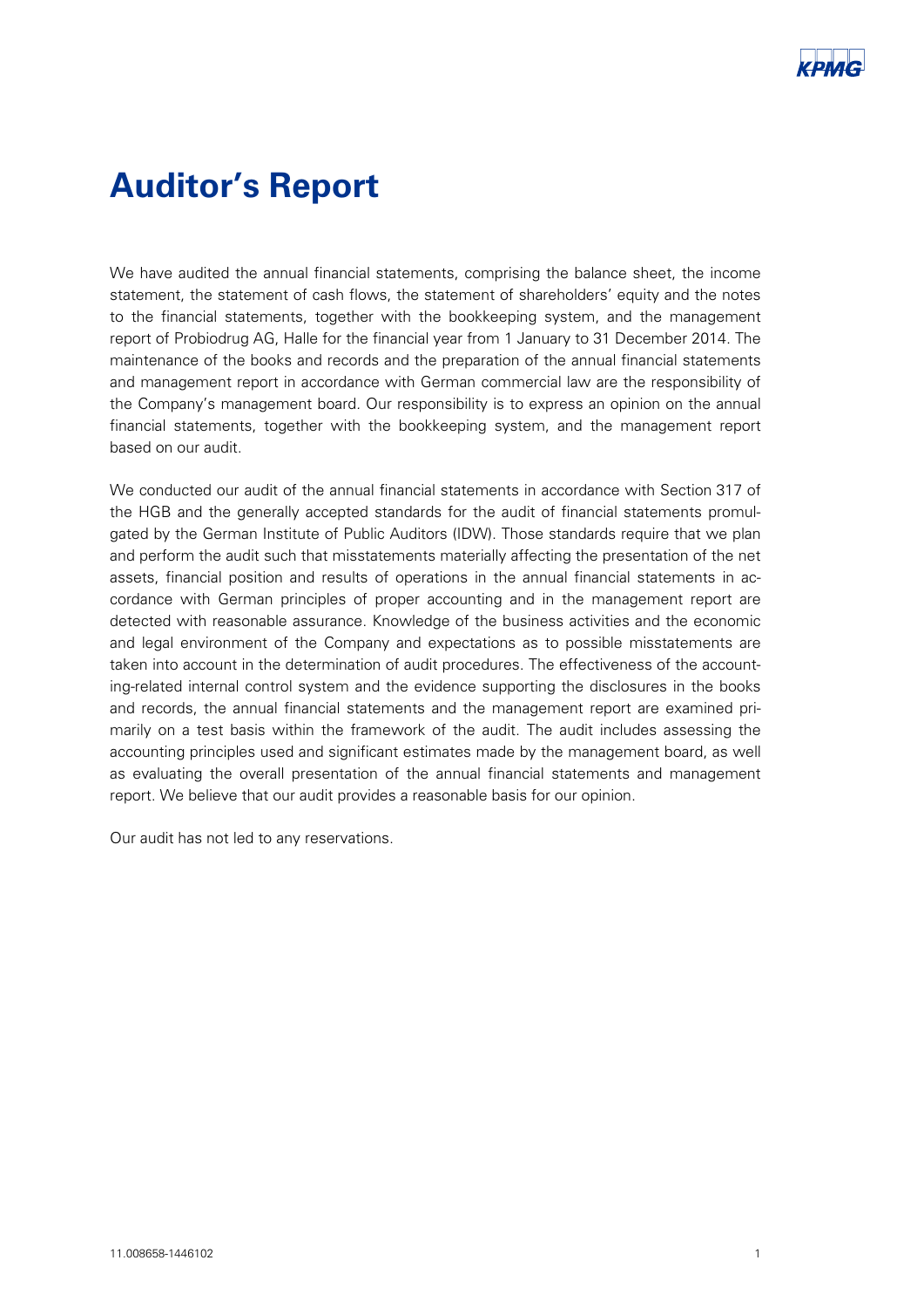# Auditor's Report

We have audited the annual financial statements, comprising the balance sheet, the income statement, the statement of cash flows, the statement of shareholders' equity and the notes to the financial statements, together with the bookkeeping system, and the management report of Probiodrug AG, Halle for the financial year from 1 January to 31 December 2014. The maintenance of the books and records and the preparation of the annual financial statements and management report in accordance with German commercial law are the responsibility of the Company's management board. Our responsibility is to express an opinion on the annual financial statements, together with the bookkeeping system, and the management report based on our audit.

We conducted our audit of the annual financial statements in accordance with Section 317 of the HGB and the generally accepted standards for the audit of financial statements promulgated by the German Institute of Public Auditors (IDW). Those standards require that we plan and perform the audit such that misstatements materially affecting the presentation of the net assets, financial position and results of operations in the annual financial statements in accordance with German principles of proper accounting and in the management report are detected with reasonable assurance. Knowledge of the business activities and the economic and legal environment of the Company and expectations as to possible misstatements are taken into account in the determination of audit procedures. The effectiveness of the accounting-related internal control system and the evidence supporting the disclosures in the books and records, the annual financial statements and the management report are examined primarily on a test basis within the framework of the audit. The audit includes assessing the accounting principles used and significant estimates made by the management board, as well as evaluating the overall presentation of the annual financial statements and management report. We believe that our audit provides a reasonable basis for our opinion.

Our audit has not led to any reservations.

11.008658-1446102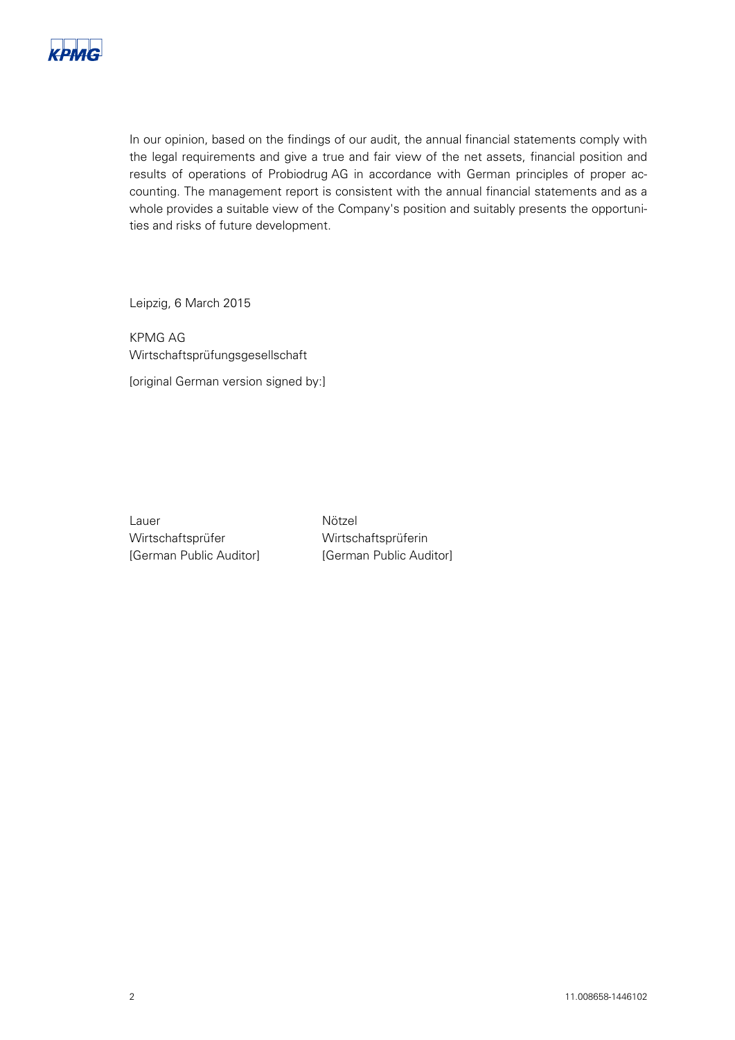In our opinion, based on the findings of our audit, the annual financial statements comply with the legal requirements and give a true and fair view of the net assets, financial position and results of operations of Probiodrug AG in accordance with German principles of proper accounting. The management report is consistent with the annual financial statements and as a whole provides a suitable view of the Company's position and suitably presents the opportunities and risks of future development.

Leipzig, 6 March 2015

KPMG AG
Wirtschaftsprüfungsgesellschaft

[original German version signed by:]

| | |
|---|---|
| Lauer | Nötzel |
| Wirtschaftsprüfer | Wirtschaftsprüferin |
| [German Public Auditor] | [German Public Auditor] |

11.008658-1446102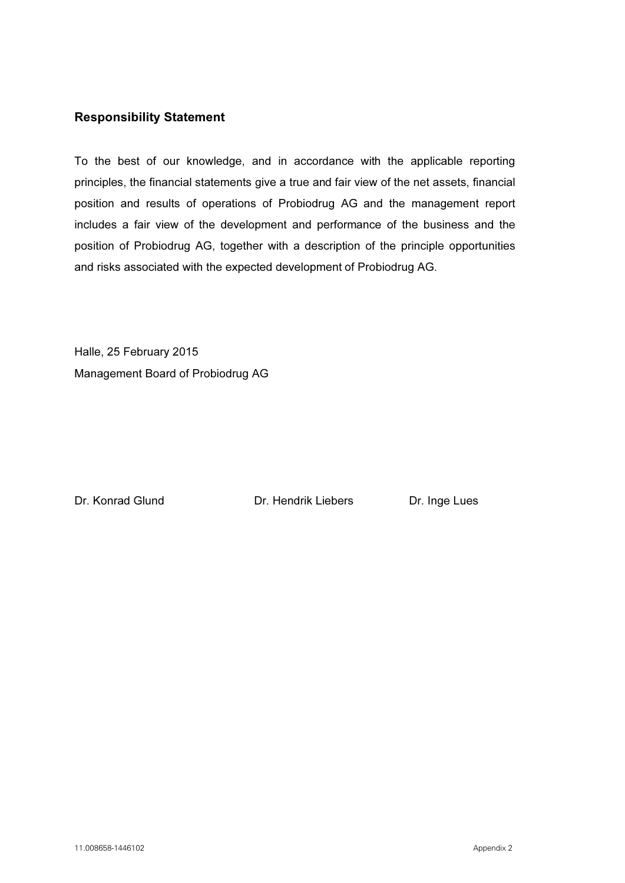## Responsibility Statement

To the best of our knowledge, and in accordance with the applicable reporting principles, the financial statements give a true and fair view of the net assets, financial position and results of operations of Probiodrug AG and the management report includes a fair view of the development and performance of the business and the position of Probiodrug AG, together with a description of the principle opportunities and risks associated with the expected development of Probiodrug AG.

Halle, 25 February 2015

Management Board of Probiodrug AG

Dr. Konrad Glund Dr. Hendrik Liebers Dr. Inge Lues